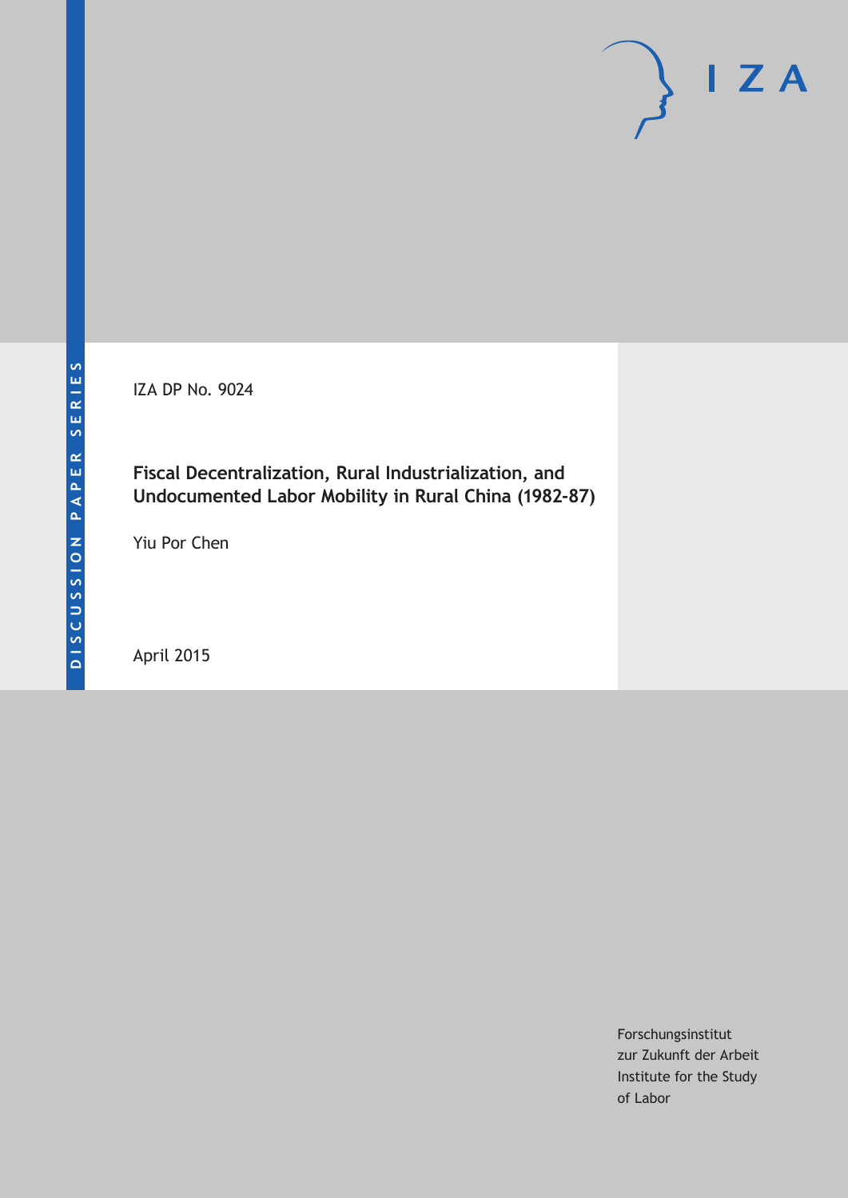DISCUSSION PAPER SERIES

IZA DP No. 9024

# Fiscal Decentralization, Rural Industrialization, and Undocumented Labor Mobility in Rural China (1982-87)

Yiu Por Chen

April 2015

Forschungsinstitut
zur Zukunft der Arbeit
Institute for the Study
of Labor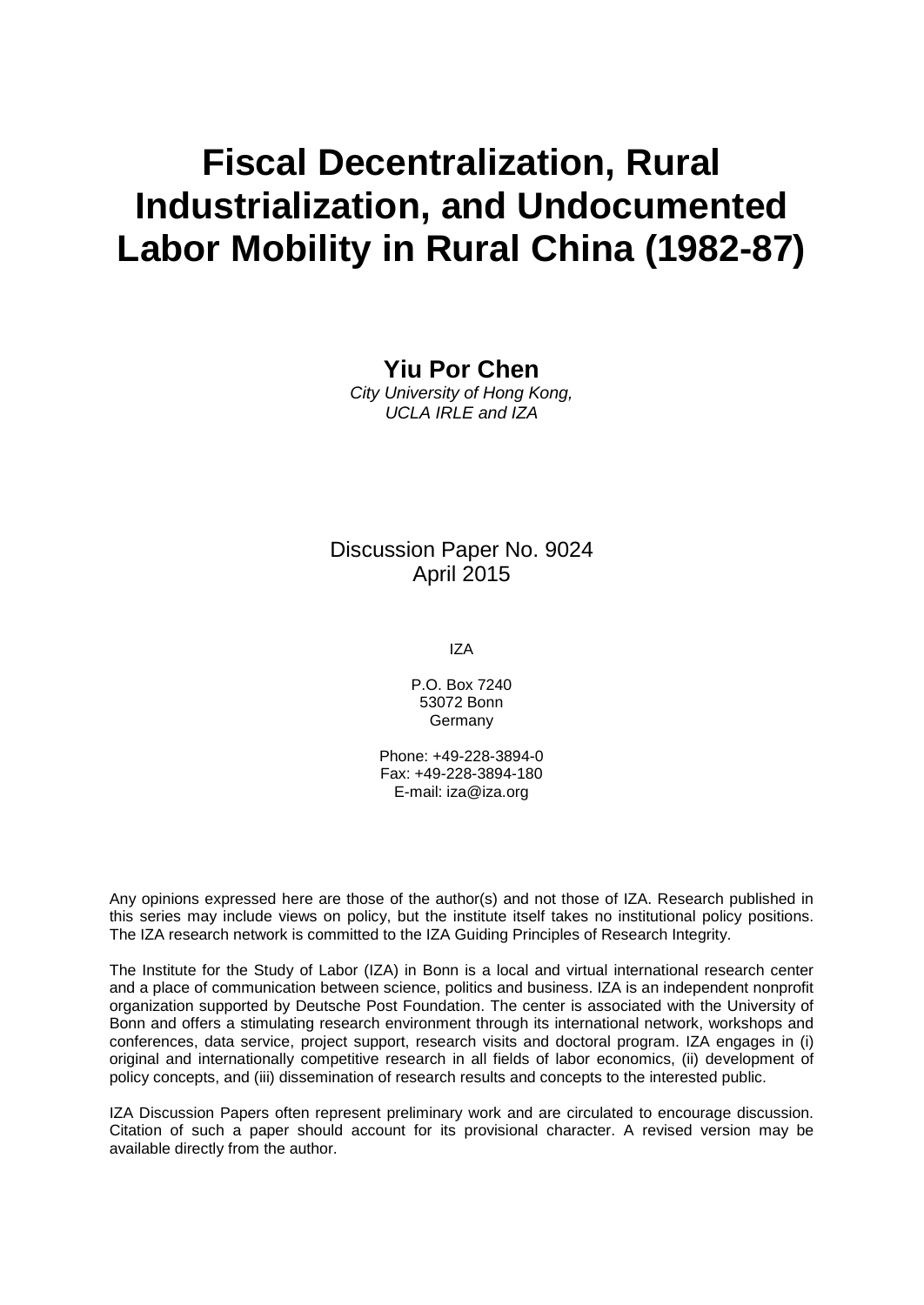# Fiscal Decentralization, Rural Industrialization, and Undocumented Labor Mobility in Rural China (1982-87)

**Yiu Por Chen**
*City University of Hong Kong, UCLA IRLE and IZA*

Discussion Paper No. 9024
April 2015

IZA

P.O. Box 7240
53072 Bonn
Germany

Phone: +49-228-3894-0
Fax: +49-228-3894-180
E-mail: iza@iza.org

Any opinions expressed here are those of the author(s) and not those of IZA. Research published in this series may include views on policy, but the institute itself takes no institutional policy positions. The IZA research network is committed to the IZA Guiding Principles of Research Integrity.

The Institute for the Study of Labor (IZA) in Bonn is a local and virtual international research center and a place of communication between science, politics and business. IZA is an independent nonprofit organization supported by Deutsche Post Foundation. The center is associated with the University of Bonn and offers a stimulating research environment through its international network, workshops and conferences, data service, project support, research visits and doctoral program. IZA engages in (i) original and internationally competitive research in all fields of labor economics, (ii) development of policy concepts, and (iii) dissemination of research results and concepts to the interested public.

IZA Discussion Papers often represent preliminary work and are circulated to encourage discussion. Citation of such a paper should account for its provisional character. A revised version may be available directly from the author.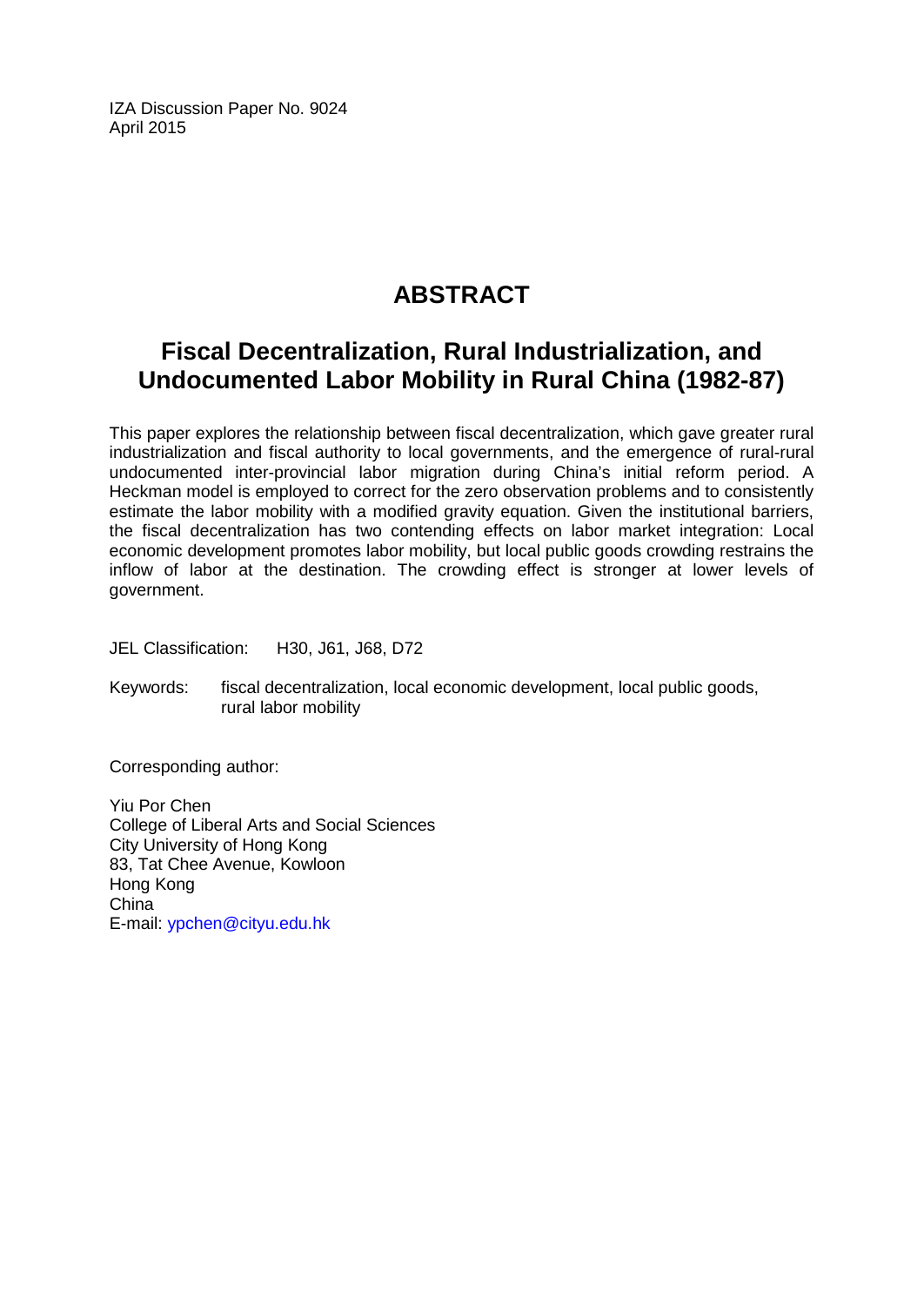IZA Discussion Paper No. 9024
April 2015

# ABSTRACT

## Fiscal Decentralization, Rural Industrialization, and Undocumented Labor Mobility in Rural China (1982-87)

This paper explores the relationship between fiscal decentralization, which gave greater rural industrialization and fiscal authority to local governments, and the emergence of rural-rural undocumented inter-provincial labor migration during China's initial reform period. A Heckman model is employed to correct for the zero observation problems and to consistently estimate the labor mobility with a modified gravity equation. Given the institutional barriers, the fiscal decentralization has two contending effects on labor market integration: Local economic development promotes labor mobility, but local public goods crowding restrains the inflow of labor at the destination. The crowding effect is stronger at lower levels of government.

JEL Classification: H30, J61, J68, D72

Keywords: fiscal decentralization, local economic development, local public goods, rural labor mobility

Corresponding author:

Yiu Por Chen
College of Liberal Arts and Social Sciences
City University of Hong Kong
83, Tat Chee Avenue, Kowloon
Hong Kong
China
E-mail: ypchen@cityu.edu.hk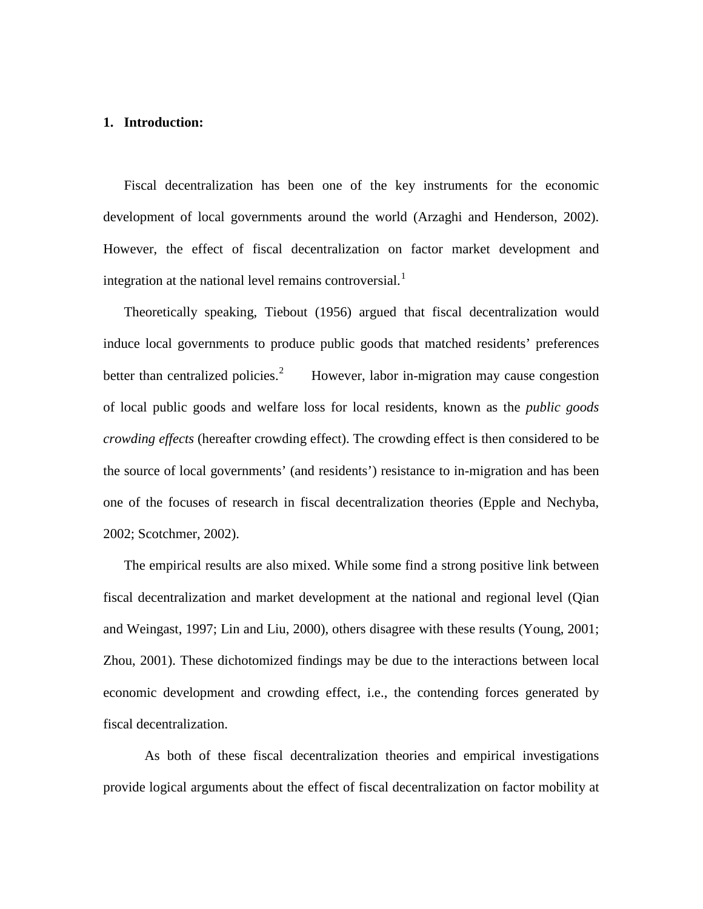## 1. Introduction:

Fiscal decentralization has been one of the key instruments for the economic development of local governments around the world (Arzaghi and Henderson, 2002). However, the effect of fiscal decentralization on factor market development and integration at the national level remains controversial.[1]

Theoretically speaking, Tiebout (1956) argued that fiscal decentralization would induce local governments to produce public goods that matched residents' preferences better than centralized policies.[2] However, labor in-migration may cause congestion of local public goods and welfare loss for local residents, known as the *public goods crowding effects* (hereafter crowding effect). The crowding effect is then considered to be the source of local governments' (and residents') resistance to in-migration and has been one of the focuses of research in fiscal decentralization theories (Epple and Nechyba, 2002; Scotchmer, 2002).

The empirical results are also mixed. While some find a strong positive link between fiscal decentralization and market development at the national and regional level (Qian and Weingast, 1997; Lin and Liu, 2000), others disagree with these results (Young, 2001; Zhou, 2001). These dichotomized findings may be due to the interactions between local economic development and crowding effect, i.e., the contending forces generated by fiscal decentralization.

As both of these fiscal decentralization theories and empirical investigations provide logical arguments about the effect of fiscal decentralization on factor mobility at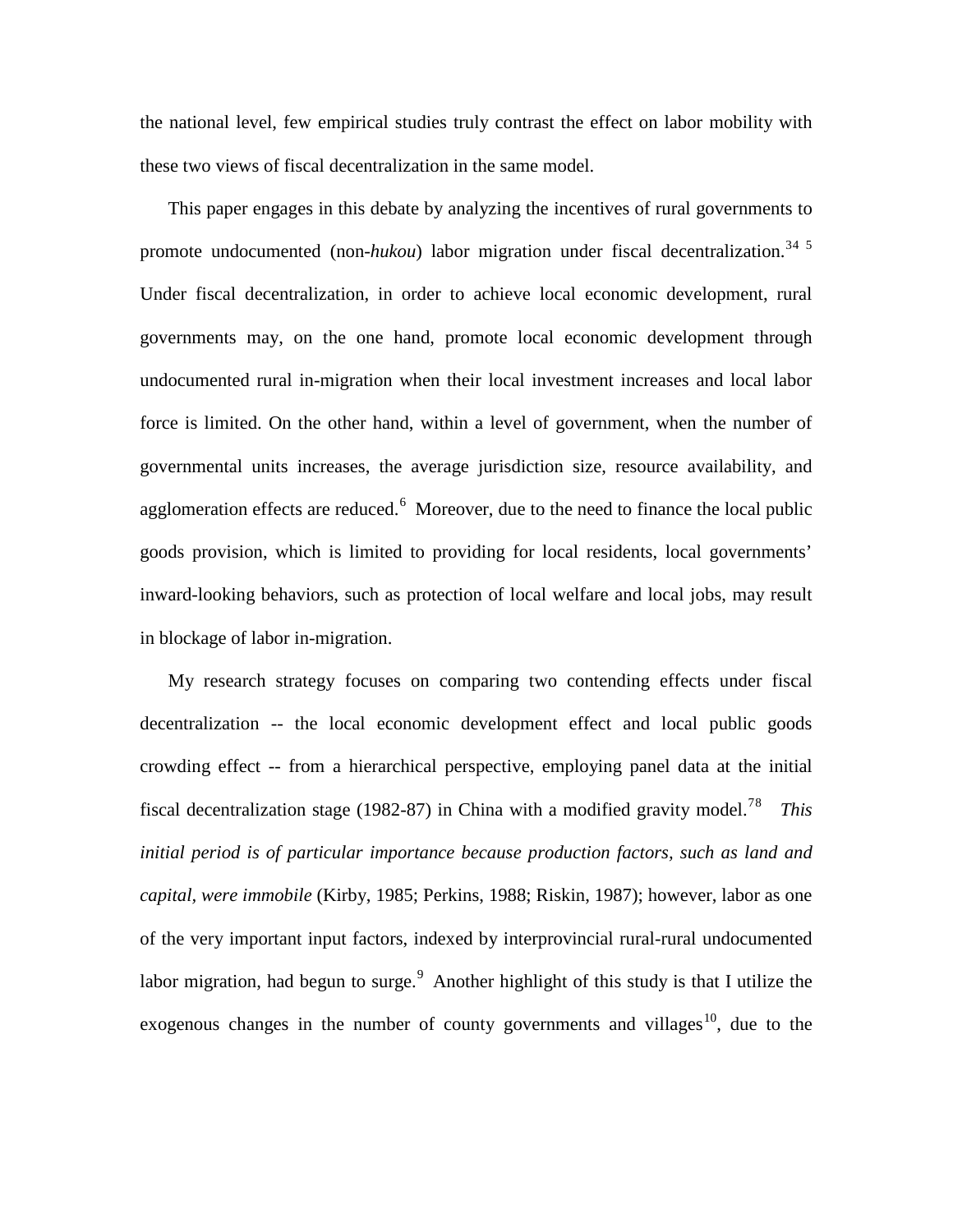the national level, few empirical studies truly contrast the effect on labor mobility with these two views of fiscal decentralization in the same model.

This paper engages in this debate by analyzing the incentives of rural governments to promote undocumented (non-*hukou*) labor migration under fiscal decentralization.[3][4] [5] Under fiscal decentralization, in order to achieve local economic development, rural governments may, on the one hand, promote local economic development through undocumented rural in-migration when their local investment increases and local labor force is limited. On the other hand, within a level of government, when the number of governmental units increases, the average jurisdiction size, resource availability, and agglomeration effects are reduced.[6] Moreover, due to the need to finance the local public goods provision, which is limited to providing for local residents, local governments' inward-looking behaviors, such as protection of local welfare and local jobs, may result in blockage of labor in-migration.

My research strategy focuses on comparing two contending effects under fiscal decentralization -- the local economic development effect and local public goods crowding effect -- from a hierarchical perspective, employing panel data at the initial fiscal decentralization stage (1982-87) in China with a modified gravity model.[7][8] *This initial period is of particular importance because production factors, such as land and capital, were immobile* (Kirby, 1985; Perkins, 1988; Riskin, 1987); however, labor as one of the very important input factors, indexed by interprovincial rural-rural undocumented labor migration, had begun to surge.[9] Another highlight of this study is that I utilize the exogenous changes in the number of county governments and villages[10], due to the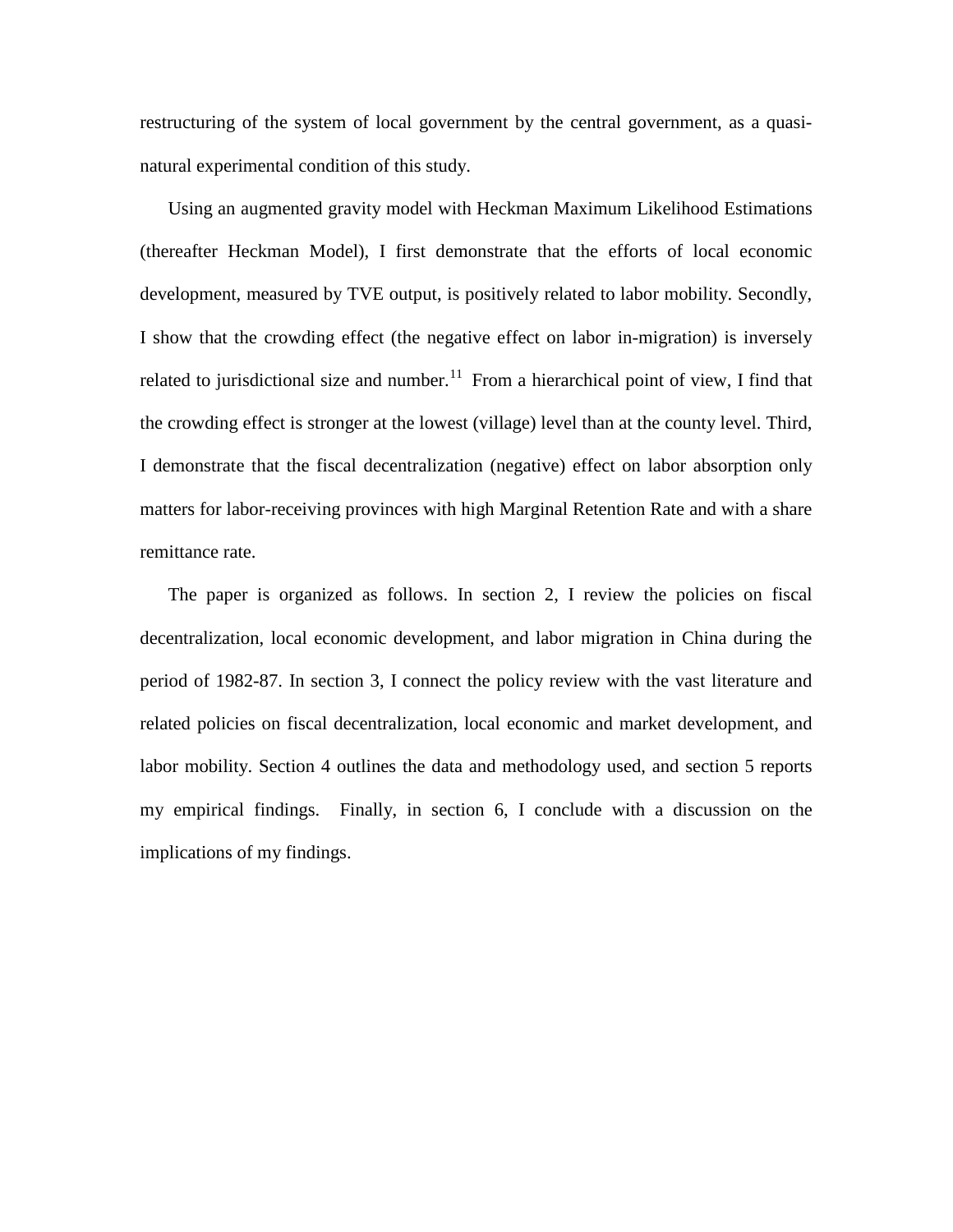restructuring of the system of local government by the central government, as a quasi-natural experimental condition of this study.

Using an augmented gravity model with Heckman Maximum Likelihood Estimations (thereafter Heckman Model), I first demonstrate that the efforts of local economic development, measured by TVE output, is positively related to labor mobility. Secondly, I show that the crowding effect (the negative effect on labor in-migration) is inversely related to jurisdictional size and number.[11] From a hierarchical point of view, I find that the crowding effect is stronger at the lowest (village) level than at the county level. Third, I demonstrate that the fiscal decentralization (negative) effect on labor absorption only matters for labor-receiving provinces with high Marginal Retention Rate and with a share remittance rate.

The paper is organized as follows. In section 2, I review the policies on fiscal decentralization, local economic development, and labor migration in China during the period of 1982-87. In section 3, I connect the policy review with the vast literature and related policies on fiscal decentralization, local economic and market development, and labor mobility. Section 4 outlines the data and methodology used, and section 5 reports my empirical findings. Finally, in section 6, I conclude with a discussion on the implications of my findings.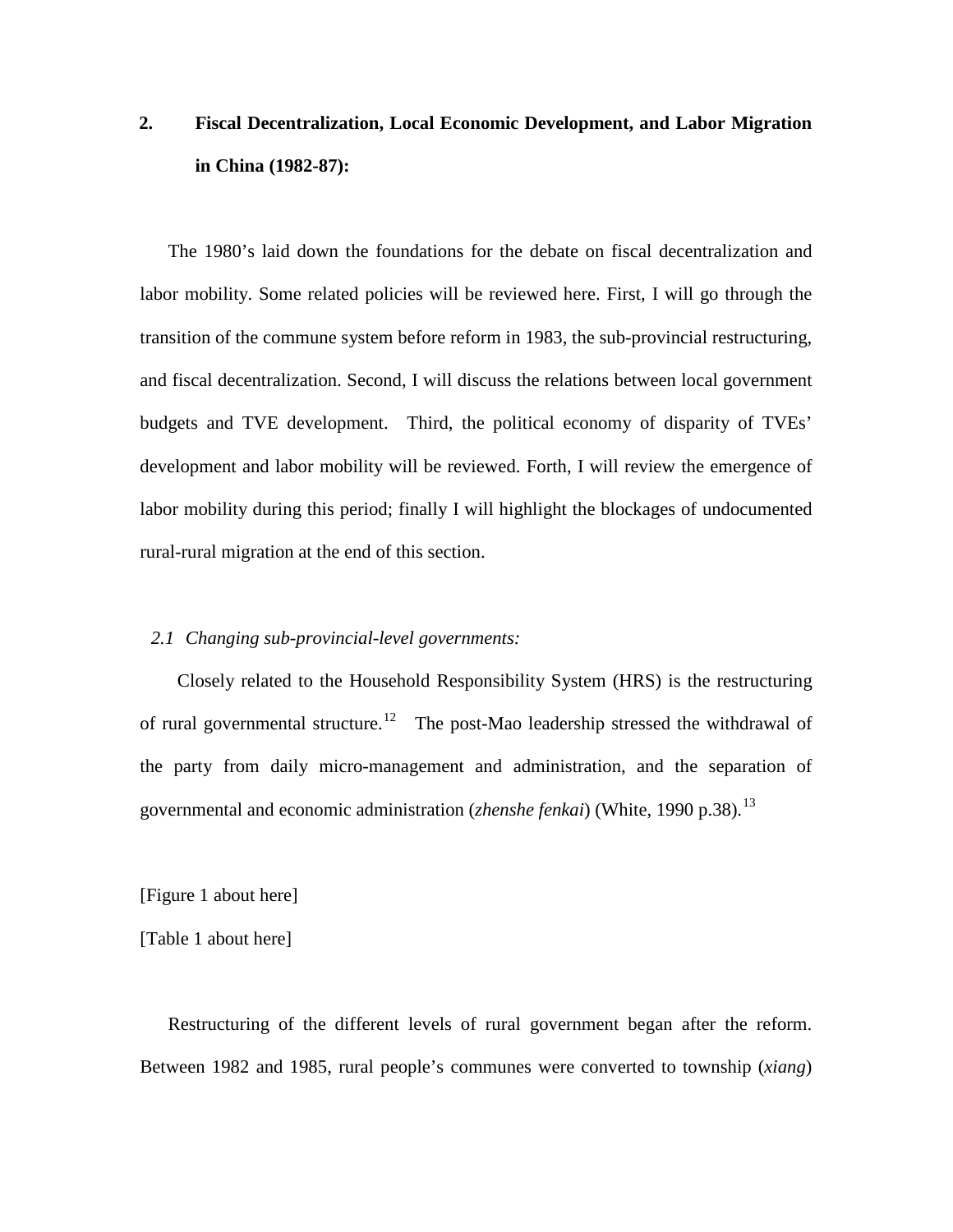## 2. Fiscal Decentralization, Local Economic Development, and Labor Migration in China (1982-87):

The 1980's laid down the foundations for the debate on fiscal decentralization and labor mobility. Some related policies will be reviewed here. First, I will go through the transition of the commune system before reform in 1983, the sub-provincial restructuring, and fiscal decentralization. Second, I will discuss the relations between local government budgets and TVE development. Third, the political economy of disparity of TVEs' development and labor mobility will be reviewed. Forth, I will review the emergence of labor mobility during this period; finally I will highlight the blockages of undocumented rural-rural migration at the end of this section.

### *2.1 Changing sub-provincial-level governments:*

Closely related to the Household Responsibility System (HRS) is the restructuring of rural governmental structure.[12] The post-Mao leadership stressed the withdrawal of the party from daily micro-management and administration, and the separation of governmental and economic administration (*zhenshe fenkai*) (White, 1990 p.38).[13]

[Figure 1 about here]

[Table 1 about here]

Restructuring of the different levels of rural government began after the reform. Between 1982 and 1985, rural people's communes were converted to township (*xiang*)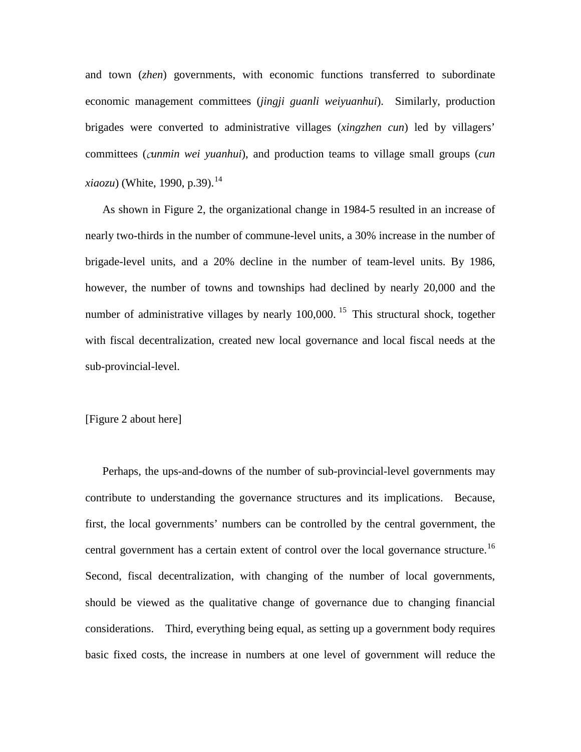and town (*zhen*) governments, with economic functions transferred to subordinate economic management committees (*jingji guanli weiyuanhui*). Similarly, production brigades were converted to administrative villages (*xingzhen cun*) led by villagers' committees (*cunmin wei yuanhui*), and production teams to village small groups (*cun xiaozu*) (White, 1990, p.39).[14]

As shown in Figure 2, the organizational change in 1984-5 resulted in an increase of nearly two-thirds in the number of commune-level units, a 30% increase in the number of brigade-level units, and a 20% decline in the number of team-level units. By 1986, however, the number of towns and townships had declined by nearly 20,000 and the number of administrative villages by nearly 100,000.[15] This structural shock, together with fiscal decentralization, created new local governance and local fiscal needs at the sub-provincial-level.

[Figure 2 about here]

Perhaps, the ups-and-downs of the number of sub-provincial-level governments may contribute to understanding the governance structures and its implications. Because, first, the local governments' numbers can be controlled by the central government, the central government has a certain extent of control over the local governance structure.[16] Second, fiscal decentralization, with changing of the number of local governments, should be viewed as the qualitative change of governance due to changing financial considerations. Third, everything being equal, as setting up a government body requires basic fixed costs, the increase in numbers at one level of government will reduce the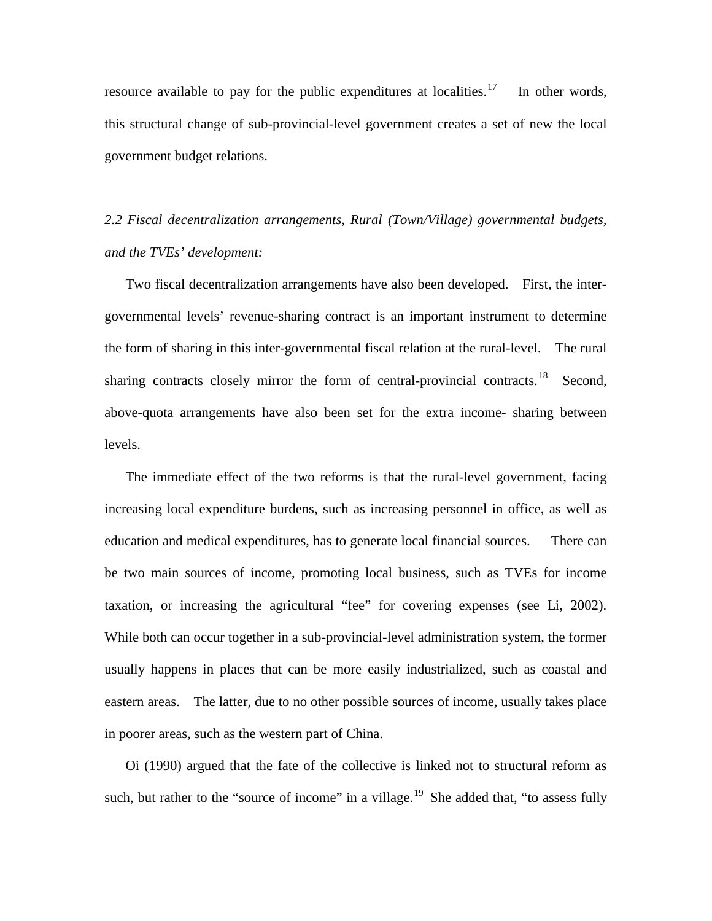resource available to pay for the public expenditures at localities.[17] In other words, this structural change of sub-provincial-level government creates a set of new the local government budget relations.

*2.2 Fiscal decentralization arrangements, Rural (Town/Village) governmental budgets, and the TVEs' development:*

Two fiscal decentralization arrangements have also been developed. First, the inter-governmental levels' revenue-sharing contract is an important instrument to determine the form of sharing in this inter-governmental fiscal relation at the rural-level. The rural sharing contracts closely mirror the form of central-provincial contracts.[18] Second, above-quota arrangements have also been set for the extra income- sharing between levels.

The immediate effect of the two reforms is that the rural-level government, facing increasing local expenditure burdens, such as increasing personnel in office, as well as education and medical expenditures, has to generate local financial sources. There can be two main sources of income, promoting local business, such as TVEs for income taxation, or increasing the agricultural "fee" for covering expenses (see Li, 2002). While both can occur together in a sub-provincial-level administration system, the former usually happens in places that can be more easily industrialized, such as coastal and eastern areas. The latter, due to no other possible sources of income, usually takes place in poorer areas, such as the western part of China.

Oi (1990) argued that the fate of the collective is linked not to structural reform as such, but rather to the "source of income" in a village.[19] She added that, "to assess fully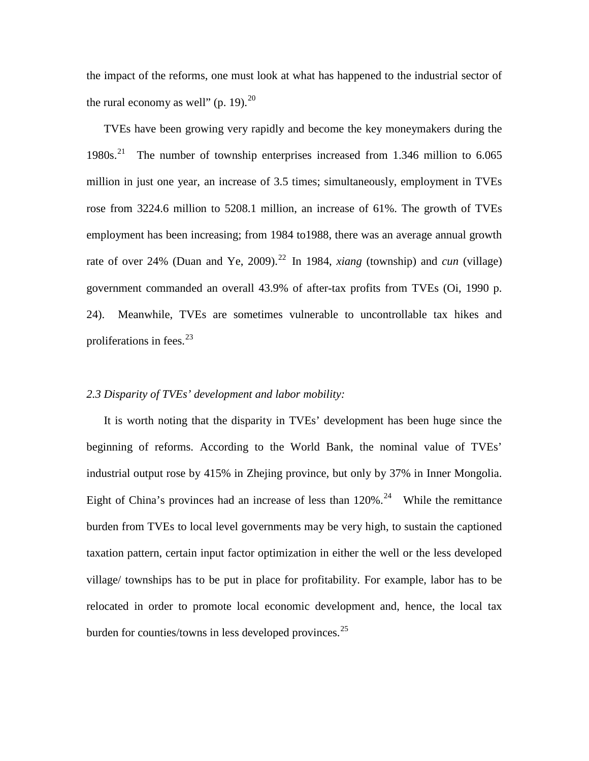the impact of the reforms, one must look at what has happened to the industrial sector of the rural economy as well" (p. 19).[20]

TVEs have been growing very rapidly and become the key moneymakers during the 1980s.[21] The number of township enterprises increased from 1.346 million to 6.065 million in just one year, an increase of 3.5 times; simultaneously, employment in TVEs rose from 3224.6 million to 5208.1 million, an increase of 61%. The growth of TVEs employment has been increasing; from 1984 to1988, there was an average annual growth rate of over 24% (Duan and Ye, 2009).[22] In 1984, *xiang* (township) and *cun* (village) government commanded an overall 43.9% of after-tax profits from TVEs (Oi, 1990 p. 24). Meanwhile, TVEs are sometimes vulnerable to uncontrollable tax hikes and proliferations in fees.[23]

*2.3 Disparity of TVEs' development and labor mobility:*

It is worth noting that the disparity in TVEs' development has been huge since the beginning of reforms. According to the World Bank, the nominal value of TVEs' industrial output rose by 415% in Zhejing province, but only by 37% in Inner Mongolia. Eight of China's provinces had an increase of less than 120%.[24] While the remittance burden from TVEs to local level governments may be very high, to sustain the captioned taxation pattern, certain input factor optimization in either the well or the less developed village/ townships has to be put in place for profitability. For example, labor has to be relocated in order to promote local economic development and, hence, the local tax burden for counties/towns in less developed provinces.[25]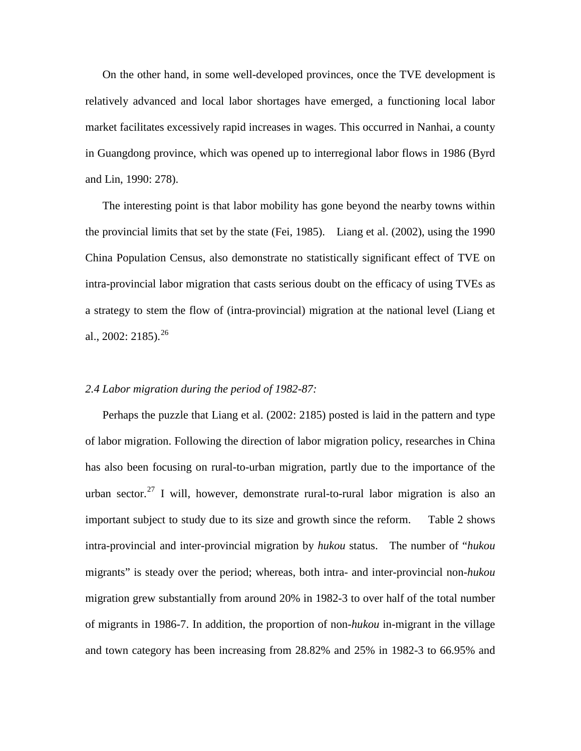On the other hand, in some well-developed provinces, once the TVE development is relatively advanced and local labor shortages have emerged, a functioning local labor market facilitates excessively rapid increases in wages. This occurred in Nanhai, a county in Guangdong province, which was opened up to interregional labor flows in 1986 (Byrd and Lin, 1990: 278).

The interesting point is that labor mobility has gone beyond the nearby towns within the provincial limits that set by the state (Fei, 1985). Liang et al. (2002), using the 1990 China Population Census, also demonstrate no statistically significant effect of TVE on intra-provincial labor migration that casts serious doubt on the efficacy of using TVEs as a strategy to stem the flow of (intra-provincial) migration at the national level (Liang et al., 2002: 2185).[26]

*2.4 Labor migration during the period of 1982-87:*

Perhaps the puzzle that Liang et al. (2002: 2185) posted is laid in the pattern and type of labor migration. Following the direction of labor migration policy, researches in China has also been focusing on rural-to-urban migration, partly due to the importance of the urban sector.[27] I will, however, demonstrate rural-to-rural labor migration is also an important subject to study due to its size and growth since the reform. Table 2 shows intra-provincial and inter-provincial migration by *hukou* status. The number of "*hukou* migrants" is steady over the period; whereas, both intra- and inter-provincial non-*hukou* migration grew substantially from around 20% in 1982-3 to over half of the total number of migrants in 1986-7. In addition, the proportion of non-*hukou* in-migrant in the village and town category has been increasing from 28.82% and 25% in 1982-3 to 66.95% and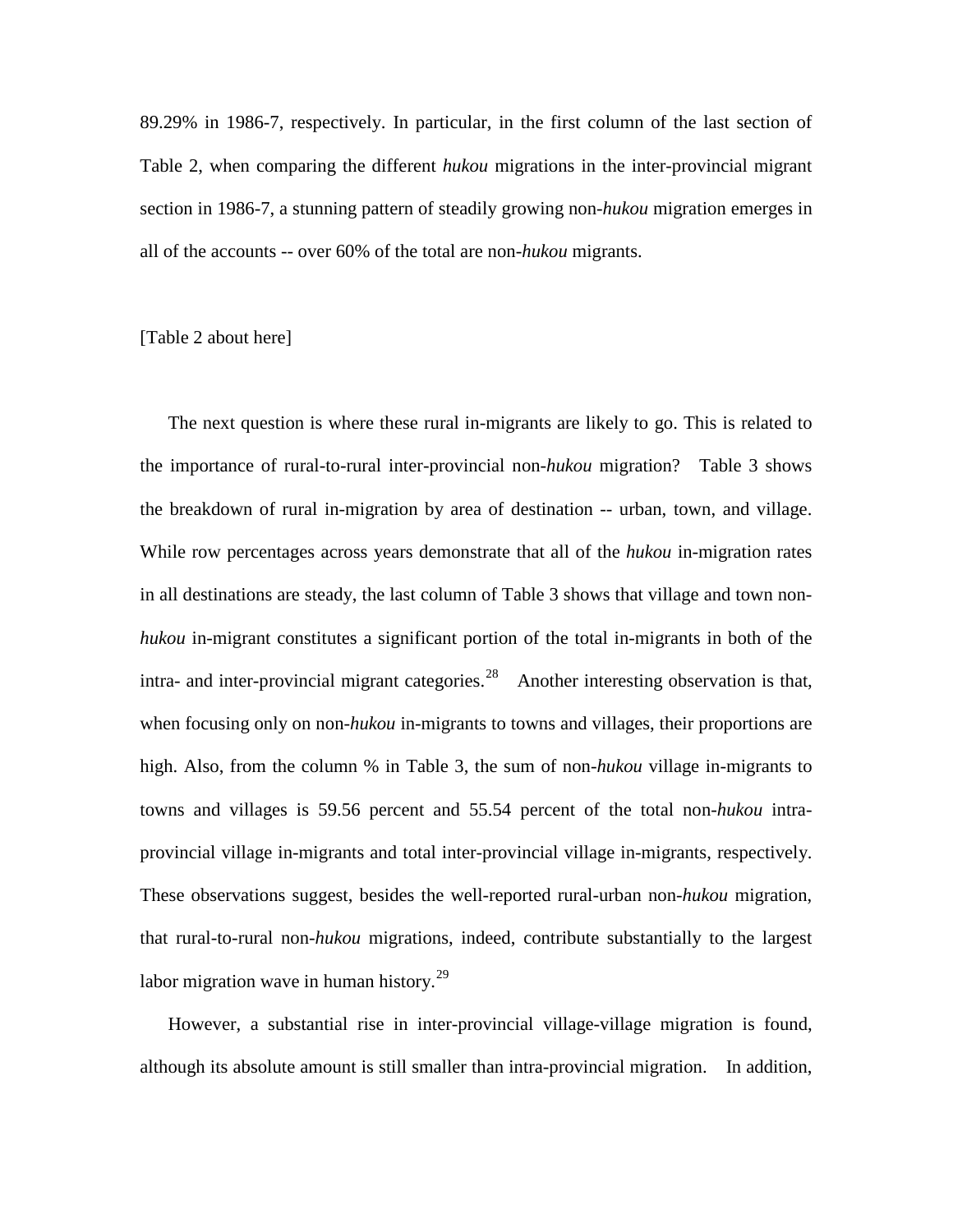89.29% in 1986-7, respectively. In particular, in the first column of the last section of Table 2, when comparing the different *hukou* migrations in the inter-provincial migrant section in 1986-7, a stunning pattern of steadily growing non-*hukou* migration emerges in all of the accounts -- over 60% of the total are non-*hukou* migrants.

[Table 2 about here]

The next question is where these rural in-migrants are likely to go. This is related to the importance of rural-to-rural inter-provincial non-*hukou* migration? Table 3 shows the breakdown of rural in-migration by area of destination -- urban, town, and village. While row percentages across years demonstrate that all of the *hukou* in-migration rates in all destinations are steady, the last column of Table 3 shows that village and town non-*hukou* in-migrant constitutes a significant portion of the total in-migrants in both of the intra- and inter-provincial migrant categories.[28] Another interesting observation is that, when focusing only on non-*hukou* in-migrants to towns and villages, their proportions are high. Also, from the column % in Table 3, the sum of non-*hukou* village in-migrants to towns and villages is 59.56 percent and 55.54 percent of the total non-*hukou* intra-provincial village in-migrants and total inter-provincial village in-migrants, respectively. These observations suggest, besides the well-reported rural-urban non-*hukou* migration, that rural-to-rural non-*hukou* migrations, indeed, contribute substantially to the largest labor migration wave in human history.[29]

However, a substantial rise in inter-provincial village-village migration is found, although its absolute amount is still smaller than intra-provincial migration. In addition,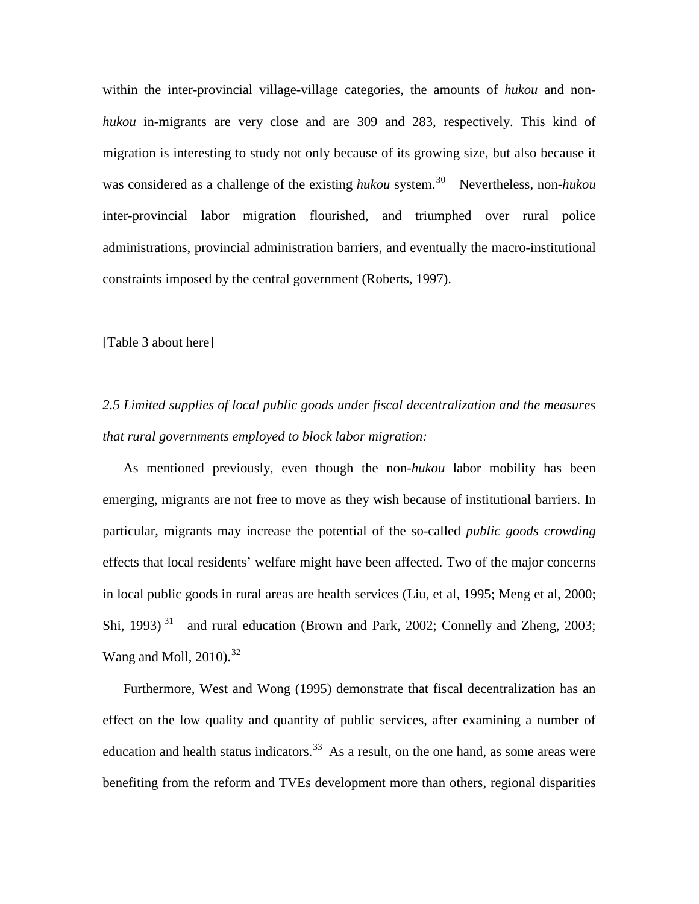within the inter-provincial village-village categories, the amounts of *hukou* and non-*hukou* in-migrants are very close and are 309 and 283, respectively. This kind of migration is interesting to study not only because of its growing size, but also because it was considered as a challenge of the existing *hukou* system.[30] Nevertheless, non-*hukou* inter-provincial labor migration flourished, and triumphed over rural police administrations, provincial administration barriers, and eventually the macro-institutional constraints imposed by the central government (Roberts, 1997).

[Table 3 about here]

*2.5 Limited supplies of local public goods under fiscal decentralization and the measures that rural governments employed to block labor migration:*

As mentioned previously, even though the non-*hukou* labor mobility has been emerging, migrants are not free to move as they wish because of institutional barriers. In particular, migrants may increase the potential of the so-called *public goods crowding* effects that local residents' welfare might have been affected. Two of the major concerns in local public goods in rural areas are health services (Liu, et al, 1995; Meng et al, 2000; Shi, 1993)[31] and rural education (Brown and Park, 2002; Connelly and Zheng, 2003; Wang and Moll, 2010).[32]

Furthermore, West and Wong (1995) demonstrate that fiscal decentralization has an effect on the low quality and quantity of public services, after examining a number of education and health status indicators.[33] As a result, on the one hand, as some areas were benefiting from the reform and TVEs development more than others, regional disparities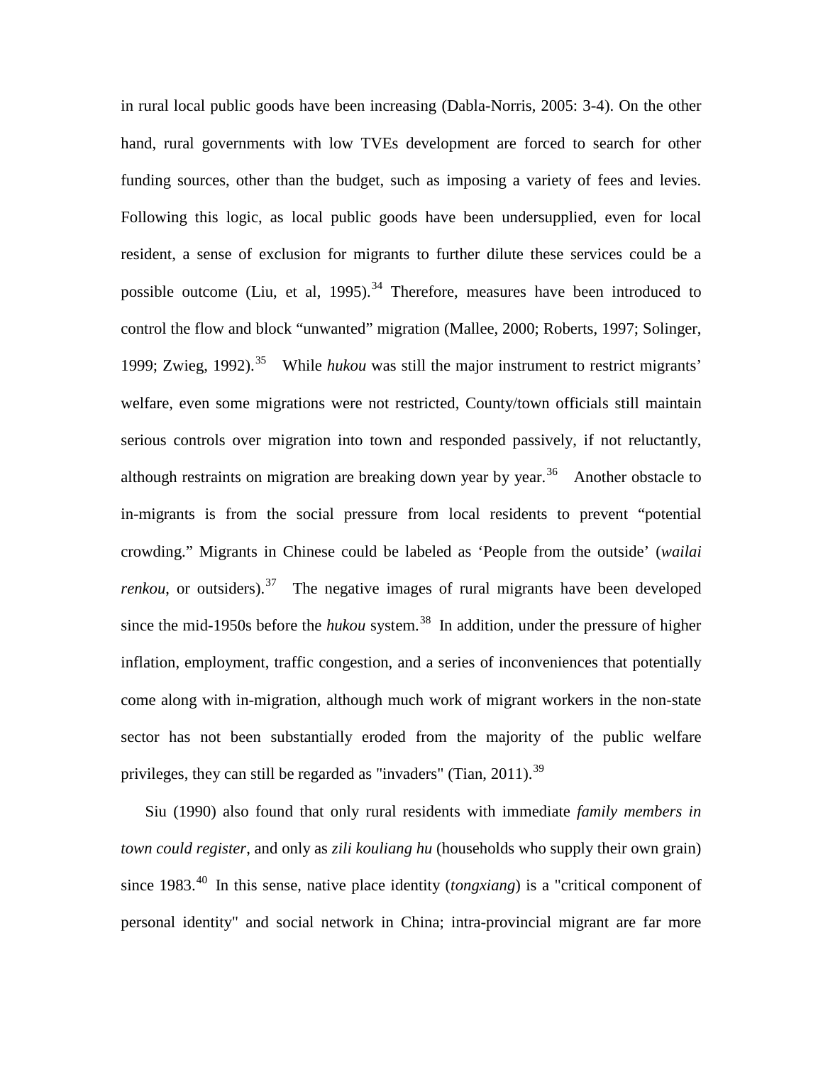in rural local public goods have been increasing (Dabla-Norris, 2005: 3-4). On the other hand, rural governments with low TVEs development are forced to search for other funding sources, other than the budget, such as imposing a variety of fees and levies. Following this logic, as local public goods have been undersupplied, even for local resident, a sense of exclusion for migrants to further dilute these services could be a possible outcome (Liu, et al, 1995).[34] Therefore, measures have been introduced to control the flow and block "unwanted" migration (Mallee, 2000; Roberts, 1997; Solinger, 1999; Zwieg, 1992).[35] While *hukou* was still the major instrument to restrict migrants' welfare, even some migrations were not restricted, County/town officials still maintain serious controls over migration into town and responded passively, if not reluctantly, although restraints on migration are breaking down year by year.[36] Another obstacle to in-migrants is from the social pressure from local residents to prevent "potential crowding." Migrants in Chinese could be labeled as 'People from the outside' (*wailai renkou*, or outsiders).[37] The negative images of rural migrants have been developed since the mid-1950s before the *hukou* system.[38] In addition, under the pressure of higher inflation, employment, traffic congestion, and a series of inconveniences that potentially come along with in-migration, although much work of migrant workers in the non-state sector has not been substantially eroded from the majority of the public welfare privileges, they can still be regarded as "invaders" (Tian, 2011).[39]

Siu (1990) also found that only rural residents with immediate *family members in town could register*, and only as *zili kouliang hu* (households who supply their own grain) since 1983.[40] In this sense, native place identity (*tongxiang*) is a "critical component of personal identity" and social network in China; intra-provincial migrant are far more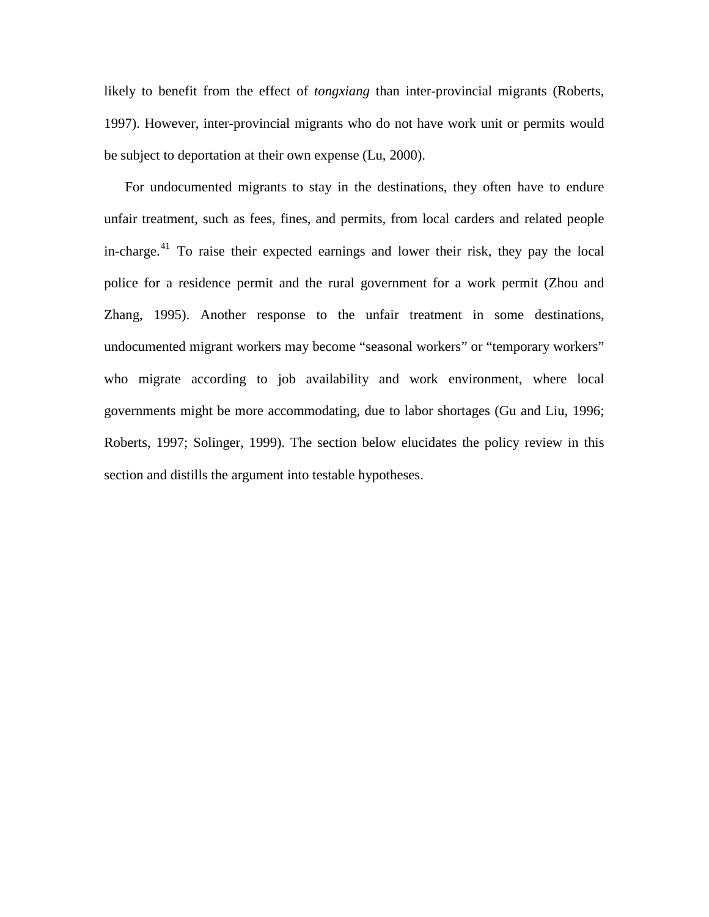likely to benefit from the effect of *tongxiang* than inter-provincial migrants (Roberts, 1997). However, inter-provincial migrants who do not have work unit or permits would be subject to deportation at their own expense (Lu, 2000).

For undocumented migrants to stay in the destinations, they often have to endure unfair treatment, such as fees, fines, and permits, from local carders and related people in-charge.[41] To raise their expected earnings and lower their risk, they pay the local police for a residence permit and the rural government for a work permit (Zhou and Zhang, 1995). Another response to the unfair treatment in some destinations, undocumented migrant workers may become "seasonal workers" or "temporary workers" who migrate according to job availability and work environment, where local governments might be more accommodating, due to labor shortages (Gu and Liu, 1996; Roberts, 1997; Solinger, 1999). The section below elucidates the policy review in this section and distills the argument into testable hypotheses.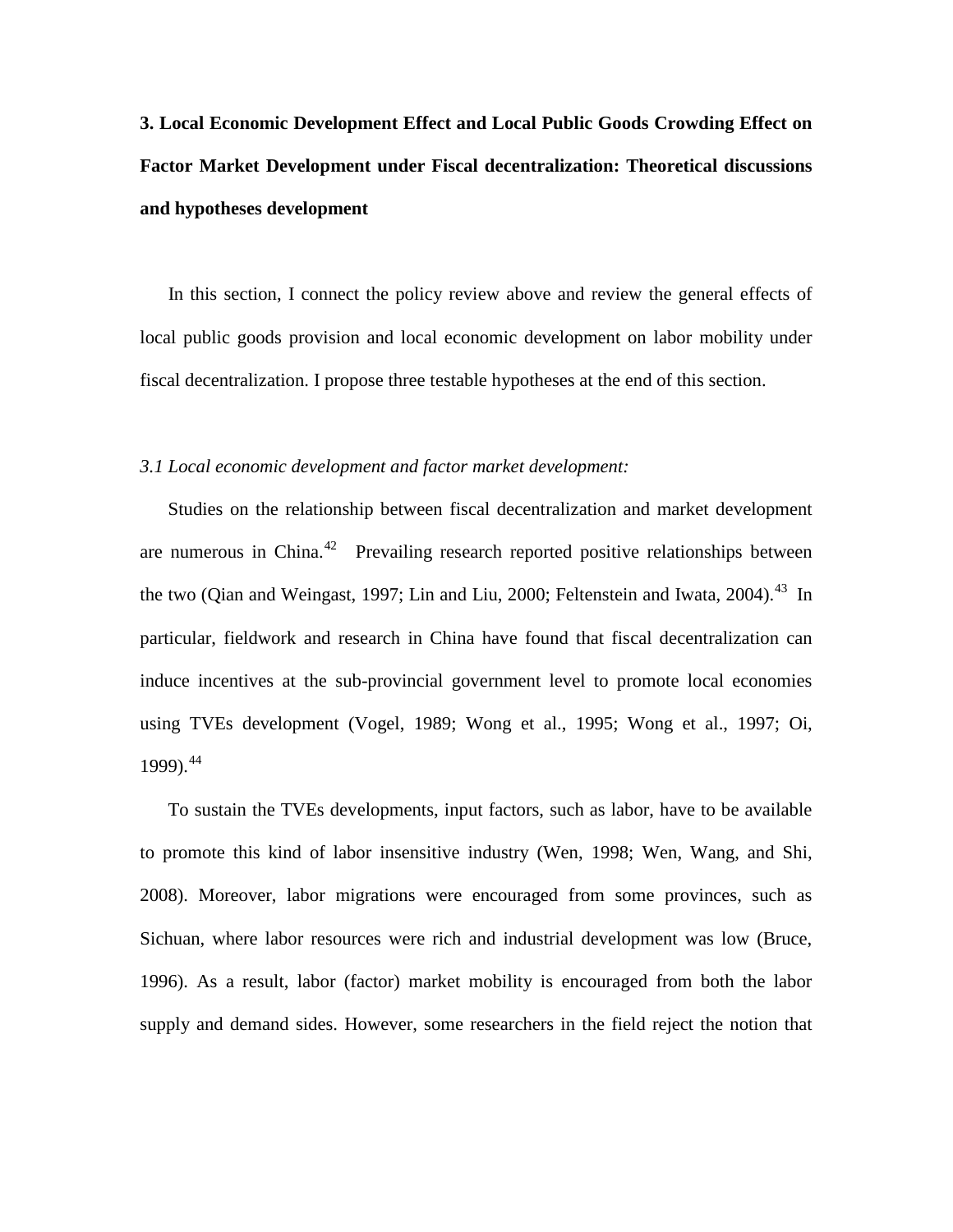**3. Local Economic Development Effect and Local Public Goods Crowding Effect on Factor Market Development under Fiscal decentralization: Theoretical discussions and hypotheses development**

In this section, I connect the policy review above and review the general effects of local public goods provision and local economic development on labor mobility under fiscal decentralization. I propose three testable hypotheses at the end of this section.

*3.1 Local economic development and factor market development:*

Studies on the relationship between fiscal decentralization and market development are numerous in China.[42] Prevailing research reported positive relationships between the two (Qian and Weingast, 1997; Lin and Liu, 2000; Feltenstein and Iwata, 2004).[43] In particular, fieldwork and research in China have found that fiscal decentralization can induce incentives at the sub-provincial government level to promote local economies using TVEs development (Vogel, 1989; Wong et al., 1995; Wong et al., 1997; Oi, 1999).[44]

To sustain the TVEs developments, input factors, such as labor, have to be available to promote this kind of labor insensitive industry (Wen, 1998; Wen, Wang, and Shi, 2008). Moreover, labor migrations were encouraged from some provinces, such as Sichuan, where labor resources were rich and industrial development was low (Bruce, 1996). As a result, labor (factor) market mobility is encouraged from both the labor supply and demand sides. However, some researchers in the field reject the notion that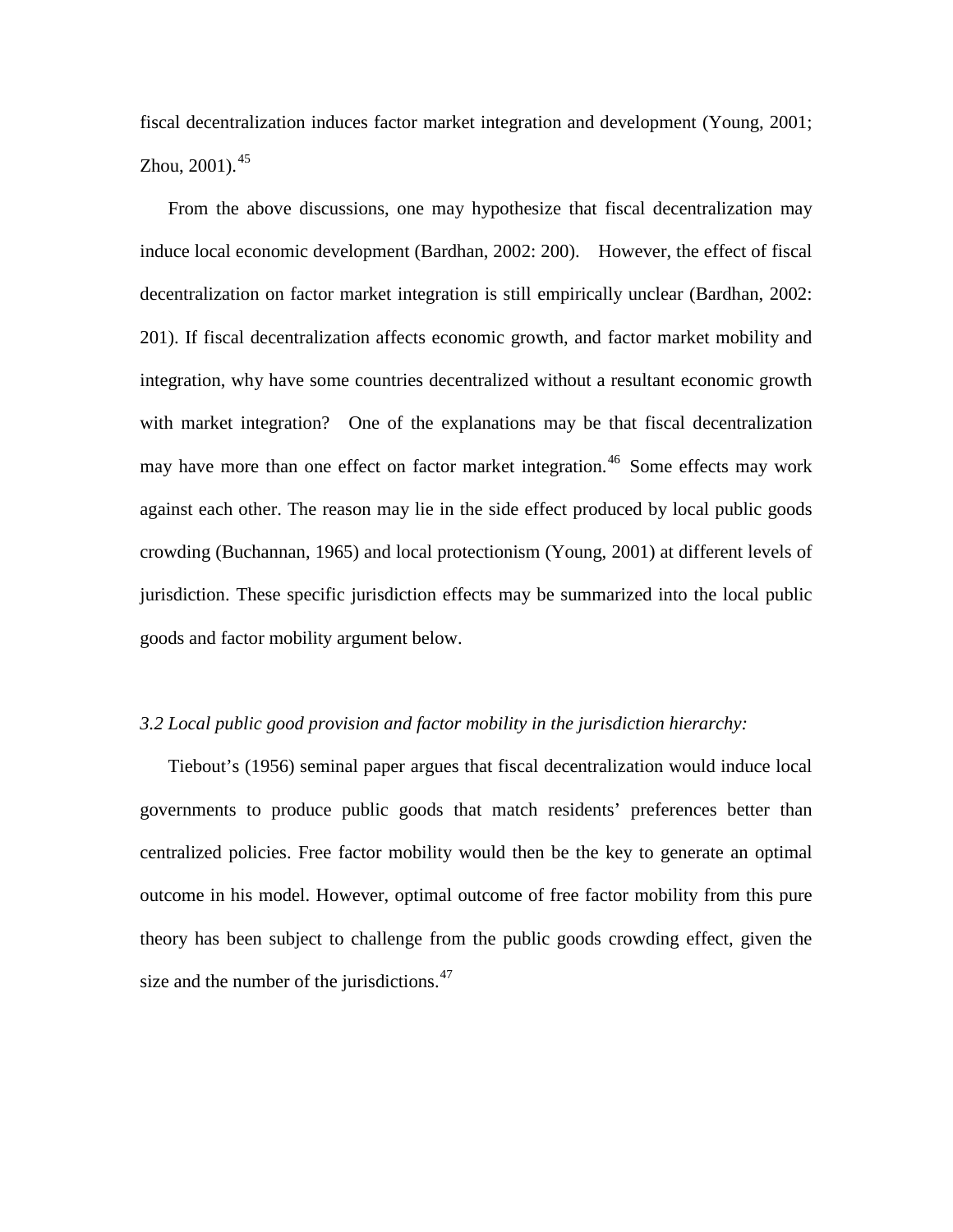fiscal decentralization induces factor market integration and development (Young, 2001; Zhou, 2001).[45]

From the above discussions, one may hypothesize that fiscal decentralization may induce local economic development (Bardhan, 2002: 200). However, the effect of fiscal decentralization on factor market integration is still empirically unclear (Bardhan, 2002: 201). If fiscal decentralization affects economic growth, and factor market mobility and integration, why have some countries decentralized without a resultant economic growth with market integration? One of the explanations may be that fiscal decentralization may have more than one effect on factor market integration.[46] Some effects may work against each other. The reason may lie in the side effect produced by local public goods crowding (Buchannan, 1965) and local protectionism (Young, 2001) at different levels of jurisdiction. These specific jurisdiction effects may be summarized into the local public goods and factor mobility argument below.

### *3.2 Local public good provision and factor mobility in the jurisdiction hierarchy:*

Tiebout's (1956) seminal paper argues that fiscal decentralization would induce local governments to produce public goods that match residents' preferences better than centralized policies. Free factor mobility would then be the key to generate an optimal outcome in his model. However, optimal outcome of free factor mobility from this pure theory has been subject to challenge from the public goods crowding effect, given the size and the number of the jurisdictions.[47]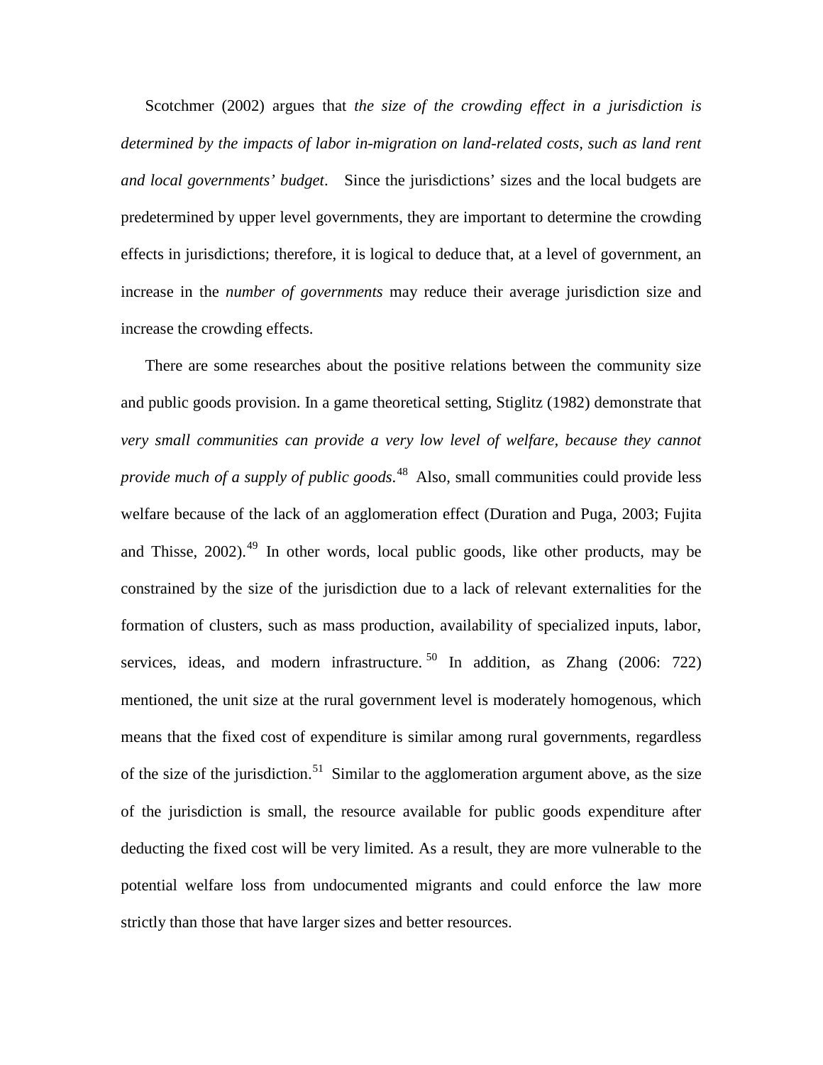Scotchmer (2002) argues that *the size of the crowding effect in a jurisdiction is determined by the impacts of labor in-migration on land-related costs, such as land rent and local governments' budget*. Since the jurisdictions' sizes and the local budgets are predetermined by upper level governments, they are important to determine the crowding effects in jurisdictions; therefore, it is logical to deduce that, at a level of government, an increase in the *number of governments* may reduce their average jurisdiction size and increase the crowding effects.

There are some researches about the positive relations between the community size and public goods provision. In a game theoretical setting, Stiglitz (1982) demonstrate that *very small communities can provide a very low level of welfare, because they cannot provide much of a supply of public goods*.[48] Also, small communities could provide less welfare because of the lack of an agglomeration effect (Duration and Puga, 2003; Fujita and Thisse, 2002).[49] In other words, local public goods, like other products, may be constrained by the size of the jurisdiction due to a lack of relevant externalities for the formation of clusters, such as mass production, availability of specialized inputs, labor, services, ideas, and modern infrastructure.[50] In addition, as Zhang (2006: 722) mentioned, the unit size at the rural government level is moderately homogenous, which means that the fixed cost of expenditure is similar among rural governments, regardless of the size of the jurisdiction.[51] Similar to the agglomeration argument above, as the size of the jurisdiction is small, the resource available for public goods expenditure after deducting the fixed cost will be very limited. As a result, they are more vulnerable to the potential welfare loss from undocumented migrants and could enforce the law more strictly than those that have larger sizes and better resources.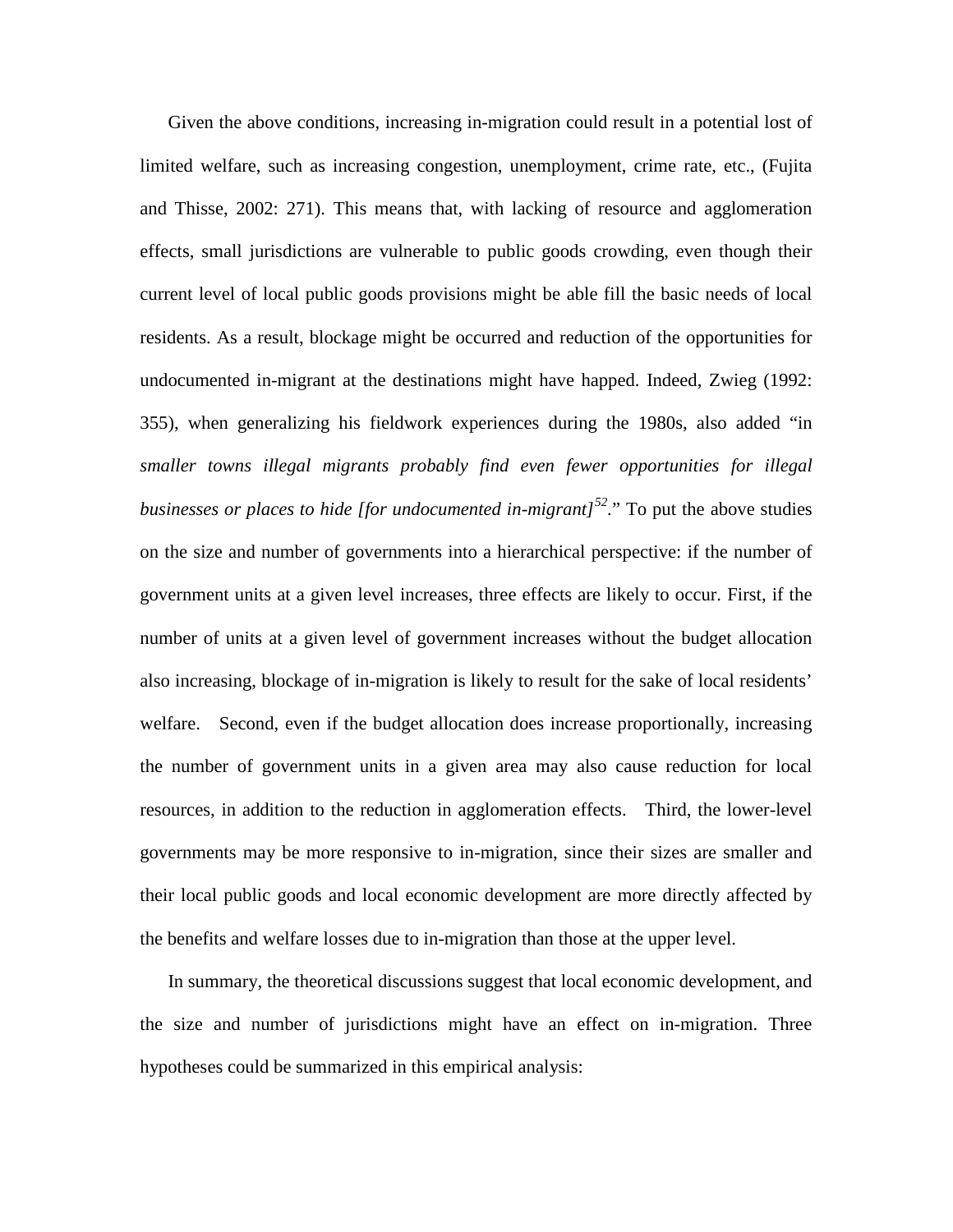Given the above conditions, increasing in-migration could result in a potential lost of limited welfare, such as increasing congestion, unemployment, crime rate, etc., (Fujita and Thisse, 2002: 271). This means that, with lacking of resource and agglomeration effects, small jurisdictions are vulnerable to public goods crowding, even though their current level of local public goods provisions might be able fill the basic needs of local residents. As a result, blockage might be occurred and reduction of the opportunities for undocumented in-migrant at the destinations might have happed. Indeed, Zwieg (1992: 355), when generalizing his fieldwork experiences during the 1980s, also added "in *smaller towns illegal migrants probably find even fewer opportunities for illegal businesses or places to hide [for undocumented in-migrant]*[52]." To put the above studies on the size and number of governments into a hierarchical perspective: if the number of government units at a given level increases, three effects are likely to occur. First, if the number of units at a given level of government increases without the budget allocation also increasing, blockage of in-migration is likely to result for the sake of local residents' welfare. Second, even if the budget allocation does increase proportionally, increasing the number of government units in a given area may also cause reduction for local resources, in addition to the reduction in agglomeration effects. Third, the lower-level governments may be more responsive to in-migration, since their sizes are smaller and their local public goods and local economic development are more directly affected by the benefits and welfare losses due to in-migration than those at the upper level.

In summary, the theoretical discussions suggest that local economic development, and the size and number of jurisdictions might have an effect on in-migration. Three hypotheses could be summarized in this empirical analysis: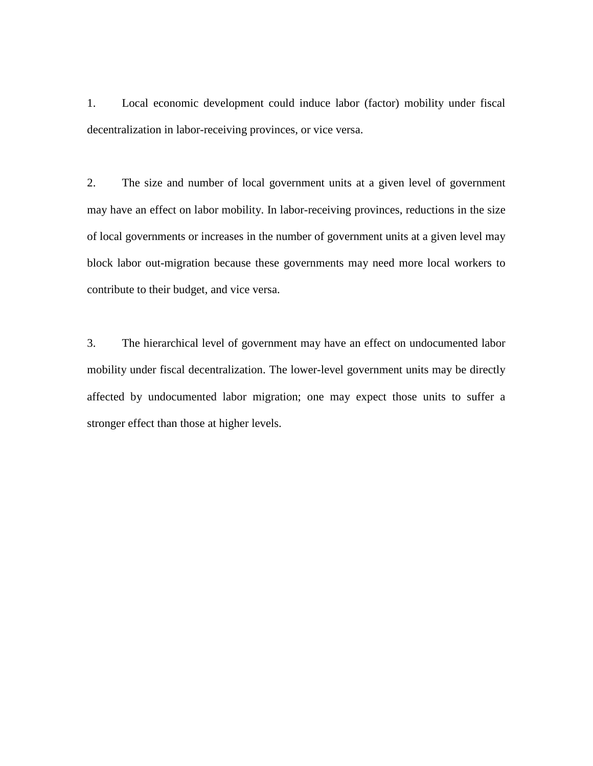1. Local economic development could induce labor (factor) mobility under fiscal decentralization in labor-receiving provinces, or vice versa.

2. The size and number of local government units at a given level of government may have an effect on labor mobility. In labor-receiving provinces, reductions in the size of local governments or increases in the number of government units at a given level may block labor out-migration because these governments may need more local workers to contribute to their budget, and vice versa.

3. The hierarchical level of government may have an effect on undocumented labor mobility under fiscal decentralization. The lower-level government units may be directly affected by undocumented labor migration; one may expect those units to suffer a stronger effect than those at higher levels.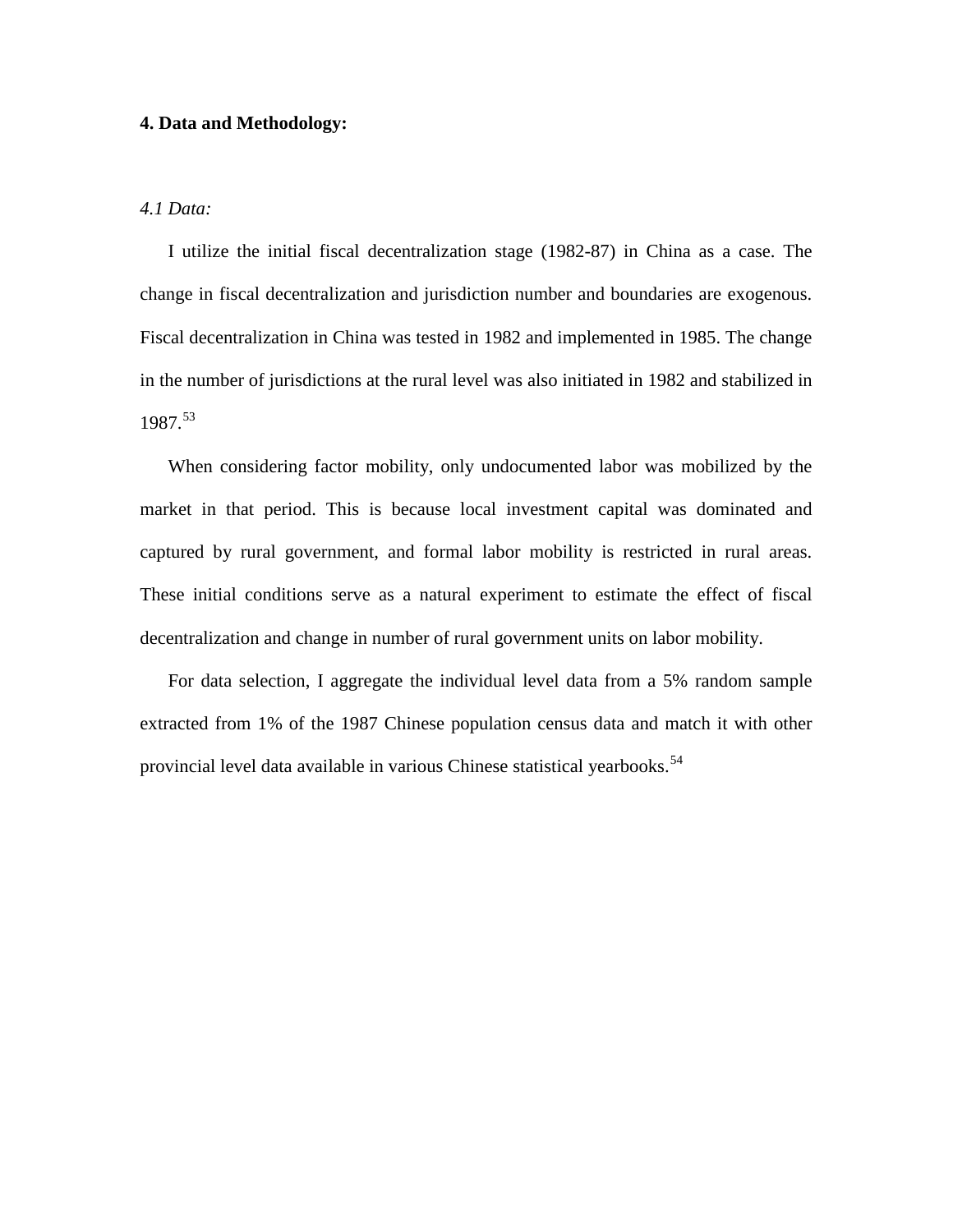## 4. Data and Methodology:

### *4.1 Data:*

I utilize the initial fiscal decentralization stage (1982-87) in China as a case. The change in fiscal decentralization and jurisdiction number and boundaries are exogenous. Fiscal decentralization in China was tested in 1982 and implemented in 1985. The change in the number of jurisdictions at the rural level was also initiated in 1982 and stabilized in 1987.[53]

When considering factor mobility, only undocumented labor was mobilized by the market in that period. This is because local investment capital was dominated and captured by rural government, and formal labor mobility is restricted in rural areas. These initial conditions serve as a natural experiment to estimate the effect of fiscal decentralization and change in number of rural government units on labor mobility.

For data selection, I aggregate the individual level data from a 5% random sample extracted from 1% of the 1987 Chinese population census data and match it with other provincial level data available in various Chinese statistical yearbooks.[54]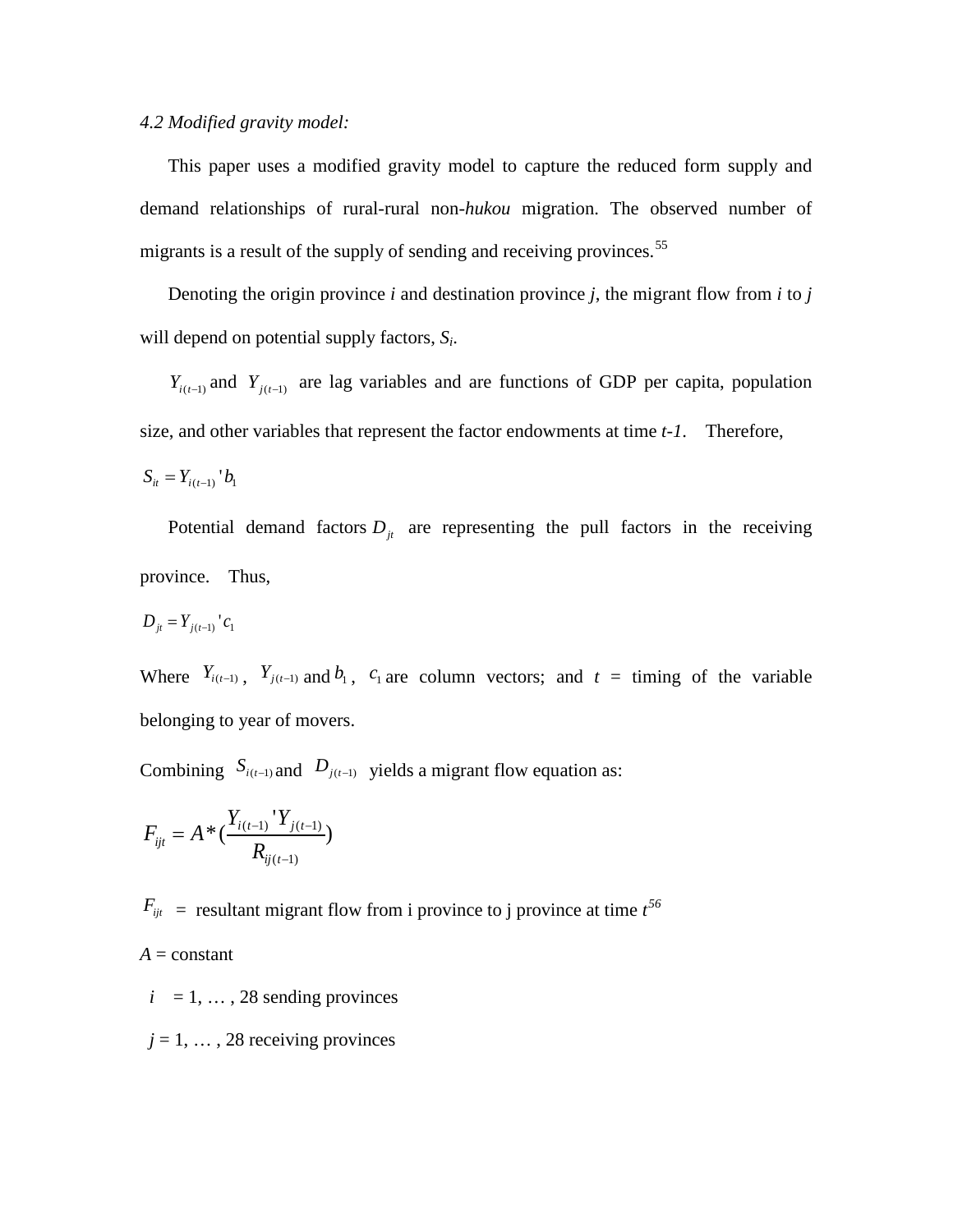*4.2 Modified gravity model:*

This paper uses a modified gravity model to capture the reduced form supply and demand relationships of rural-rural non-*hukou* migration. The observed number of migrants is a result of the supply of sending and receiving provinces.[55]

Denoting the origin province *i* and destination province *j*, the migrant flow from *i* to *j* will depend on potential supply factors, $S_i$.

$Y_{i(t-1)}$ and $Y_{j(t-1)}$ are lag variables and are functions of GDP per capita, population size, and other variables that represent the factor endowments at time *t-1*. Therefore,

$$S_{it} = Y_{i(t-1)}' b_1$$

Potential demand factors $D_{jt}$ are representing the pull factors in the receiving province. Thus,

$$D_{jt} = Y_{j(t-1)}' c_1$$

Where $Y_{i(t-1)}$, $Y_{j(t-1)}$ and $b_1$, $c_1$ are column vectors; and $t$ = timing of the variable belonging to year of movers.

Combining $S_{i(t-1)}$ and $D_{j(t-1)}$ yields a migrant flow equation as:

$$F_{ijt} = A * \left(\frac{Y_{i(t-1)}' Y_{j(t-1)}}{R_{ij(t-1)}}\right)$$

$F_{ijt}$ = resultant migrant flow from i province to j province at time *t*[56]

*A* = constant

*i* = 1, … , 28 sending provinces

*j* = 1, … , 28 receiving provinces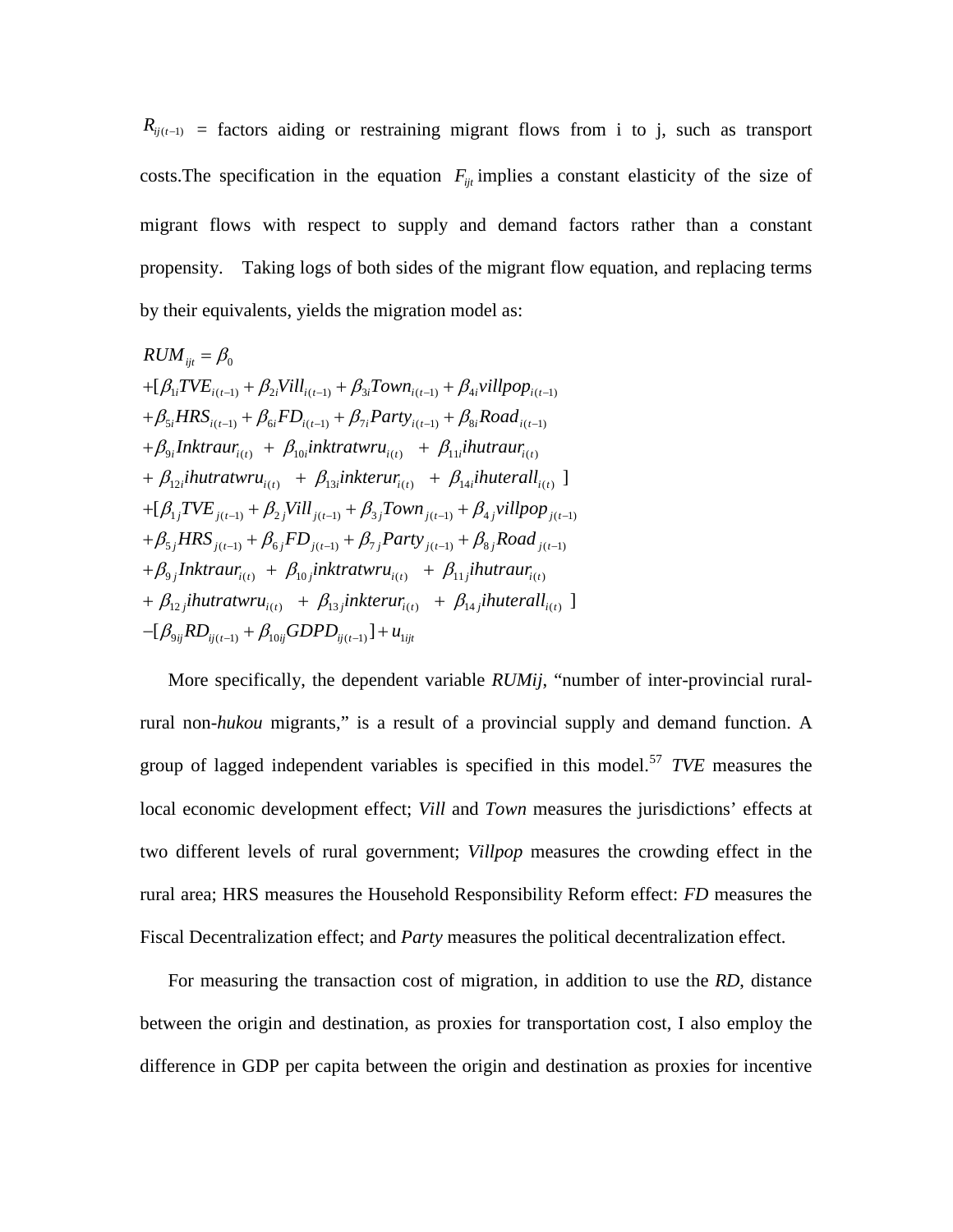$R_{ij(t-1)}$ = factors aiding or restraining migrant flows from i to j, such as transport costs.The specification in the equation $F_{ijt}$ implies a constant elasticity of the size of migrant flows with respect to supply and demand factors rather than a constant propensity. Taking logs of both sides of the migrant flow equation, and replacing terms by their equivalents, yields the migration model as:

$$
\begin{aligned}
RUM_{ijt} &= \beta_0 \\
&+[\beta_{1i}TVE_{i(t-1)} + \beta_{2i}Vill_{i(t-1)} + \beta_{3i}Town_{i(t-1)} + \beta_{4i}villpop_{i(t-1)} \\
&+\beta_{5i}HRS_{i(t-1)} + \beta_{6i}FD_{i(t-1)} + \beta_{7i}Party_{i(t-1)} + \beta_{8i}Road_{i(t-1)} \\
&+\beta_{9i}Inktraur_{i(t)} \ + \ \beta_{10i}inktratwru_{i(t)} \ + \ \beta_{11i}ihutraur_{i(t)} \\
&+ \beta_{12i}ihutratwru_{i(t)} \ + \ \beta_{13i}inkterur_{i(t)} \ + \ \beta_{14i}ihuterall_{i(t)} \ ] \\
&+[\beta_{1j}TVE_{j(t-1)} + \beta_{2j}Vill_{j(t-1)} + \beta_{3j}Town_{j(t-1)} + \beta_{4j}villpop_{j(t-1)} \\
&+\beta_{5j}HRS_{j(t-1)} + \beta_{6j}FD_{j(t-1)} + \beta_{7j}Party_{j(t-1)} + \beta_{8j}Road_{j(t-1)} \\
&+\beta_{9j}Inktraur_{i(t)} \ + \ \beta_{10j}inktratwru_{i(t)} \ + \ \beta_{11j}ihutraur_{i(t)} \\
&+ \beta_{12j}ihutratwru_{i(t)} \ + \ \beta_{13j}inkterur_{i(t)} \ + \ \beta_{14j}ihuterall_{i(t)} \ ] \\
&-[\beta_{9ij}RD_{ij(t-1)} + \beta_{10ij}GDPD_{ij(t-1)}] + u_{1ijt}
\end{aligned}
$$

More specifically, the dependent variable *RUMij*, "number of inter-provincial rural-rural non-*hukou* migrants," is a result of a provincial supply and demand function. A group of lagged independent variables is specified in this model.[57] *TVE* measures the local economic development effect; *Vill* and *Town* measures the jurisdictions' effects at two different levels of rural government; *Villpop* measures the crowding effect in the rural area; HRS measures the Household Responsibility Reform effect: *FD* measures the Fiscal Decentralization effect; and *Party* measures the political decentralization effect.

For measuring the transaction cost of migration, in addition to use the *RD*, distance between the origin and destination, as proxies for transportation cost, I also employ the difference in GDP per capita between the origin and destination as proxies for incentive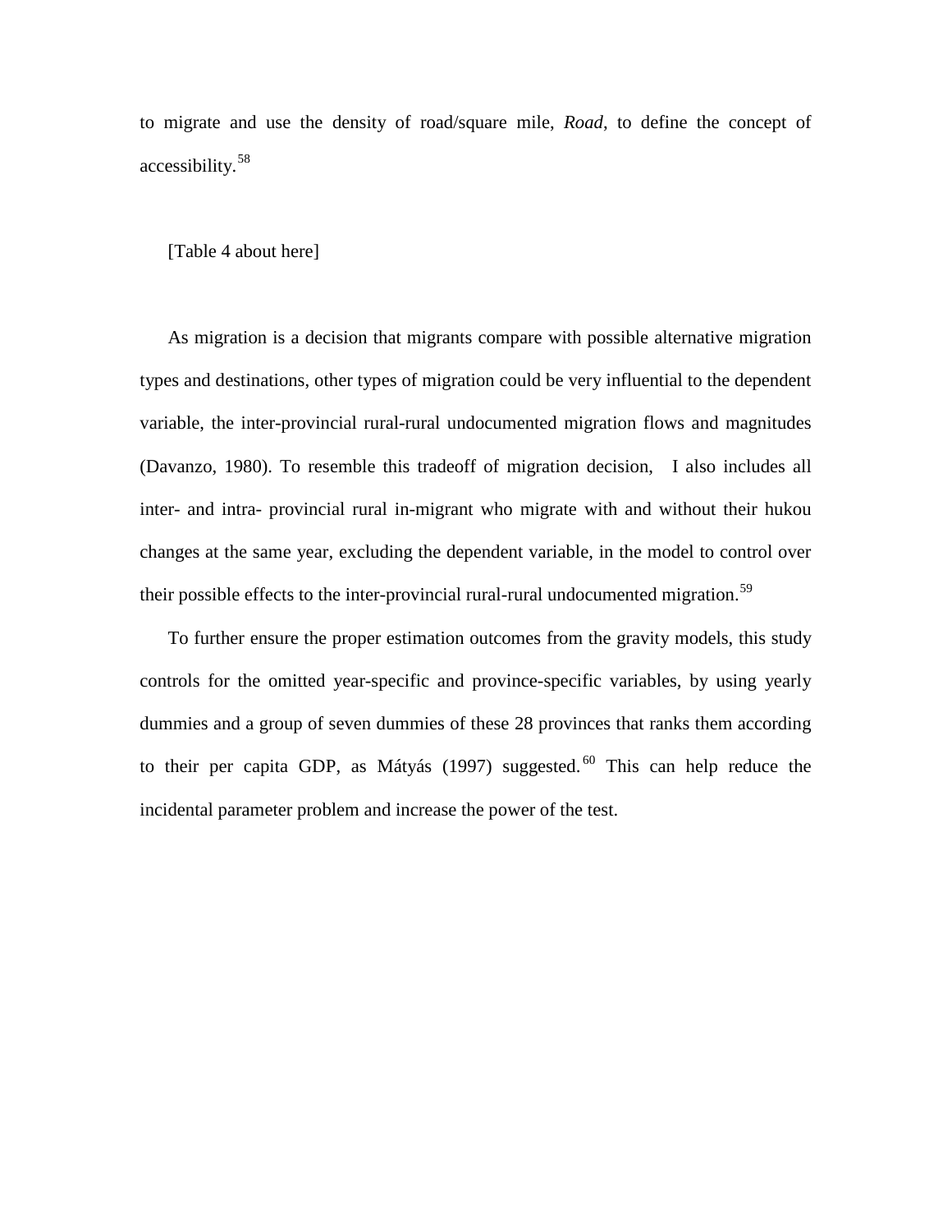to migrate and use the density of road/square mile, *Road*, to define the concept of accessibility.[58]

[Table 4 about here]

As migration is a decision that migrants compare with possible alternative migration types and destinations, other types of migration could be very influential to the dependent variable, the inter-provincial rural-rural undocumented migration flows and magnitudes (Davanzo, 1980). To resemble this tradeoff of migration decision, I also includes all inter- and intra- provincial rural in-migrant who migrate with and without their hukou changes at the same year, excluding the dependent variable, in the model to control over their possible effects to the inter-provincial rural-rural undocumented migration.[59]

To further ensure the proper estimation outcomes from the gravity models, this study controls for the omitted year-specific and province-specific variables, by using yearly dummies and a group of seven dummies of these 28 provinces that ranks them according to their per capita GDP, as Mátyás (1997) suggested.[60] This can help reduce the incidental parameter problem and increase the power of the test.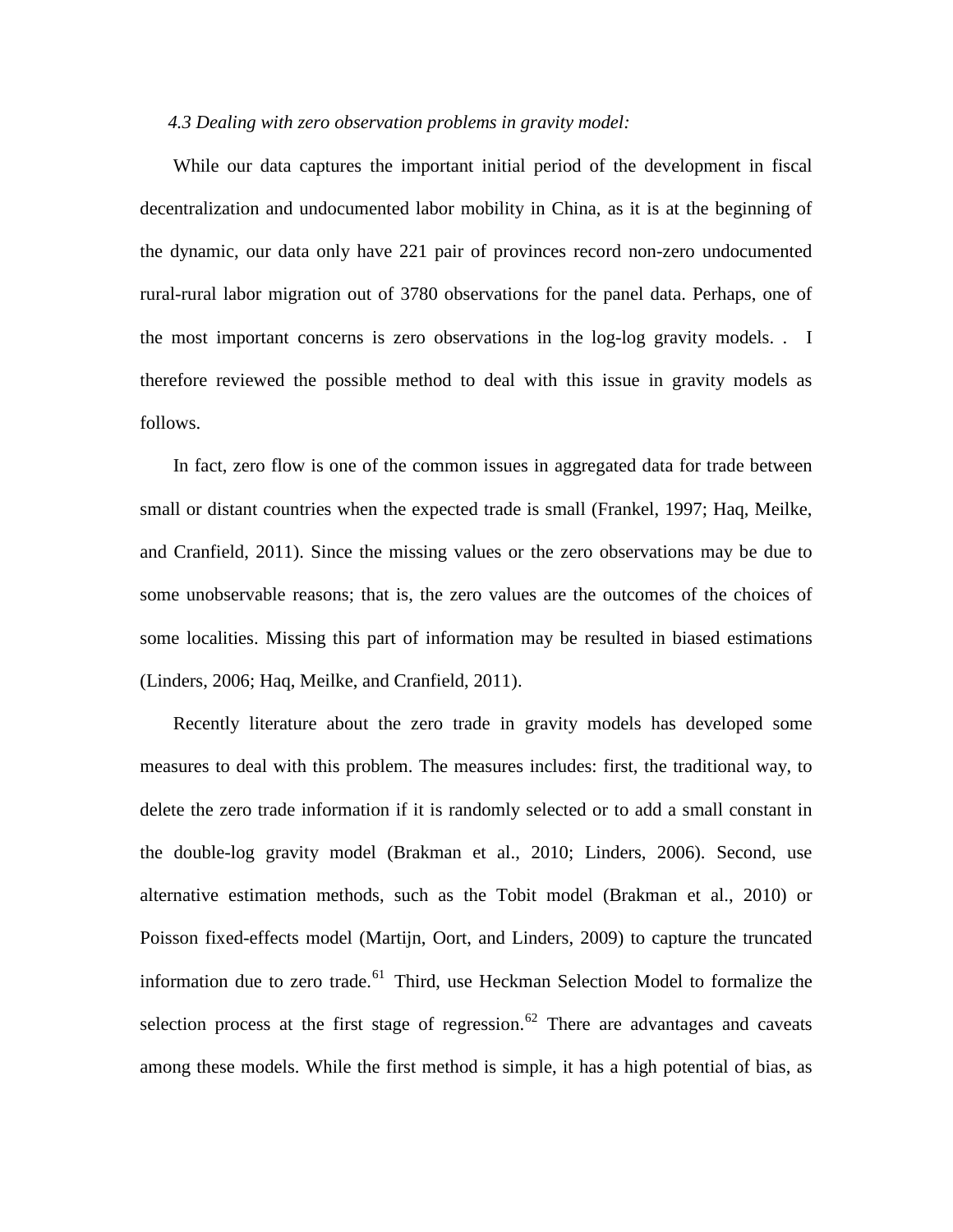*4.3 Dealing with zero observation problems in gravity model:*

While our data captures the important initial period of the development in fiscal decentralization and undocumented labor mobility in China, as it is at the beginning of the dynamic, our data only have 221 pair of provinces record non-zero undocumented rural-rural labor migration out of 3780 observations for the panel data. Perhaps, one of the most important concerns is zero observations in the log-log gravity models. . I therefore reviewed the possible method to deal with this issue in gravity models as follows.

In fact, zero flow is one of the common issues in aggregated data for trade between small or distant countries when the expected trade is small (Frankel, 1997; Haq, Meilke, and Cranfield, 2011). Since the missing values or the zero observations may be due to some unobservable reasons; that is, the zero values are the outcomes of the choices of some localities. Missing this part of information may be resulted in biased estimations (Linders, 2006; Haq, Meilke, and Cranfield, 2011).

Recently literature about the zero trade in gravity models has developed some measures to deal with this problem. The measures includes: first, the traditional way, to delete the zero trade information if it is randomly selected or to add a small constant in the double-log gravity model (Brakman et al., 2010; Linders, 2006). Second, use alternative estimation methods, such as the Tobit model (Brakman et al., 2010) or Poisson fixed-effects model (Martijn, Oort, and Linders, 2009) to capture the truncated information due to zero trade.[61] Third, use Heckman Selection Model to formalize the selection process at the first stage of regression.[62] There are advantages and caveats among these models. While the first method is simple, it has a high potential of bias, as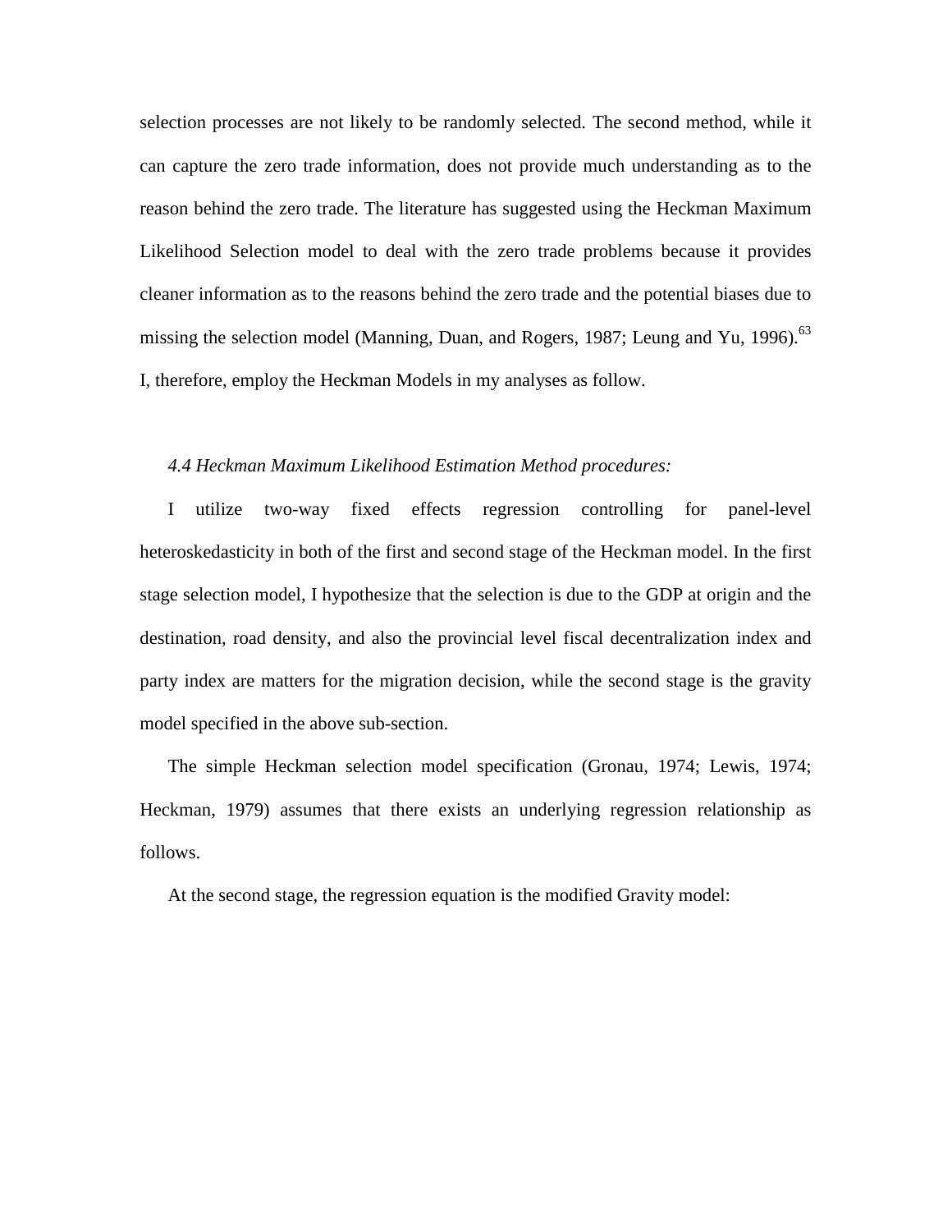selection processes are not likely to be randomly selected. The second method, while it can capture the zero trade information, does not provide much understanding as to the reason behind the zero trade. The literature has suggested using the Heckman Maximum Likelihood Selection model to deal with the zero trade problems because it provides cleaner information as to the reasons behind the zero trade and the potential biases due to missing the selection model (Manning, Duan, and Rogers, 1987; Leung and Yu, 1996).[63] I, therefore, employ the Heckman Models in my analyses as follow.

*4.4 Heckman Maximum Likelihood Estimation Method procedures:*

I utilize two-way fixed effects regression controlling for panel-level heteroskedasticity in both of the first and second stage of the Heckman model. In the first stage selection model, I hypothesize that the selection is due to the GDP at origin and the destination, road density, and also the provincial level fiscal decentralization index and party index are matters for the migration decision, while the second stage is the gravity model specified in the above sub-section.

The simple Heckman selection model specification (Gronau, 1974; Lewis, 1974; Heckman, 1979) assumes that there exists an underlying regression relationship as follows.

At the second stage, the regression equation is the modified Gravity model: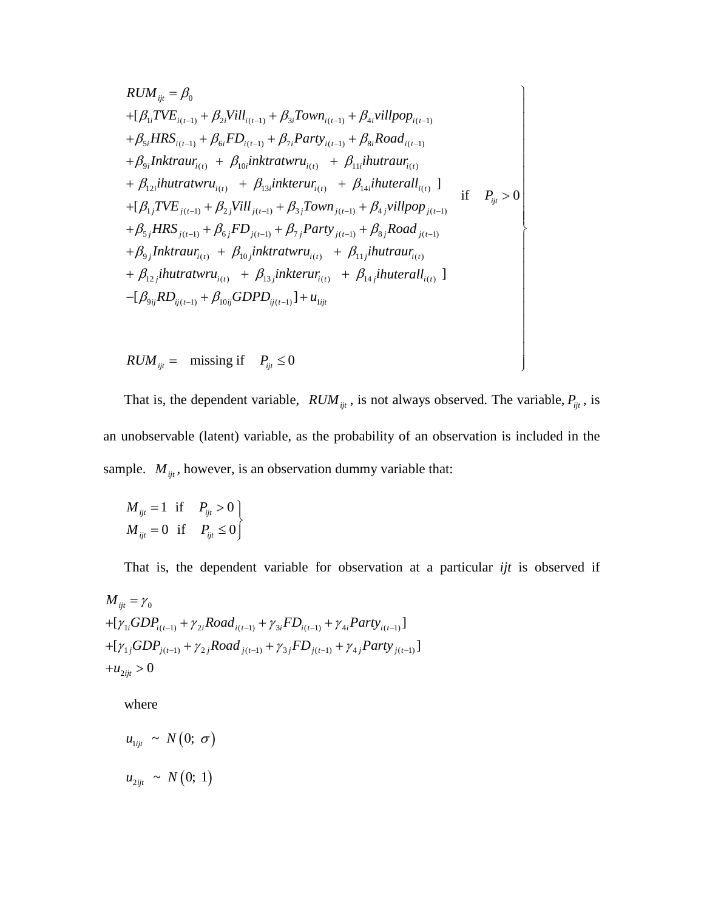$$
\left.
\begin{array}{l}
RUM_{ijt} = \beta_0 \\
+[\beta_{1i}TVE_{i(t-1)} + \beta_{2i}Vill_{i(t-1)} + \beta_{3i}Town_{i(t-1)} + \beta_{4i}villpop_{i(t-1)} \\
+\beta_{5i}HRS_{i(t-1)} + \beta_{6i}FD_{i(t-1)} + \beta_{7i}Party_{i(t-1)} + \beta_{8i}Road_{i(t-1)} \\
+\beta_{9i}Inktraur_{i(t)} \ + \ \beta_{10i}inktratwru_{i(t)} \ + \ \beta_{11i}ihutraur_{i(t)} \\
+ \ \beta_{12i}ihutratwru_{i(t)} \ + \ \beta_{13i}inkterur_{i(t)} \ + \ \beta_{14i}ihuterall_{i(t)} \ ] \\
+[\beta_{1j}TVE_{j(t-1)} + \beta_{2j}Vill_{j(t-1)} + \beta_{3j}Town_{j(t-1)} + \beta_{4j}villpop_{j(t-1)} \\
+\beta_{5j}HRS_{j(t-1)} + \beta_{6j}FD_{j(t-1)} + \beta_{7j}Party_{j(t-1)} + \beta_{8j}Road_{j(t-1)} \\
+\beta_{9j}Inktraur_{i(t)} \ + \ \beta_{10j}inktratwru_{i(t)} \ + \ \beta_{11j}ihutraur_{i(t)} \\
+ \ \beta_{12j}ihutratwru_{i(t)} \ + \ \beta_{13j}inkterur_{i(t)} \ + \ \beta_{14j}ihuterall_{i(t)} \ ] \\
-[\beta_{9ij}RD_{ij(t-1)} + \beta_{10ij}GDPD_{ij(t-1)}] + u_{1ijt} \qquad \text{if} \quad P_{ijt} > 0 \\
\\
RUM_{ijt} = \quad \text{missing if} \quad P_{ijt} \leq 0
\end{array}
\right\}
$$

That is, the dependent variable, $RUM_{ijt}$, is not always observed. The variable, $P_{ijt}$, is an unobservable (latent) variable, as the probability of an observation is included in the sample. $M_{ijt}$, however, is an observation dummy variable that:

$$
\left.
\begin{array}{l}
M_{ijt} = 1 \ \text{ if } \quad P_{ijt} > 0 \\
M_{ijt} = 0 \ \text{ if } \quad P_{ijt} \leq 0
\end{array}
\right\}
$$

That is, the dependent variable for observation at a particular *ijt* is observed if

$$
\begin{array}{l}
M_{ijt} = \gamma_0 \\
+[\gamma_{1i}GDP_{i(t-1)} + \gamma_{2i}Road_{i(t-1)} + \gamma_{3i}FD_{i(t-1)} + \gamma_{4i}Party_{i(t-1)}] \\
+[\gamma_{1j}GDP_{j(t-1)} + \gamma_{2j}Road_{j(t-1)} + \gamma_{3j}FD_{j(t-1)} + \gamma_{4j}Party_{j(t-1)}] \\
+u_{2ijt} > 0
\end{array}
$$

where

$$u_{1ijt} \ \sim \ N(0; \ \sigma)$$

$$u_{2ijt} \ \sim \ N(0; \ 1)$$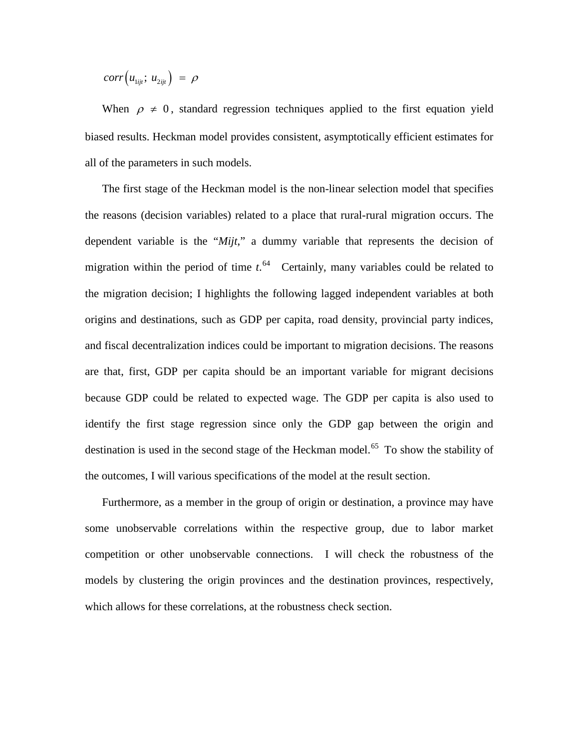$$corr\left(u_{1ijt};\ u_{2ijt}\right)\ =\ \rho$$

When $\rho \neq 0$, standard regression techniques applied to the first equation yield biased results. Heckman model provides consistent, asymptotically efficient estimates for all of the parameters in such models.

The first stage of the Heckman model is the non-linear selection model that specifies the reasons (decision variables) related to a place that rural-rural migration occurs. The dependent variable is the "*Mijt*," a dummy variable that represents the decision of migration within the period of time *t*.[64] Certainly, many variables could be related to the migration decision; I highlights the following lagged independent variables at both origins and destinations, such as GDP per capita, road density, provincial party indices, and fiscal decentralization indices could be important to migration decisions. The reasons are that, first, GDP per capita should be an important variable for migrant decisions because GDP could be related to expected wage. The GDP per capita is also used to identify the first stage regression since only the GDP gap between the origin and destination is used in the second stage of the Heckman model.[65] To show the stability of the outcomes, I will various specifications of the model at the result section.

Furthermore, as a member in the group of origin or destination, a province may have some unobservable correlations within the respective group, due to labor market competition or other unobservable connections. I will check the robustness of the models by clustering the origin provinces and the destination provinces, respectively, which allows for these correlations, at the robustness check section.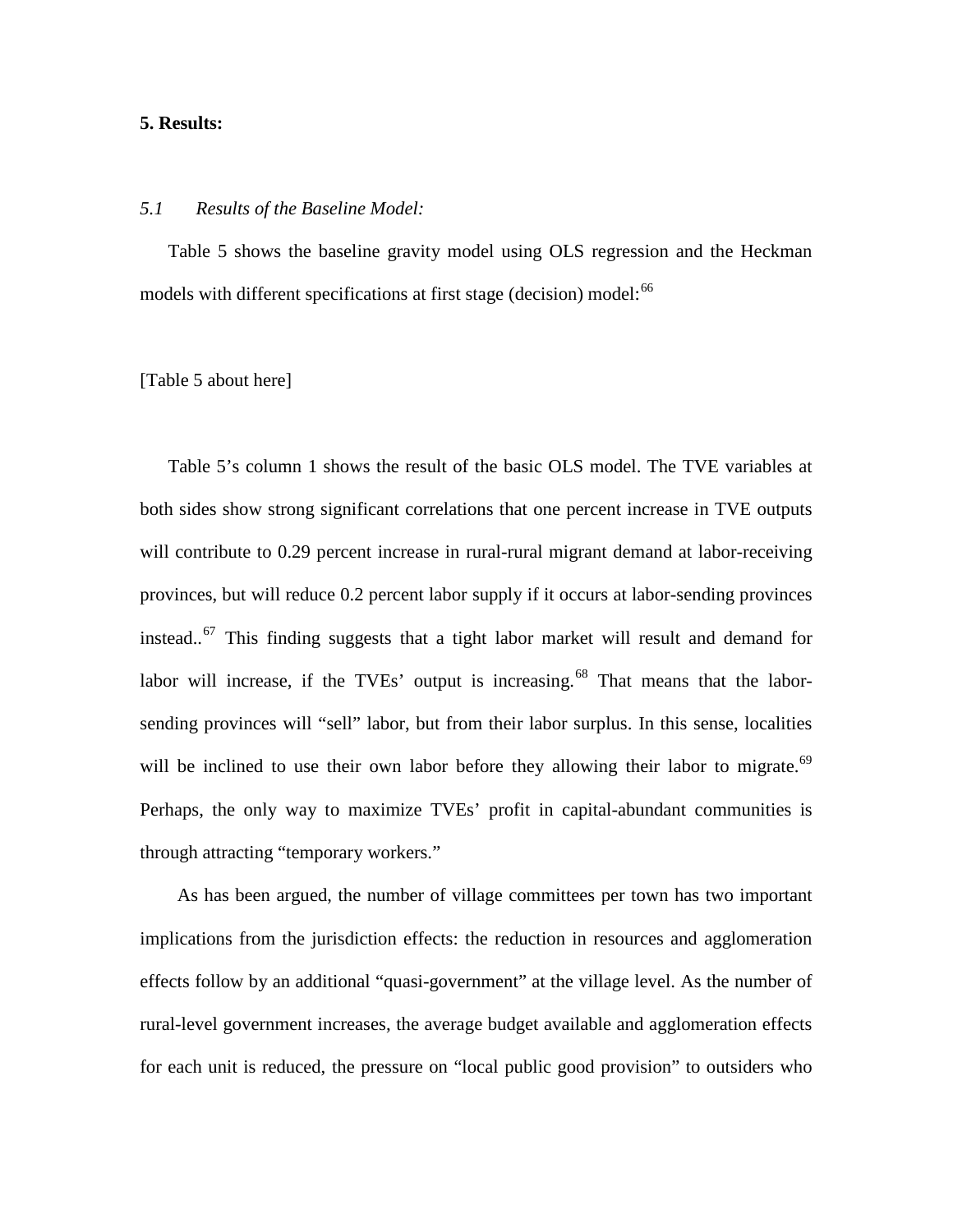**5. Results:**

*5.1 Results of the Baseline Model:*

Table 5 shows the baseline gravity model using OLS regression and the Heckman models with different specifications at first stage (decision) model:[66]

[Table 5 about here]

Table 5's column 1 shows the result of the basic OLS model. The TVE variables at both sides show strong significant correlations that one percent increase in TVE outputs will contribute to 0.29 percent increase in rural-rural migrant demand at labor-receiving provinces, but will reduce 0.2 percent labor supply if it occurs at labor-sending provinces instead..[67] This finding suggests that a tight labor market will result and demand for labor will increase, if the TVEs' output is increasing.[68] That means that the labor-sending provinces will "sell" labor, but from their labor surplus. In this sense, localities will be inclined to use their own labor before they allowing their labor to migrate.[69] Perhaps, the only way to maximize TVEs' profit in capital-abundant communities is through attracting "temporary workers."

As has been argued, the number of village committees per town has two important implications from the jurisdiction effects: the reduction in resources and agglomeration effects follow by an additional "quasi-government" at the village level. As the number of rural-level government increases, the average budget available and agglomeration effects for each unit is reduced, the pressure on "local public good provision" to outsiders who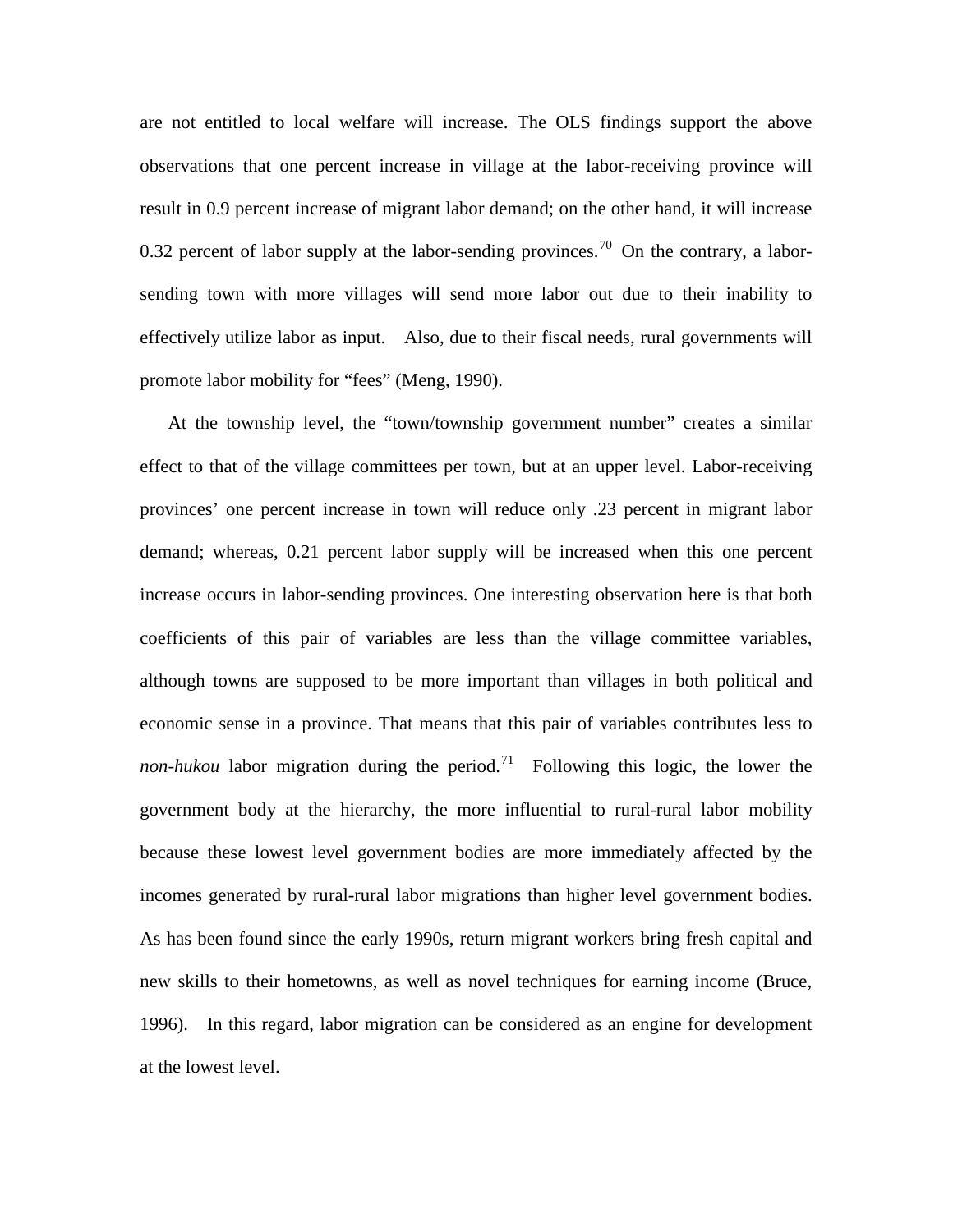are not entitled to local welfare will increase. The OLS findings support the above observations that one percent increase in village at the labor-receiving province will result in 0.9 percent increase of migrant labor demand; on the other hand, it will increase 0.32 percent of labor supply at the labor-sending provinces.[70] On the contrary, a labor-sending town with more villages will send more labor out due to their inability to effectively utilize labor as input. Also, due to their fiscal needs, rural governments will promote labor mobility for "fees" (Meng, 1990).

At the township level, the "town/township government number" creates a similar effect to that of the village committees per town, but at an upper level. Labor-receiving provinces' one percent increase in town will reduce only .23 percent in migrant labor demand; whereas, 0.21 percent labor supply will be increased when this one percent increase occurs in labor-sending provinces. One interesting observation here is that both coefficients of this pair of variables are less than the village committee variables, although towns are supposed to be more important than villages in both political and economic sense in a province. That means that this pair of variables contributes less to *non-hukou* labor migration during the period.[71] Following this logic, the lower the government body at the hierarchy, the more influential to rural-rural labor mobility because these lowest level government bodies are more immediately affected by the incomes generated by rural-rural labor migrations than higher level government bodies. As has been found since the early 1990s, return migrant workers bring fresh capital and new skills to their hometowns, as well as novel techniques for earning income (Bruce, 1996). In this regard, labor migration can be considered as an engine for development at the lowest level.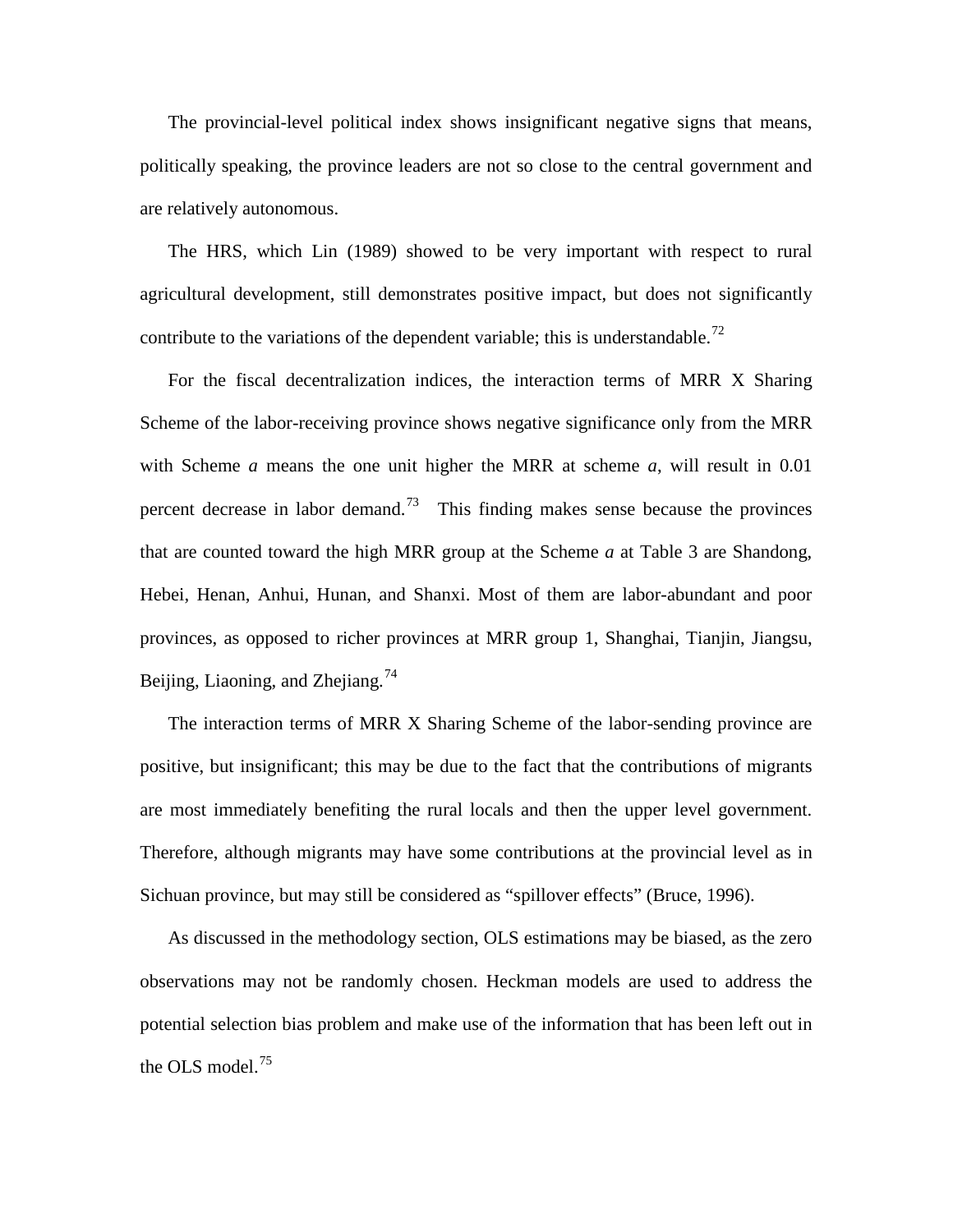The provincial-level political index shows insignificant negative signs that means, politically speaking, the province leaders are not so close to the central government and are relatively autonomous.

The HRS, which Lin (1989) showed to be very important with respect to rural agricultural development, still demonstrates positive impact, but does not significantly contribute to the variations of the dependent variable; this is understandable.[72]

For the fiscal decentralization indices, the interaction terms of MRR X Sharing Scheme of the labor-receiving province shows negative significance only from the MRR with Scheme *a* means the one unit higher the MRR at scheme *a*, will result in 0.01 percent decrease in labor demand.[73] This finding makes sense because the provinces that are counted toward the high MRR group at the Scheme *a* at Table 3 are Shandong, Hebei, Henan, Anhui, Hunan, and Shanxi. Most of them are labor-abundant and poor provinces, as opposed to richer provinces at MRR group 1, Shanghai, Tianjin, Jiangsu, Beijing, Liaoning, and Zhejiang.[74]

The interaction terms of MRR X Sharing Scheme of the labor-sending province are positive, but insignificant; this may be due to the fact that the contributions of migrants are most immediately benefiting the rural locals and then the upper level government. Therefore, although migrants may have some contributions at the provincial level as in Sichuan province, but may still be considered as "spillover effects" (Bruce, 1996).

As discussed in the methodology section, OLS estimations may be biased, as the zero observations may not be randomly chosen. Heckman models are used to address the potential selection bias problem and make use of the information that has been left out in the OLS model.[75]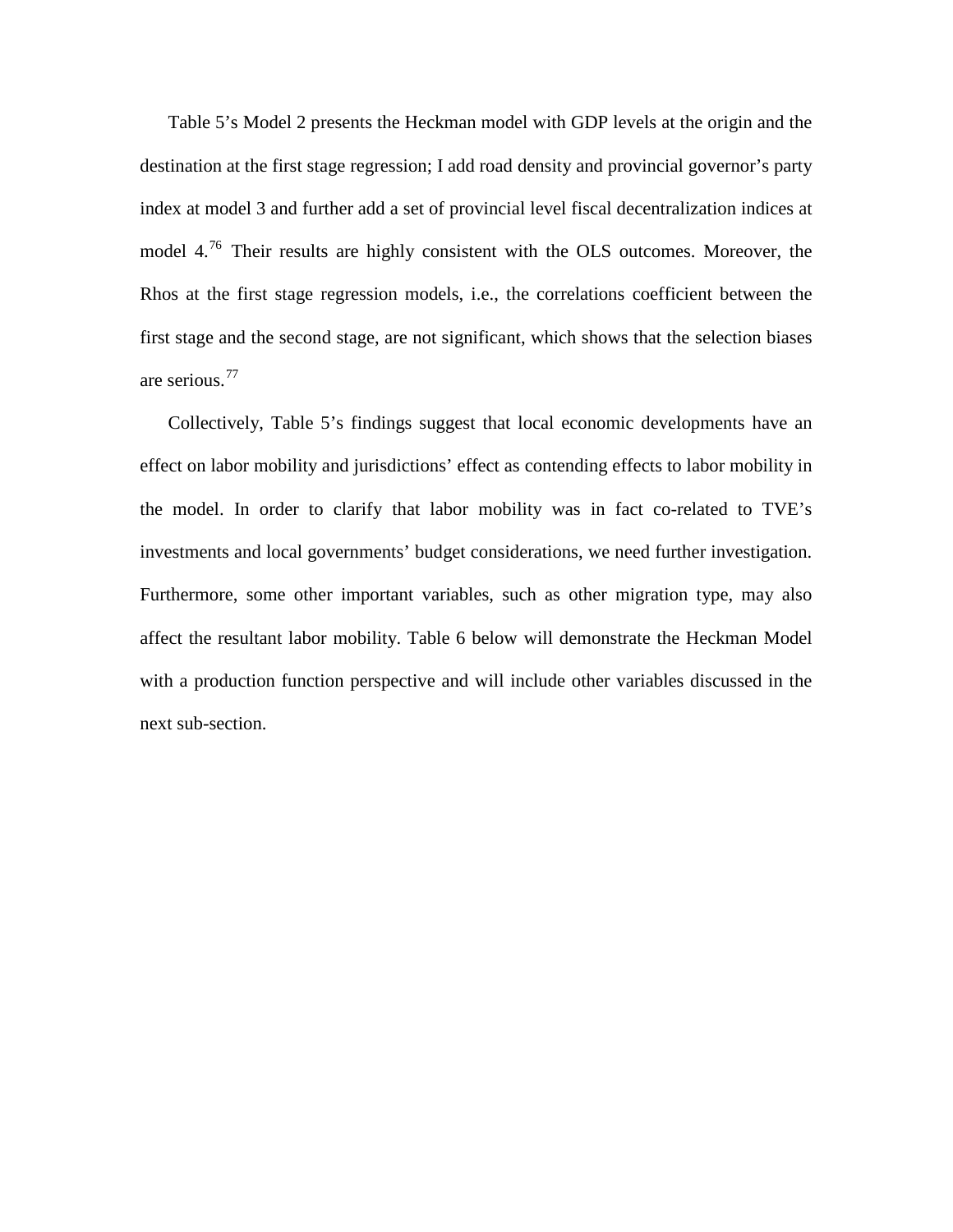Table 5's Model 2 presents the Heckman model with GDP levels at the origin and the destination at the first stage regression; I add road density and provincial governor's party index at model 3 and further add a set of provincial level fiscal decentralization indices at model 4.[76] Their results are highly consistent with the OLS outcomes. Moreover, the Rhos at the first stage regression models, i.e., the correlations coefficient between the first stage and the second stage, are not significant, which shows that the selection biases are serious.[77]

Collectively, Table 5's findings suggest that local economic developments have an effect on labor mobility and jurisdictions' effect as contending effects to labor mobility in the model. In order to clarify that labor mobility was in fact co-related to TVE's investments and local governments' budget considerations, we need further investigation. Furthermore, some other important variables, such as other migration type, may also affect the resultant labor mobility. Table 6 below will demonstrate the Heckman Model with a production function perspective and will include other variables discussed in the next sub-section.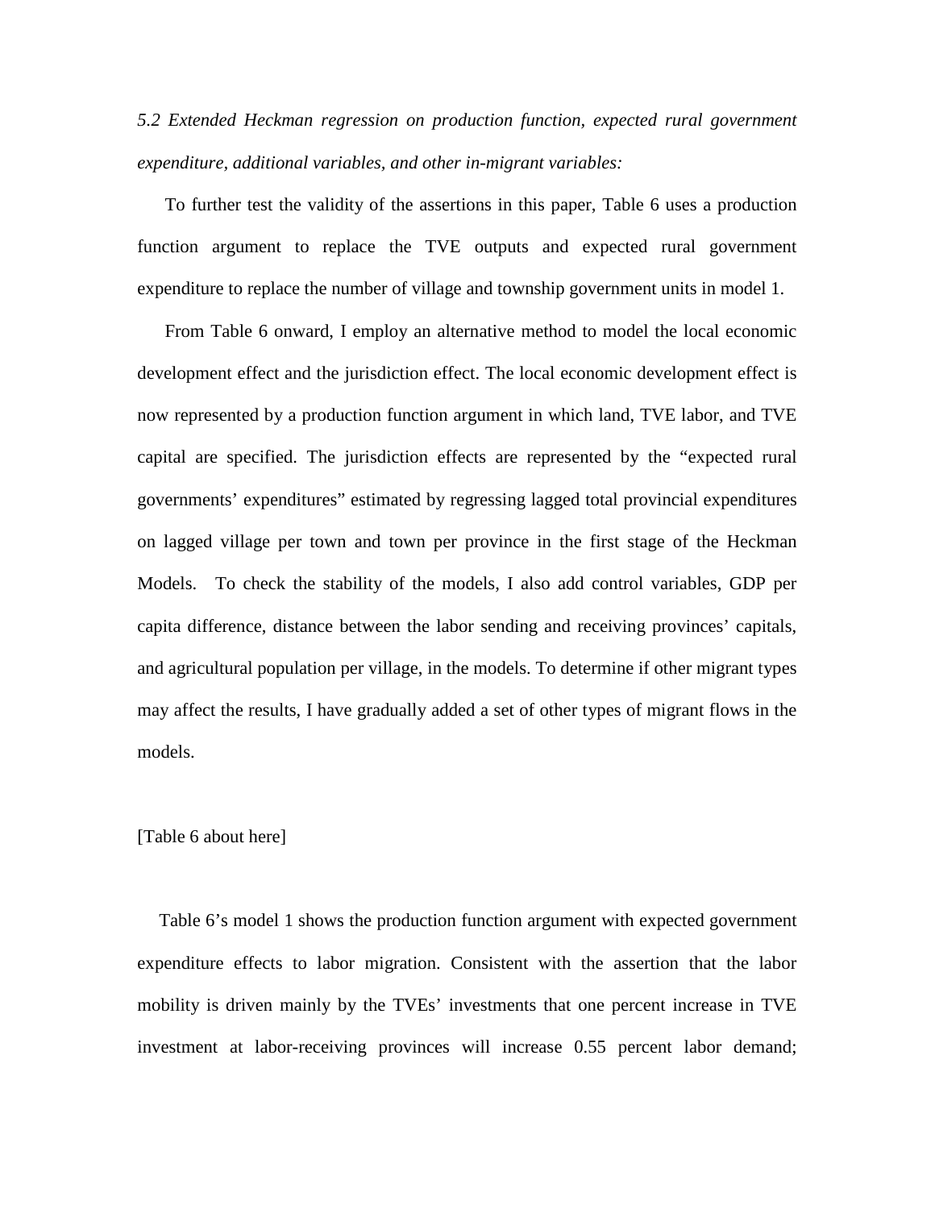*5.2 Extended Heckman regression on production function, expected rural government expenditure, additional variables, and other in-migrant variables:*

To further test the validity of the assertions in this paper, Table 6 uses a production function argument to replace the TVE outputs and expected rural government expenditure to replace the number of village and township government units in model 1.

From Table 6 onward, I employ an alternative method to model the local economic development effect and the jurisdiction effect. The local economic development effect is now represented by a production function argument in which land, TVE labor, and TVE capital are specified. The jurisdiction effects are represented by the "expected rural governments' expenditures" estimated by regressing lagged total provincial expenditures on lagged village per town and town per province in the first stage of the Heckman Models. To check the stability of the models, I also add control variables, GDP per capita difference, distance between the labor sending and receiving provinces' capitals, and agricultural population per village, in the models. To determine if other migrant types may affect the results, I have gradually added a set of other types of migrant flows in the models.

[Table 6 about here]

Table 6's model 1 shows the production function argument with expected government expenditure effects to labor migration. Consistent with the assertion that the labor mobility is driven mainly by the TVEs' investments that one percent increase in TVE investment at labor-receiving provinces will increase 0.55 percent labor demand;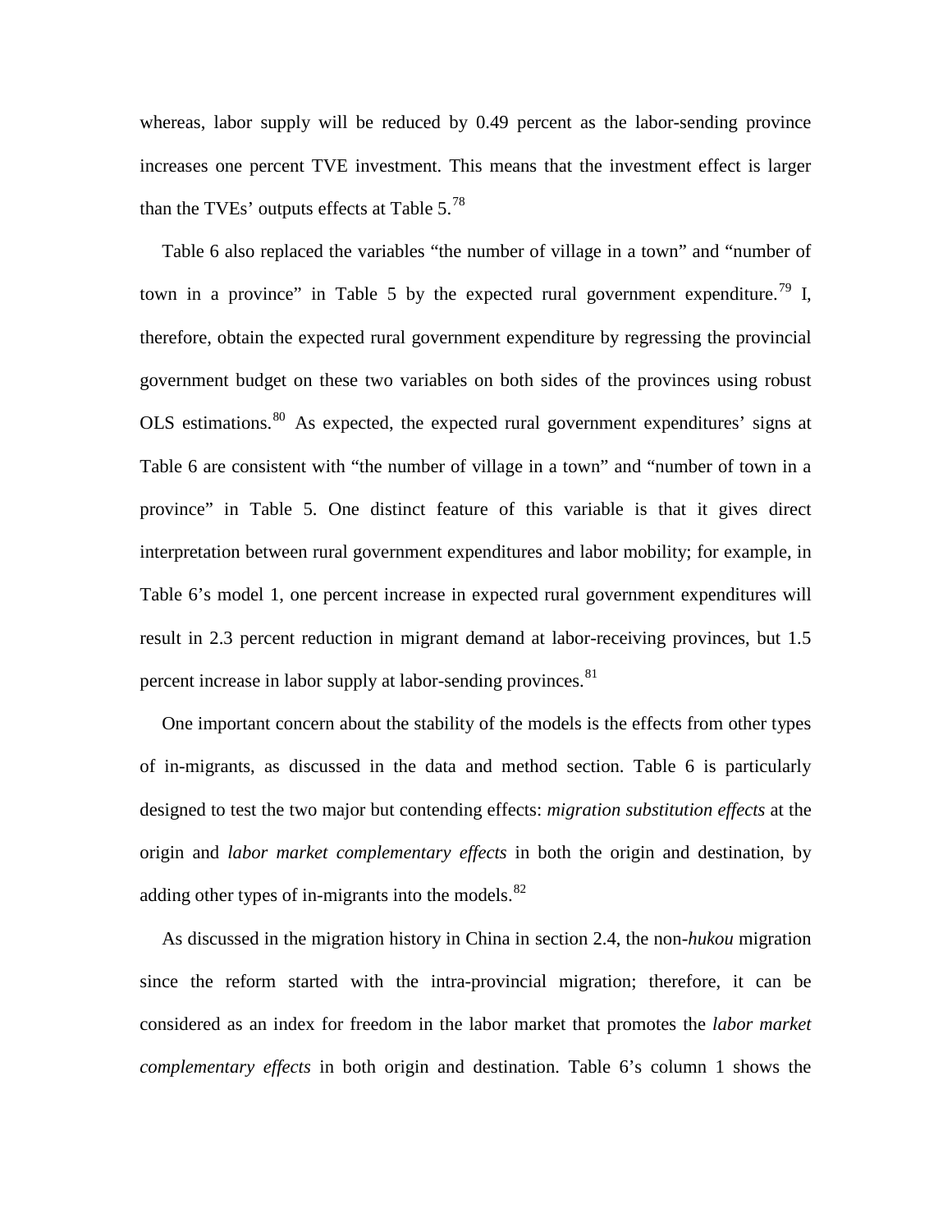whereas, labor supply will be reduced by 0.49 percent as the labor-sending province increases one percent TVE investment. This means that the investment effect is larger than the TVEs' outputs effects at Table 5.[78]

Table 6 also replaced the variables "the number of village in a town" and "number of town in a province" in Table 5 by the expected rural government expenditure.[79] I, therefore, obtain the expected rural government expenditure by regressing the provincial government budget on these two variables on both sides of the provinces using robust OLS estimations.[80] As expected, the expected rural government expenditures' signs at Table 6 are consistent with "the number of village in a town" and "number of town in a province" in Table 5. One distinct feature of this variable is that it gives direct interpretation between rural government expenditures and labor mobility; for example, in Table 6's model 1, one percent increase in expected rural government expenditures will result in 2.3 percent reduction in migrant demand at labor-receiving provinces, but 1.5 percent increase in labor supply at labor-sending provinces.[81]

One important concern about the stability of the models is the effects from other types of in-migrants, as discussed in the data and method section. Table 6 is particularly designed to test the two major but contending effects: *migration substitution effects* at the origin and *labor market complementary effects* in both the origin and destination, by adding other types of in-migrants into the models.[82]

As discussed in the migration history in China in section 2.4, the non-*hukou* migration since the reform started with the intra-provincial migration; therefore, it can be considered as an index for freedom in the labor market that promotes the *labor market complementary effects* in both origin and destination. Table 6's column 1 shows the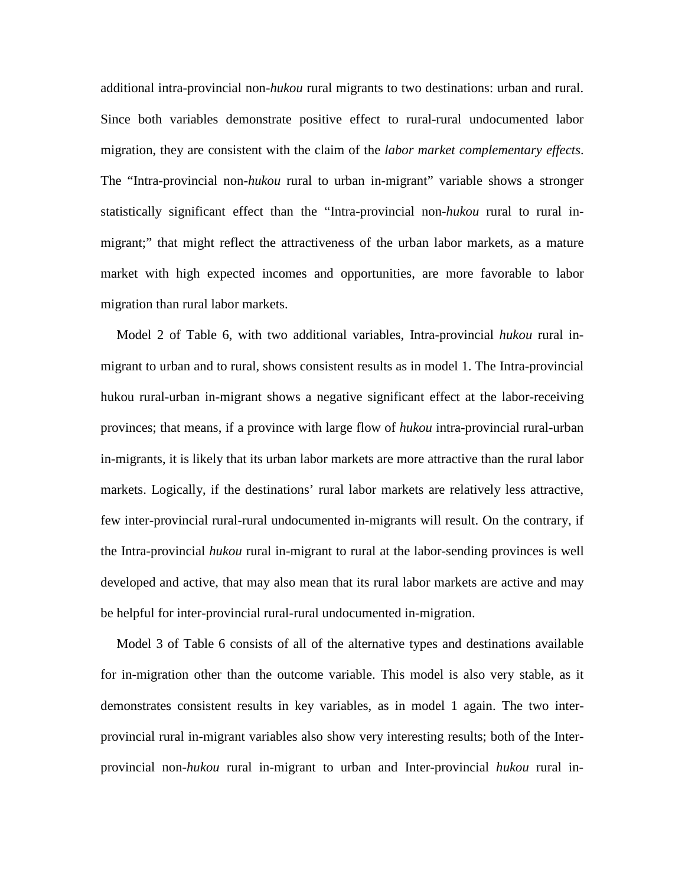additional intra-provincial non-*hukou* rural migrants to two destinations: urban and rural. Since both variables demonstrate positive effect to rural-rural undocumented labor migration, they are consistent with the claim of the *labor market complementary effects*. The "Intra-provincial non-*hukou* rural to urban in-migrant" variable shows a stronger statistically significant effect than the "Intra-provincial non-*hukou* rural to rural in-migrant;" that might reflect the attractiveness of the urban labor markets, as a mature market with high expected incomes and opportunities, are more favorable to labor migration than rural labor markets.

Model 2 of Table 6, with two additional variables, Intra-provincial *hukou* rural in-migrant to urban and to rural, shows consistent results as in model 1. The Intra-provincial hukou rural-urban in-migrant shows a negative significant effect at the labor-receiving provinces; that means, if a province with large flow of *hukou* intra-provincial rural-urban in-migrants, it is likely that its urban labor markets are more attractive than the rural labor markets. Logically, if the destinations' rural labor markets are relatively less attractive, few inter-provincial rural-rural undocumented in-migrants will result. On the contrary, if the Intra-provincial *hukou* rural in-migrant to rural at the labor-sending provinces is well developed and active, that may also mean that its rural labor markets are active and may be helpful for inter-provincial rural-rural undocumented in-migration.

Model 3 of Table 6 consists of all of the alternative types and destinations available for in-migration other than the outcome variable. This model is also very stable, as it demonstrates consistent results in key variables, as in model 1 again. The two inter-provincial rural in-migrant variables also show very interesting results; both of the Inter-provincial non-*hukou* rural in-migrant to urban and Inter-provincial *hukou* rural in-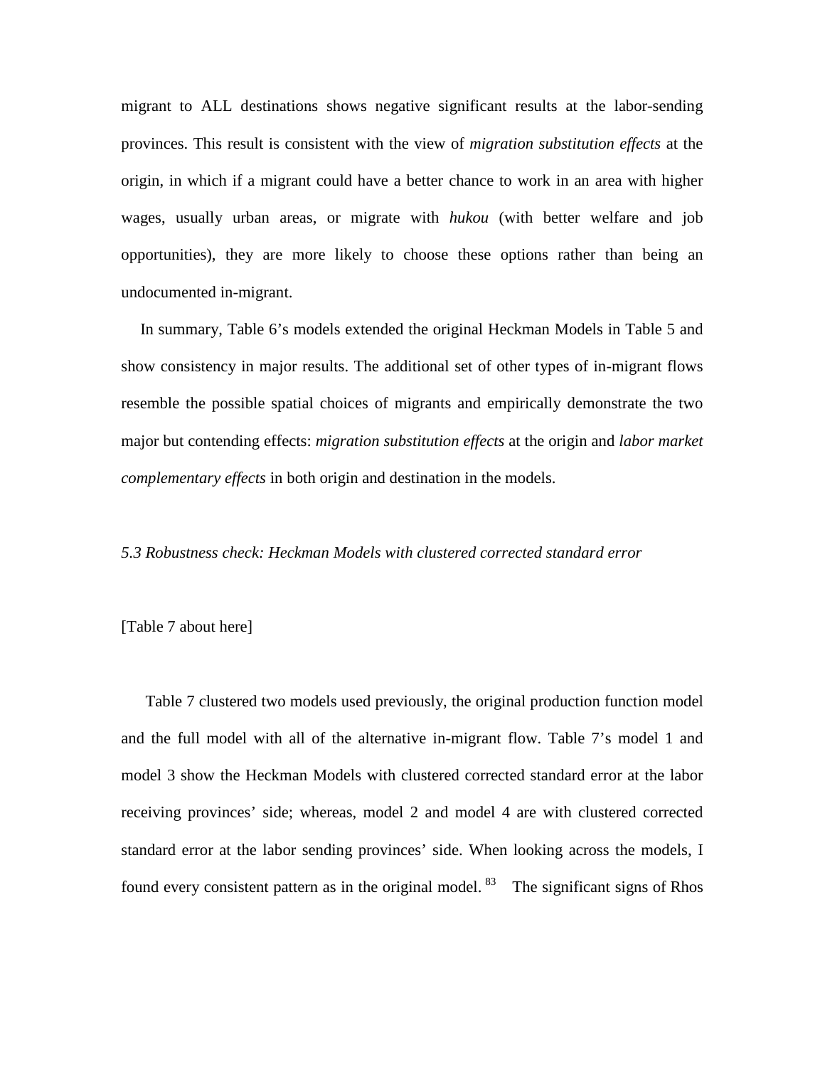migrant to ALL destinations shows negative significant results at the labor-sending provinces. This result is consistent with the view of *migration substitution effects* at the origin, in which if a migrant could have a better chance to work in an area with higher wages, usually urban areas, or migrate with *hukou* (with better welfare and job opportunities), they are more likely to choose these options rather than being an undocumented in-migrant.

In summary, Table 6's models extended the original Heckman Models in Table 5 and show consistency in major results. The additional set of other types of in-migrant flows resemble the possible spatial choices of migrants and empirically demonstrate the two major but contending effects: *migration substitution effects* at the origin and *labor market complementary effects* in both origin and destination in the models.

*5.3 Robustness check: Heckman Models with clustered corrected standard error*

[Table 7 about here]

Table 7 clustered two models used previously, the original production function model and the full model with all of the alternative in-migrant flow. Table 7's model 1 and model 3 show the Heckman Models with clustered corrected standard error at the labor receiving provinces' side; whereas, model 2 and model 4 are with clustered corrected standard error at the labor sending provinces' side. When looking across the models, I found every consistent pattern as in the original model. [83] The significant signs of Rhos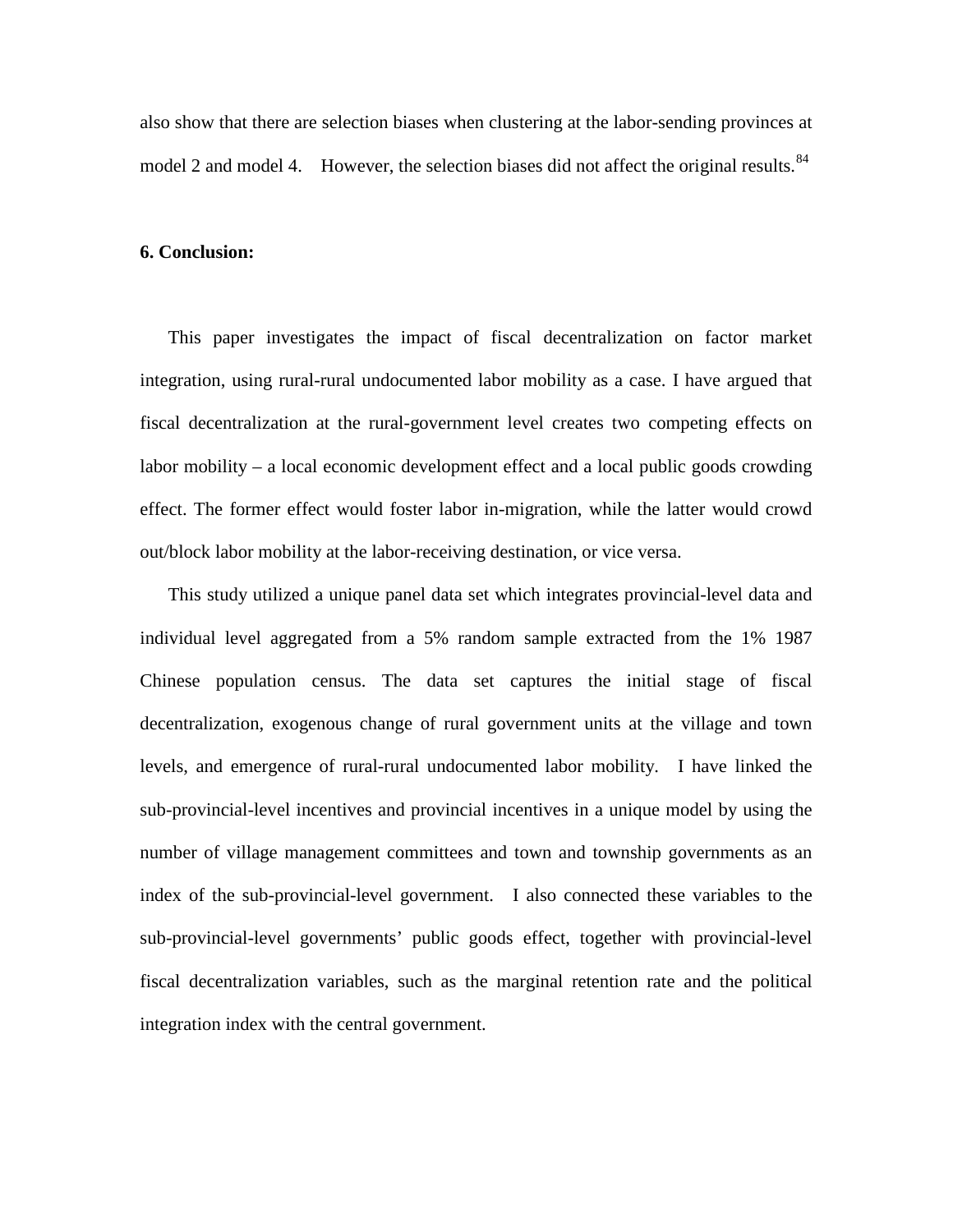also show that there are selection biases when clustering at the labor-sending provinces at model 2 and model 4. However, the selection biases did not affect the original results.[84]

### 6. Conclusion:

This paper investigates the impact of fiscal decentralization on factor market integration, using rural-rural undocumented labor mobility as a case. I have argued that fiscal decentralization at the rural-government level creates two competing effects on labor mobility – a local economic development effect and a local public goods crowding effect. The former effect would foster labor in-migration, while the latter would crowd out/block labor mobility at the labor-receiving destination, or vice versa.

This study utilized a unique panel data set which integrates provincial-level data and individual level aggregated from a 5% random sample extracted from the 1% 1987 Chinese population census. The data set captures the initial stage of fiscal decentralization, exogenous change of rural government units at the village and town levels, and emergence of rural-rural undocumented labor mobility. I have linked the sub-provincial-level incentives and provincial incentives in a unique model by using the number of village management committees and town and township governments as an index of the sub-provincial-level government. I also connected these variables to the sub-provincial-level governments' public goods effect, together with provincial-level fiscal decentralization variables, such as the marginal retention rate and the political integration index with the central government.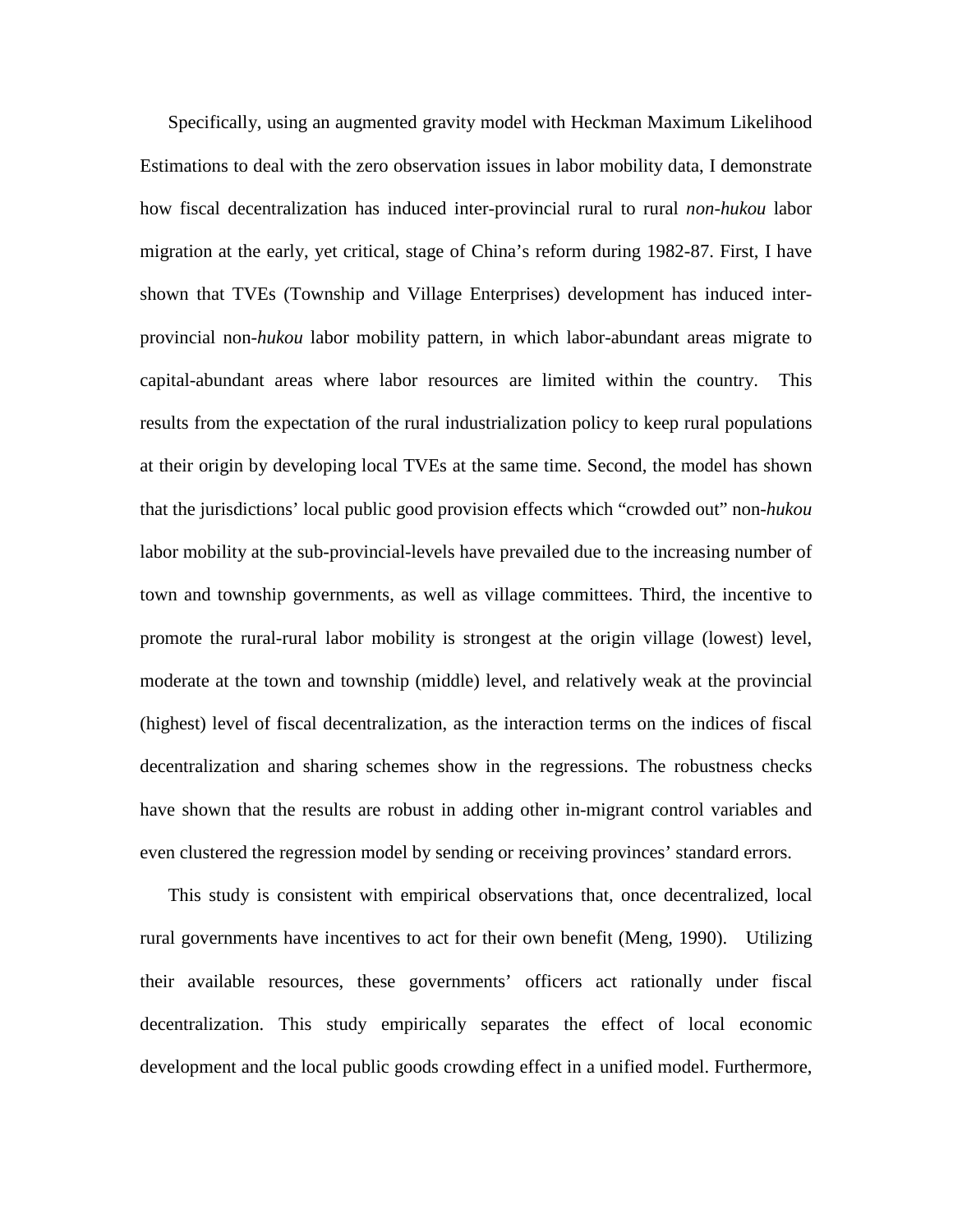Specifically, using an augmented gravity model with Heckman Maximum Likelihood Estimations to deal with the zero observation issues in labor mobility data, I demonstrate how fiscal decentralization has induced inter-provincial rural to rural *non-hukou* labor migration at the early, yet critical, stage of China's reform during 1982-87. First, I have shown that TVEs (Township and Village Enterprises) development has induced inter-provincial non-*hukou* labor mobility pattern, in which labor-abundant areas migrate to capital-abundant areas where labor resources are limited within the country. This results from the expectation of the rural industrialization policy to keep rural populations at their origin by developing local TVEs at the same time. Second, the model has shown that the jurisdictions' local public good provision effects which "crowded out" non-*hukou* labor mobility at the sub-provincial-levels have prevailed due to the increasing number of town and township governments, as well as village committees. Third, the incentive to promote the rural-rural labor mobility is strongest at the origin village (lowest) level, moderate at the town and township (middle) level, and relatively weak at the provincial (highest) level of fiscal decentralization, as the interaction terms on the indices of fiscal decentralization and sharing schemes show in the regressions. The robustness checks have shown that the results are robust in adding other in-migrant control variables and even clustered the regression model by sending or receiving provinces' standard errors.

This study is consistent with empirical observations that, once decentralized, local rural governments have incentives to act for their own benefit (Meng, 1990). Utilizing their available resources, these governments' officers act rationally under fiscal decentralization. This study empirically separates the effect of local economic development and the local public goods crowding effect in a unified model. Furthermore,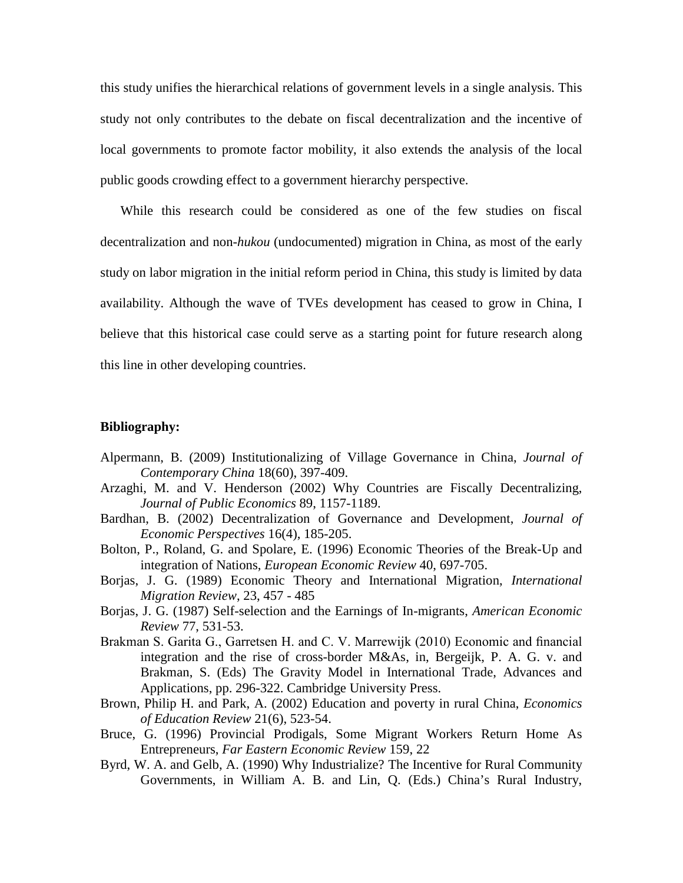this study unifies the hierarchical relations of government levels in a single analysis. This study not only contributes to the debate on fiscal decentralization and the incentive of local governments to promote factor mobility, it also extends the analysis of the local public goods crowding effect to a government hierarchy perspective.

While this research could be considered as one of the few studies on fiscal decentralization and non-*hukou* (undocumented) migration in China, as most of the early study on labor migration in the initial reform period in China, this study is limited by data availability. Although the wave of TVEs development has ceased to grow in China, I believe that this historical case could serve as a starting point for future research along this line in other developing countries.

**Bibliography:**

Alpermann, B. (2009) Institutionalizing of Village Governance in China, *Journal of Contemporary China* 18(60), 397-409.

Arzaghi, M. and V. Henderson (2002) Why Countries are Fiscally Decentralizing, *Journal of Public Economics* 89, 1157-1189.

Bardhan, B. (2002) Decentralization of Governance and Development, *Journal of Economic Perspectives* 16(4), 185-205.

Bolton, P., Roland, G. and Spolare, E. (1996) Economic Theories of the Break-Up and integration of Nations, *European Economic Review* 40, 697-705.

Borjas, J. G. (1989) Economic Theory and International Migration, *International Migration Review*, 23, 457 - 485

Borjas, J. G. (1987) Self-selection and the Earnings of In-migrants, *American Economic Review* 77, 531-53.

Brakman S. Garita G., Garretsen H. and C. V. Marrewijk (2010) Economic and financial integration and the rise of cross-border M&As, in, Bergeijk, P. A. G. v. and Brakman, S. (Eds) The Gravity Model in International Trade, Advances and Applications, pp. 296-322. Cambridge University Press.

Brown, Philip H. and Park, A. (2002) Education and poverty in rural China, *Economics of Education Review* 21(6), 523-54.

Bruce, G. (1996) Provincial Prodigals, Some Migrant Workers Return Home As Entrepreneurs, *Far Eastern Economic Review* 159, 22

Byrd, W. A. and Gelb, A. (1990) Why Industrialize? The Incentive for Rural Community Governments, in William A. B. and Lin, Q. (Eds.) China's Rural Industry,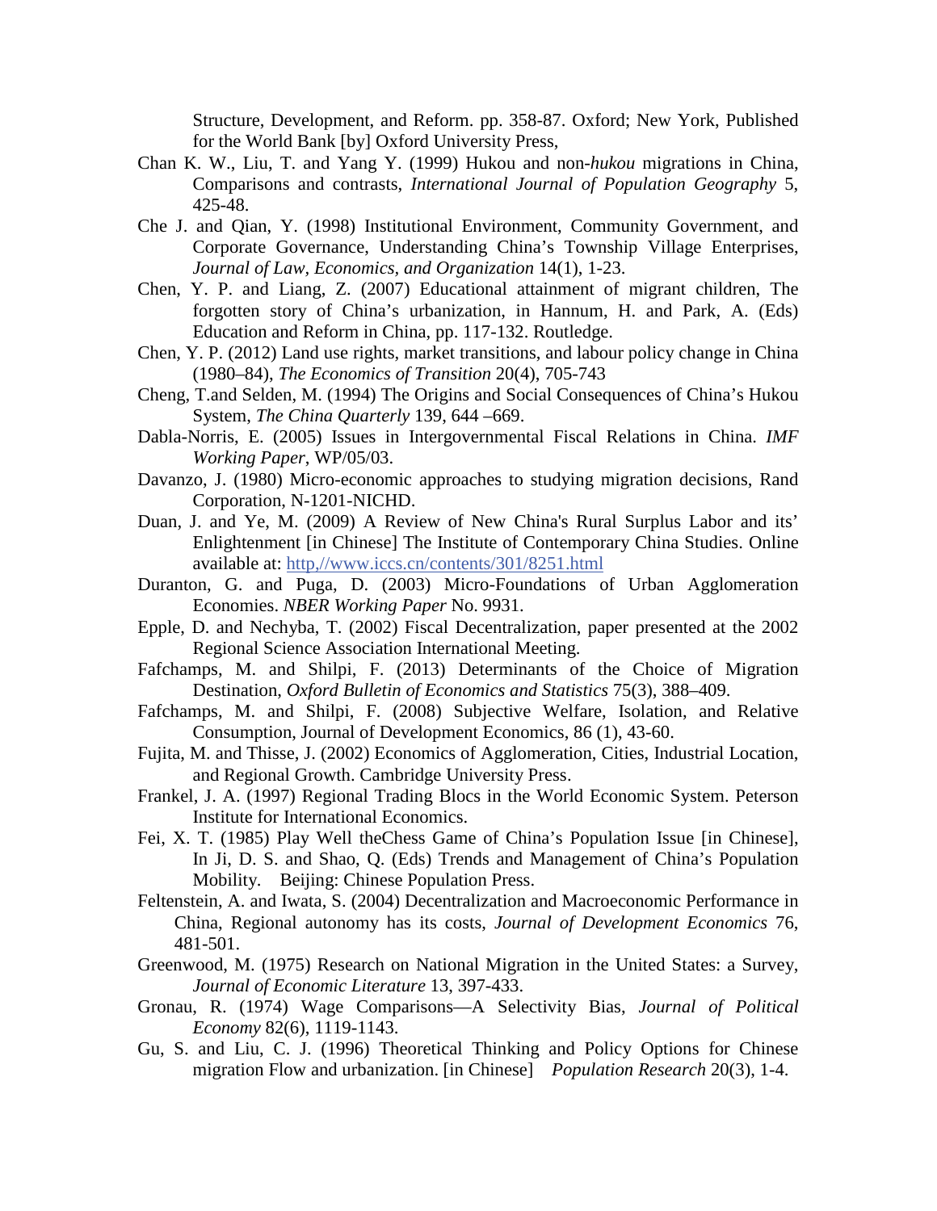Structure, Development, and Reform. pp. 358-87. Oxford; New York, Published for the World Bank [by] Oxford University Press,

Chan K. W., Liu, T. and Yang Y. (1999) Hukou and non-*hukou* migrations in China, Comparisons and contrasts, *International Journal of Population Geography* 5, 425-48.

Che J. and Qian, Y. (1998) Institutional Environment, Community Government, and Corporate Governance, Understanding China's Township Village Enterprises, *Journal of Law, Economics, and Organization* 14(1), 1-23.

Chen, Y. P. and Liang, Z. (2007) Educational attainment of migrant children, The forgotten story of China's urbanization, in Hannum, H. and Park, A. (Eds) Education and Reform in China, pp. 117-132. Routledge.

Chen, Y. P. (2012) Land use rights, market transitions, and labour policy change in China (1980–84), *The Economics of Transition* 20(4), 705-743

Cheng, T.and Selden, M. (1994) The Origins and Social Consequences of China's Hukou System, *The China Quarterly* 139, 644 –669.

Dabla-Norris, E. (2005) Issues in Intergovernmental Fiscal Relations in China. *IMF Working Paper*, WP/05/03.

Davanzo, J. (1980) Micro-economic approaches to studying migration decisions, Rand Corporation, N-1201-NICHD.

Duan, J. and Ye, M. (2009) A Review of New China's Rural Surplus Labor and its' Enlightenment [in Chinese] The Institute of Contemporary China Studies. Online available at: http,//www.iccs.cn/contents/301/8251.html

Duranton, G. and Puga, D. (2003) Micro-Foundations of Urban Agglomeration Economies. *NBER Working Paper* No. 9931.

Epple, D. and Nechyba, T. (2002) Fiscal Decentralization, paper presented at the 2002 Regional Science Association International Meeting.

Fafchamps, M. and Shilpi, F. (2013) Determinants of the Choice of Migration Destination, *Oxford Bulletin of Economics and Statistics* 75(3), 388–409.

Fafchamps, M. and Shilpi, F. (2008) Subjective Welfare, Isolation, and Relative Consumption, Journal of Development Economics, 86 (1), 43-60.

Fujita, M. and Thisse, J. (2002) Economics of Agglomeration, Cities, Industrial Location, and Regional Growth. Cambridge University Press.

Frankel, J. A. (1997) Regional Trading Blocs in the World Economic System. Peterson Institute for International Economics.

Fei, X. T. (1985) Play Well theChess Game of China's Population Issue [in Chinese], In Ji, D. S. and Shao, Q. (Eds) Trends and Management of China's Population Mobility. Beijing: Chinese Population Press.

Feltenstein, A. and Iwata, S. (2004) Decentralization and Macroeconomic Performance in China, Regional autonomy has its costs, *Journal of Development Economics* 76, 481-501.

Greenwood, M. (1975) Research on National Migration in the United States: a Survey, *Journal of Economic Literature* 13, 397-433.

Gronau, R. (1974) Wage Comparisons—A Selectivity Bias, *Journal of Political Economy* 82(6), 1119-1143.

Gu, S. and Liu, C. J. (1996) Theoretical Thinking and Policy Options for Chinese migration Flow and urbanization. [in Chinese] *Population Research* 20(3), 1-4.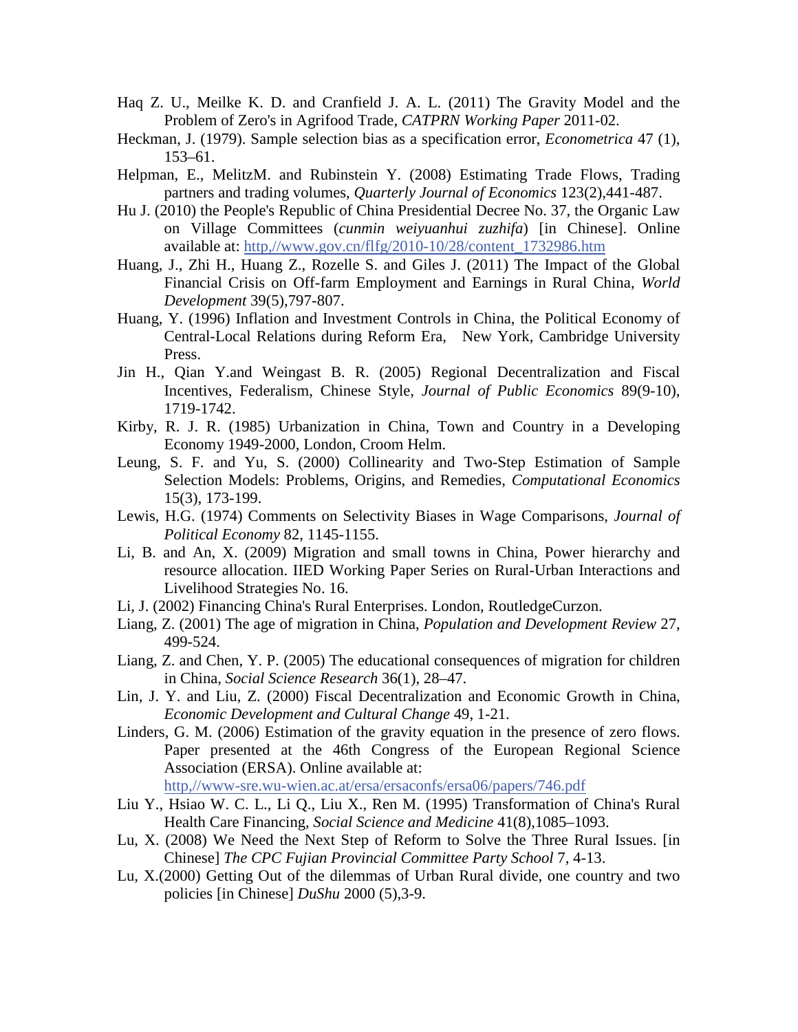Haq Z. U., Meilke K. D. and Cranfield J. A. L. (2011) The Gravity Model and the Problem of Zero's in Agrifood Trade, *CATPRN Working Paper* 2011-02.

Heckman, J. (1979). Sample selection bias as a specification error, *Econometrica* 47 (1), 153–61.

Helpman, E., MelitzM. and Rubinstein Y. (2008) Estimating Trade Flows, Trading partners and trading volumes, *Quarterly Journal of Economics* 123(2),441-487.

Hu J. (2010) the People's Republic of China Presidential Decree No. 37, the Organic Law on Village Committees (*cunmin weiyuanhui zuzhifa*) [in Chinese]. Online available at: http,//www.gov.cn/flfg/2010-10/28/content_1732986.htm

Huang, J., Zhi H., Huang Z., Rozelle S. and Giles J. (2011) The Impact of the Global Financial Crisis on Off-farm Employment and Earnings in Rural China, *World Development* 39(5),797-807.

Huang, Y. (1996) Inflation and Investment Controls in China, the Political Economy of Central-Local Relations during Reform Era, New York, Cambridge University Press.

Jin H., Qian Y.and Weingast B. R. (2005) Regional Decentralization and Fiscal Incentives, Federalism, Chinese Style, *Journal of Public Economics* 89(9-10), 1719-1742.

Kirby, R. J. R. (1985) Urbanization in China, Town and Country in a Developing Economy 1949-2000, London, Croom Helm.

Leung, S. F. and Yu, S. (2000) Collinearity and Two-Step Estimation of Sample Selection Models: Problems, Origins, and Remedies, *Computational Economics* 15(3), 173-199.

Lewis, H.G. (1974) Comments on Selectivity Biases in Wage Comparisons, *Journal of Political Economy* 82, 1145-1155.

Li, B. and An, X. (2009) Migration and small towns in China, Power hierarchy and resource allocation. IIED Working Paper Series on Rural-Urban Interactions and Livelihood Strategies No. 16.

Li, J. (2002) Financing China's Rural Enterprises. London, RoutledgeCurzon.

Liang, Z. (2001) The age of migration in China, *Population and Development Review* 27, 499-524.

Liang, Z. and Chen, Y. P. (2005) The educational consequences of migration for children in China, *Social Science Research* 36(1), 28–47.

Lin, J. Y. and Liu, Z. (2000) Fiscal Decentralization and Economic Growth in China, *Economic Development and Cultural Change* 49, 1-21.

Linders, G. M. (2006) Estimation of the gravity equation in the presence of zero flows. Paper presented at the 46th Congress of the European Regional Science Association (ERSA). Online available at: http,//www-sre.wu-wien.ac.at/ersa/ersaconfs/ersa06/papers/746.pdf

Liu Y., Hsiao W. C. L., Li Q., Liu X., Ren M. (1995) Transformation of China's Rural Health Care Financing, *Social Science and Medicine* 41(8),1085–1093.

Lu, X. (2008) We Need the Next Step of Reform to Solve the Three Rural Issues. [in Chinese] *The CPC Fujian Provincial Committee Party School* 7, 4-13.

Lu, X.(2000) Getting Out of the dilemmas of Urban Rural divide, one country and two policies [in Chinese] *DuShu* 2000 (5),3-9.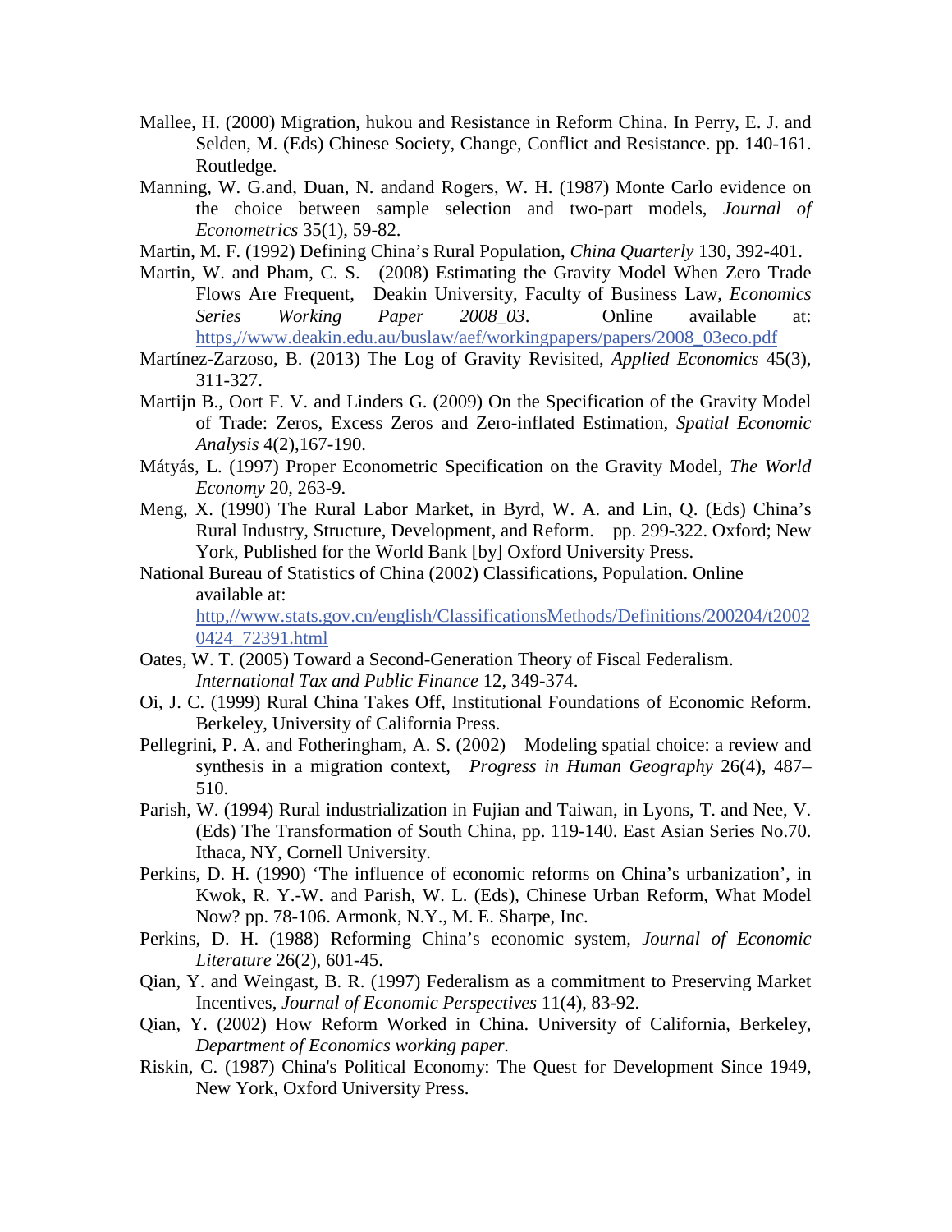Mallee, H. (2000) Migration, hukou and Resistance in Reform China. In Perry, E. J. and Selden, M. (Eds) Chinese Society, Change, Conflict and Resistance. pp. 140-161. Routledge.

Manning, W. G.and, Duan, N. andand Rogers, W. H. (1987) Monte Carlo evidence on the choice between sample selection and two-part models, *Journal of Econometrics* 35(1), 59-82.

Martin, M. F. (1992) Defining China's Rural Population, *China Quarterly* 130, 392-401.

Martin, W. and Pham, C. S. (2008) Estimating the Gravity Model When Zero Trade Flows Are Frequent, Deakin University, Faculty of Business Law, *Economics Series Working Paper 2008_03*. Online available at: https,//www.deakin.edu.au/buslaw/aef/workingpapers/papers/2008_03eco.pdf

Martínez-Zarzoso, B. (2013) The Log of Gravity Revisited, *Applied Economics* 45(3), 311-327.

Martijn B., Oort F. V. and Linders G. (2009) On the Specification of the Gravity Model of Trade: Zeros, Excess Zeros and Zero-inflated Estimation, *Spatial Economic Analysis* 4(2),167-190.

Mátyás, L. (1997) Proper Econometric Specification on the Gravity Model, *The World Economy* 20, 263-9.

Meng, X. (1990) The Rural Labor Market, in Byrd, W. A. and Lin, Q. (Eds) China's Rural Industry, Structure, Development, and Reform. pp. 299-322. Oxford; New York, Published for the World Bank [by] Oxford University Press.

National Bureau of Statistics of China (2002) Classifications, Population. Online available at: http,//www.stats.gov.cn/english/ClassificationsMethods/Definitions/200204/t20020424_72391.html

Oates, W. T. (2005) Toward a Second-Generation Theory of Fiscal Federalism. *International Tax and Public Finance* 12, 349-374.

Oi, J. C. (1999) Rural China Takes Off, Institutional Foundations of Economic Reform. Berkeley, University of California Press.

Pellegrini, P. A. and Fotheringham, A. S. (2002) Modeling spatial choice: a review and synthesis in a migration context, *Progress in Human Geography* 26(4), 487–510.

Parish, W. (1994) Rural industrialization in Fujian and Taiwan, in Lyons, T. and Nee, V. (Eds) The Transformation of South China, pp. 119-140. East Asian Series No.70. Ithaca, NY, Cornell University.

Perkins, D. H. (1990) 'The influence of economic reforms on China's urbanization', in Kwok, R. Y.-W. and Parish, W. L. (Eds), Chinese Urban Reform, What Model Now? pp. 78-106. Armonk, N.Y., M. E. Sharpe, Inc.

Perkins, D. H. (1988) Reforming China's economic system, *Journal of Economic Literature* 26(2), 601-45.

Qian, Y. and Weingast, B. R. (1997) Federalism as a commitment to Preserving Market Incentives, *Journal of Economic Perspectives* 11(4), 83-92.

Qian, Y. (2002) How Reform Worked in China. University of California, Berkeley, *Department of Economics working paper*.

Riskin, C. (1987) China's Political Economy: The Quest for Development Since 1949, New York, Oxford University Press.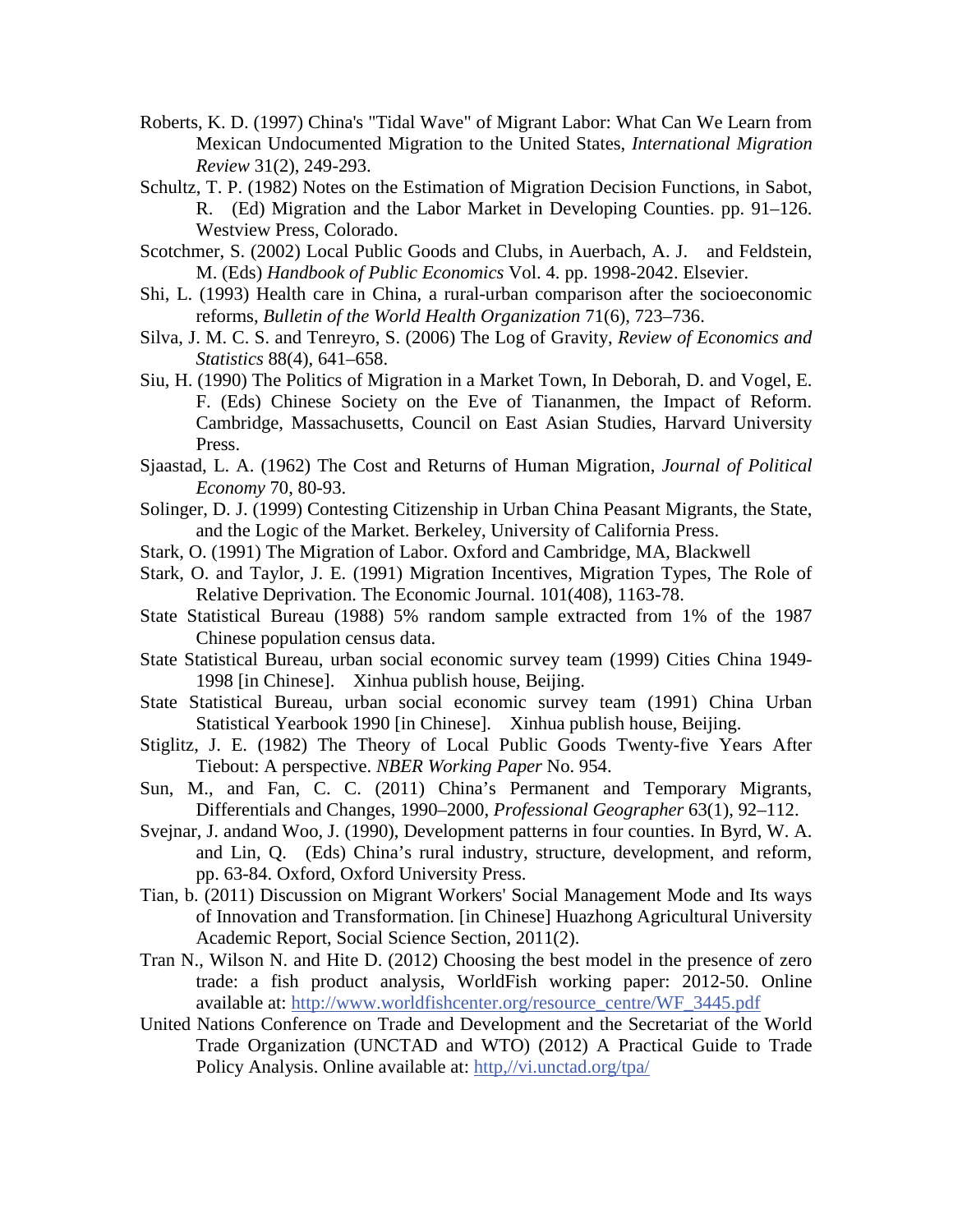Roberts, K. D. (1997) China's "Tidal Wave" of Migrant Labor: What Can We Learn from Mexican Undocumented Migration to the United States, *International Migration Review* 31(2), 249-293.

Schultz, T. P. (1982) Notes on the Estimation of Migration Decision Functions, in Sabot, R. (Ed) Migration and the Labor Market in Developing Counties. pp. 91–126. Westview Press, Colorado.

Scotchmer, S. (2002) Local Public Goods and Clubs, in Auerbach, A. J. and Feldstein, M. (Eds) *Handbook of Public Economics* Vol. 4. pp. 1998-2042. Elsevier.

Shi, L. (1993) Health care in China, a rural-urban comparison after the socioeconomic reforms, *Bulletin of the World Health Organization* 71(6), 723–736.

Silva, J. M. C. S. and Tenreyro, S. (2006) The Log of Gravity, *Review of Economics and Statistics* 88(4), 641–658.

Siu, H. (1990) The Politics of Migration in a Market Town, In Deborah, D. and Vogel, E. F. (Eds) Chinese Society on the Eve of Tiananmen, the Impact of Reform. Cambridge, Massachusetts, Council on East Asian Studies, Harvard University Press.

Sjaastad, L. A. (1962) The Cost and Returns of Human Migration, *Journal of Political Economy* 70, 80-93.

Solinger, D. J. (1999) Contesting Citizenship in Urban China Peasant Migrants, the State, and the Logic of the Market. Berkeley, University of California Press.

Stark, O. (1991) The Migration of Labor. Oxford and Cambridge, MA, Blackwell

Stark, O. and Taylor, J. E. (1991) Migration Incentives, Migration Types, The Role of Relative Deprivation. The Economic Journal. 101(408), 1163-78.

State Statistical Bureau (1988) 5% random sample extracted from 1% of the 1987 Chinese population census data.

State Statistical Bureau, urban social economic survey team (1999) Cities China 1949-1998 [in Chinese]. Xinhua publish house, Beijing.

State Statistical Bureau, urban social economic survey team (1991) China Urban Statistical Yearbook 1990 [in Chinese]. Xinhua publish house, Beijing.

Stiglitz, J. E. (1982) The Theory of Local Public Goods Twenty-five Years After Tiebout: A perspective. *NBER Working Paper* No. 954.

Sun, M., and Fan, C. C. (2011) China's Permanent and Temporary Migrants, Differentials and Changes, 1990–2000, *Professional Geographer* 63(1), 92–112.

Svejnar, J. andand Woo, J. (1990), Development patterns in four counties. In Byrd, W. A. and Lin, Q. (Eds) China's rural industry, structure, development, and reform, pp. 63-84. Oxford, Oxford University Press.

Tian, b. (2011) Discussion on Migrant Workers' Social Management Mode and Its ways of Innovation and Transformation. [in Chinese] Huazhong Agricultural University Academic Report, Social Science Section, 2011(2).

Tran N., Wilson N. and Hite D. (2012) Choosing the best model in the presence of zero trade: a fish product analysis, WorldFish working paper: 2012-50. Online available at: http://www.worldfishcenter.org/resource_centre/WF_3445.pdf

United Nations Conference on Trade and Development and the Secretariat of the World Trade Organization (UNCTAD and WTO) (2012) A Practical Guide to Trade Policy Analysis. Online available at: http,//vi.unctad.org/tpa/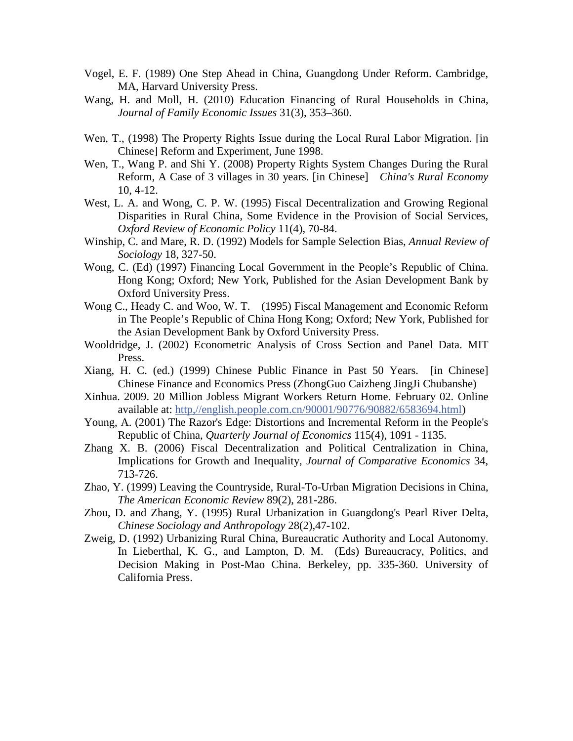Vogel, E. F. (1989) One Step Ahead in China, Guangdong Under Reform. Cambridge, MA, Harvard University Press.

Wang, H. and Moll, H. (2010) Education Financing of Rural Households in China, *Journal of Family Economic Issues* 31(3), 353–360.

Wen, T., (1998) The Property Rights Issue during the Local Rural Labor Migration. [in Chinese] Reform and Experiment, June 1998.

Wen, T., Wang P. and Shi Y. (2008) Property Rights System Changes During the Rural Reform, A Case of 3 villages in 30 years. [in Chinese] *China's Rural Economy* 10, 4-12.

West, L. A. and Wong, C. P. W. (1995) Fiscal Decentralization and Growing Regional Disparities in Rural China, Some Evidence in the Provision of Social Services, *Oxford Review of Economic Policy* 11(4), 70-84.

Winship, C. and Mare, R. D. (1992) Models for Sample Selection Bias, *Annual Review of Sociology* 18, 327-50.

Wong, C. (Ed) (1997) Financing Local Government in the People's Republic of China. Hong Kong; Oxford; New York, Published for the Asian Development Bank by Oxford University Press.

Wong C., Heady C. and Woo, W. T. (1995) Fiscal Management and Economic Reform in The People's Republic of China Hong Kong; Oxford; New York, Published for the Asian Development Bank by Oxford University Press.

Wooldridge, J. (2002) Econometric Analysis of Cross Section and Panel Data. MIT Press.

Xiang, H. C. (ed.) (1999) Chinese Public Finance in Past 50 Years. [in Chinese] Chinese Finance and Economics Press (ZhongGuo Caizheng JingJi Chubanshe)

Xinhua. 2009. 20 Million Jobless Migrant Workers Return Home. February 02. Online available at: http,//english.people.com.cn/90001/90776/90882/6583694.html)

Young, A. (2001) The Razor's Edge: Distortions and Incremental Reform in the People's Republic of China, *Quarterly Journal of Economics* 115(4), 1091 - 1135.

Zhang X. B. (2006) Fiscal Decentralization and Political Centralization in China, Implications for Growth and Inequality, *Journal of Comparative Economics* 34, 713-726.

Zhao, Y. (1999) Leaving the Countryside, Rural-To-Urban Migration Decisions in China, *The American Economic Review* 89(2), 281-286.

Zhou, D. and Zhang, Y. (1995) Rural Urbanization in Guangdong's Pearl River Delta, *Chinese Sociology and Anthropology* 28(2),47-102.

Zweig, D. (1992) Urbanizing Rural China, Bureaucratic Authority and Local Autonomy. In Lieberthal, K. G., and Lampton, D. M. (Eds) Bureaucracy, Politics, and Decision Making in Post-Mao China. Berkeley, pp. 335-360. University of California Press.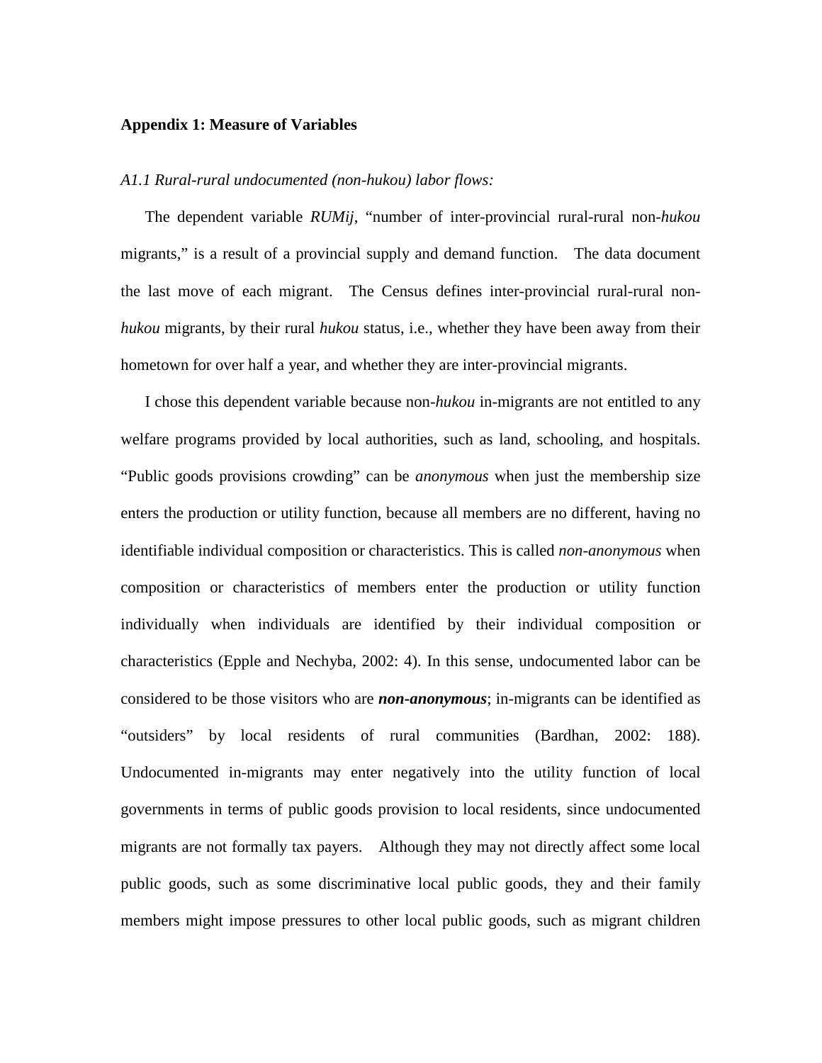**Appendix 1: Measure of Variables**

*A1.1 Rural-rural undocumented (non-hukou) labor flows:*

The dependent variable *RUMij*, "number of inter-provincial rural-rural non-*hukou* migrants," is a result of a provincial supply and demand function. The data document the last move of each migrant. The Census defines inter-provincial rural-rural non-*hukou* migrants, by their rural *hukou* status, i.e., whether they have been away from their hometown for over half a year, and whether they are inter-provincial migrants.

I chose this dependent variable because non-*hukou* in-migrants are not entitled to any welfare programs provided by local authorities, such as land, schooling, and hospitals. "Public goods provisions crowding" can be *anonymous* when just the membership size enters the production or utility function, because all members are no different, having no identifiable individual composition or characteristics. This is called *non-anonymous* when composition or characteristics of members enter the production or utility function individually when individuals are identified by their individual composition or characteristics (Epple and Nechyba, 2002: 4). In this sense, undocumented labor can be considered to be those visitors who are ***non-anonymous***; in-migrants can be identified as "outsiders" by local residents of rural communities (Bardhan, 2002: 188). Undocumented in-migrants may enter negatively into the utility function of local governments in terms of public goods provision to local residents, since undocumented migrants are not formally tax payers. Although they may not directly affect some local public goods, such as some discriminative local public goods, they and their family members might impose pressures to other local public goods, such as migrant children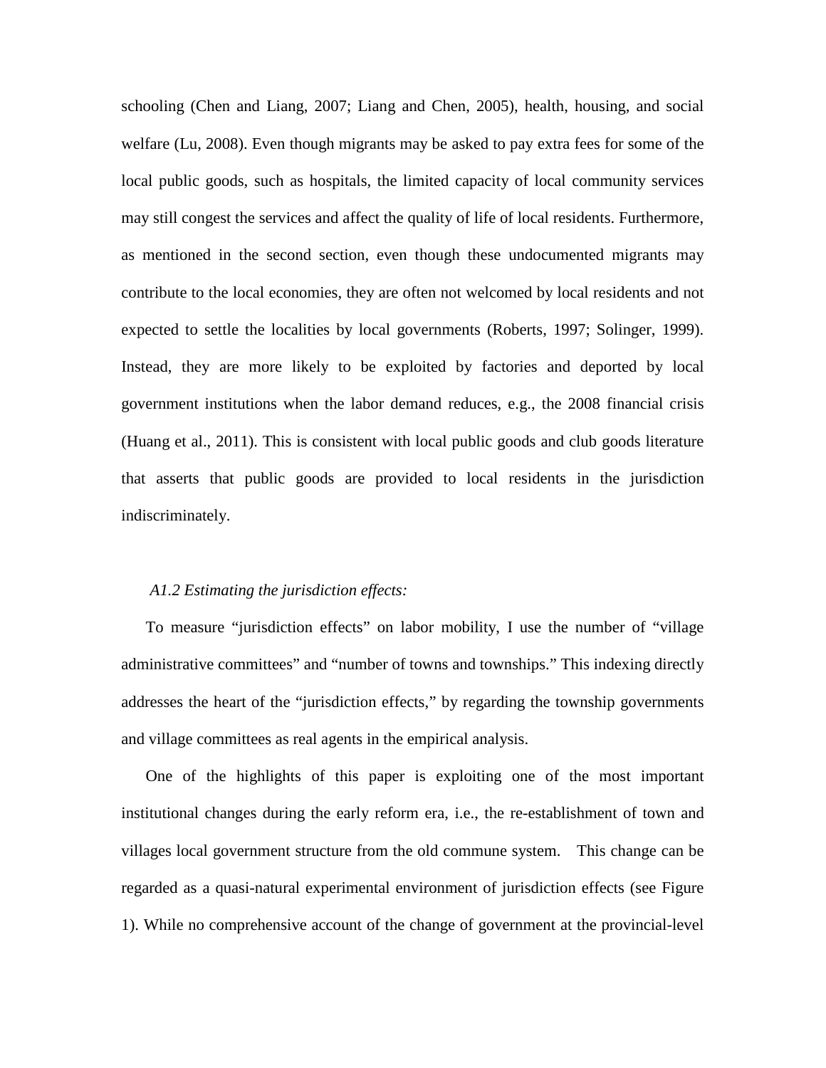schooling (Chen and Liang, 2007; Liang and Chen, 2005), health, housing, and social welfare (Lu, 2008). Even though migrants may be asked to pay extra fees for some of the local public goods, such as hospitals, the limited capacity of local community services may still congest the services and affect the quality of life of local residents. Furthermore, as mentioned in the second section, even though these undocumented migrants may contribute to the local economies, they are often not welcomed by local residents and not expected to settle the localities by local governments (Roberts, 1997; Solinger, 1999). Instead, they are more likely to be exploited by factories and deported by local government institutions when the labor demand reduces, e.g., the 2008 financial crisis (Huang et al., 2011). This is consistent with local public goods and club goods literature that asserts that public goods are provided to local residents in the jurisdiction indiscriminately.

*A1.2 Estimating the jurisdiction effects:*

To measure "jurisdiction effects" on labor mobility, I use the number of "village administrative committees" and "number of towns and townships." This indexing directly addresses the heart of the "jurisdiction effects," by regarding the township governments and village committees as real agents in the empirical analysis.

One of the highlights of this paper is exploiting one of the most important institutional changes during the early reform era, i.e., the re-establishment of town and villages local government structure from the old commune system. This change can be regarded as a quasi-natural experimental environment of jurisdiction effects (see Figure 1). While no comprehensive account of the change of government at the provincial-level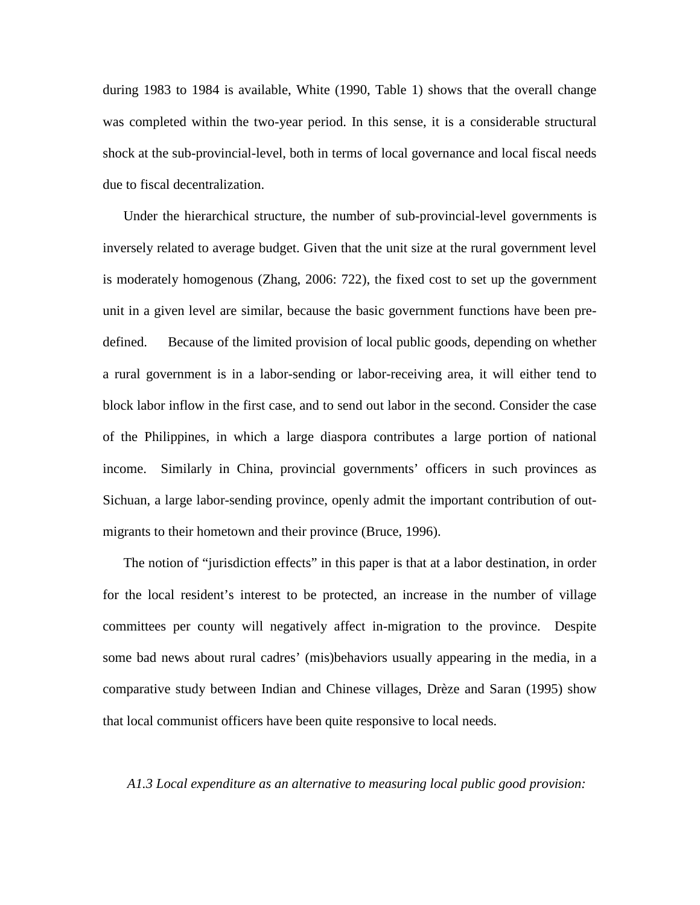during 1983 to 1984 is available, White (1990, Table 1) shows that the overall change was completed within the two-year period. In this sense, it is a considerable structural shock at the sub-provincial-level, both in terms of local governance and local fiscal needs due to fiscal decentralization.

Under the hierarchical structure, the number of sub-provincial-level governments is inversely related to average budget. Given that the unit size at the rural government level is moderately homogenous (Zhang, 2006: 722), the fixed cost to set up the government unit in a given level are similar, because the basic government functions have been pre-defined. Because of the limited provision of local public goods, depending on whether a rural government is in a labor-sending or labor-receiving area, it will either tend to block labor inflow in the first case, and to send out labor in the second. Consider the case of the Philippines, in which a large diaspora contributes a large portion of national income. Similarly in China, provincial governments' officers in such provinces as Sichuan, a large labor-sending province, openly admit the important contribution of out-migrants to their hometown and their province (Bruce, 1996).

The notion of "jurisdiction effects" in this paper is that at a labor destination, in order for the local resident's interest to be protected, an increase in the number of village committees per county will negatively affect in-migration to the province. Despite some bad news about rural cadres' (mis)behaviors usually appearing in the media, in a comparative study between Indian and Chinese villages, Drèze and Saran (1995) show that local communist officers have been quite responsive to local needs.

*A1.3 Local expenditure as an alternative to measuring local public good provision:*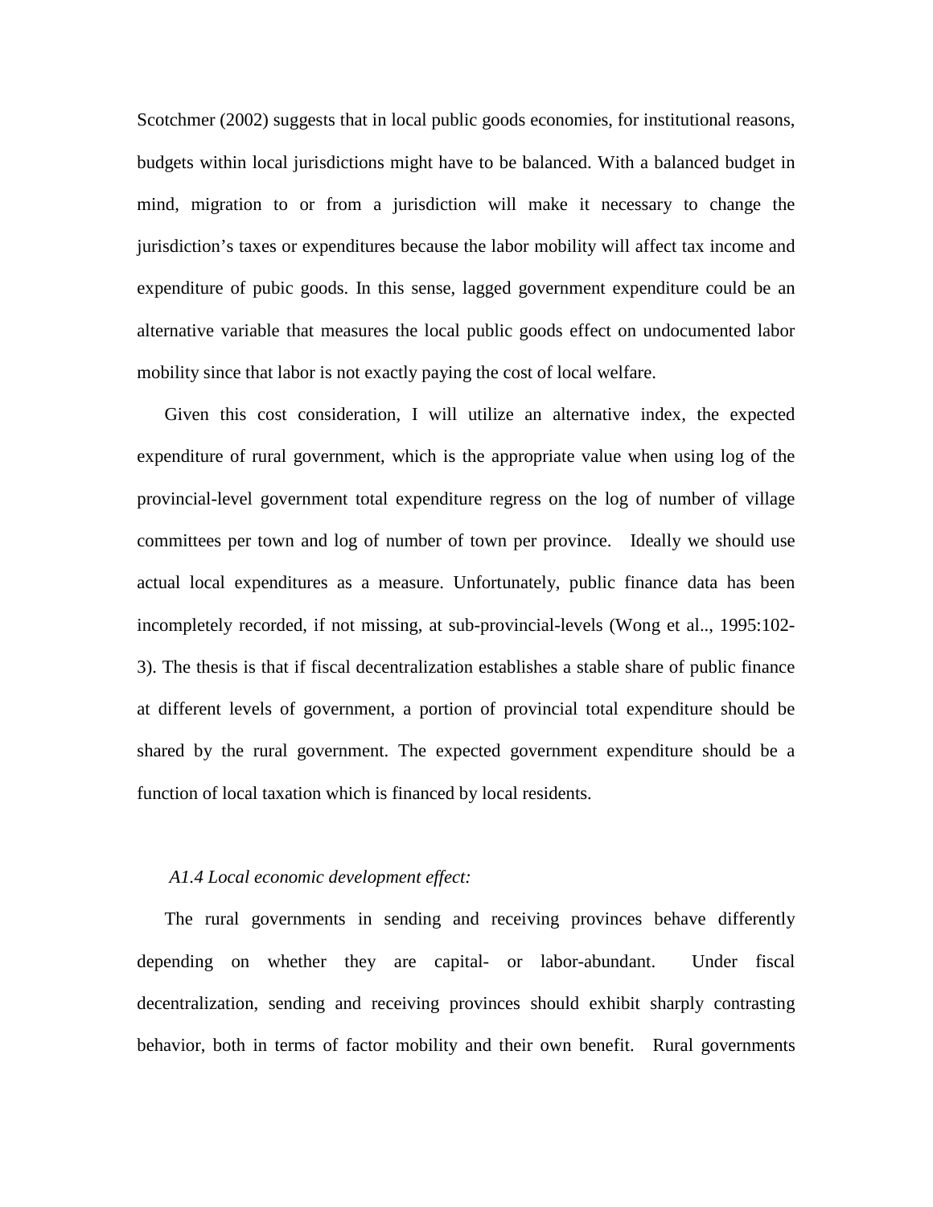Scotchmer (2002) suggests that in local public goods economies, for institutional reasons, budgets within local jurisdictions might have to be balanced. With a balanced budget in mind, migration to or from a jurisdiction will make it necessary to change the jurisdiction's taxes or expenditures because the labor mobility will affect tax income and expenditure of pubic goods. In this sense, lagged government expenditure could be an alternative variable that measures the local public goods effect on undocumented labor mobility since that labor is not exactly paying the cost of local welfare.

Given this cost consideration, I will utilize an alternative index, the expected expenditure of rural government, which is the appropriate value when using log of the provincial-level government total expenditure regress on the log of number of village committees per town and log of number of town per province. Ideally we should use actual local expenditures as a measure. Unfortunately, public finance data has been incompletely recorded, if not missing, at sub-provincial-levels (Wong et al.., 1995:102-3). The thesis is that if fiscal decentralization establishes a stable share of public finance at different levels of government, a portion of provincial total expenditure should be shared by the rural government. The expected government expenditure should be a function of local taxation which is financed by local residents.

*A1.4 Local economic development effect:*

The rural governments in sending and receiving provinces behave differently depending on whether they are capital- or labor-abundant. Under fiscal decentralization, sending and receiving provinces should exhibit sharply contrasting behavior, both in terms of factor mobility and their own benefit. Rural governments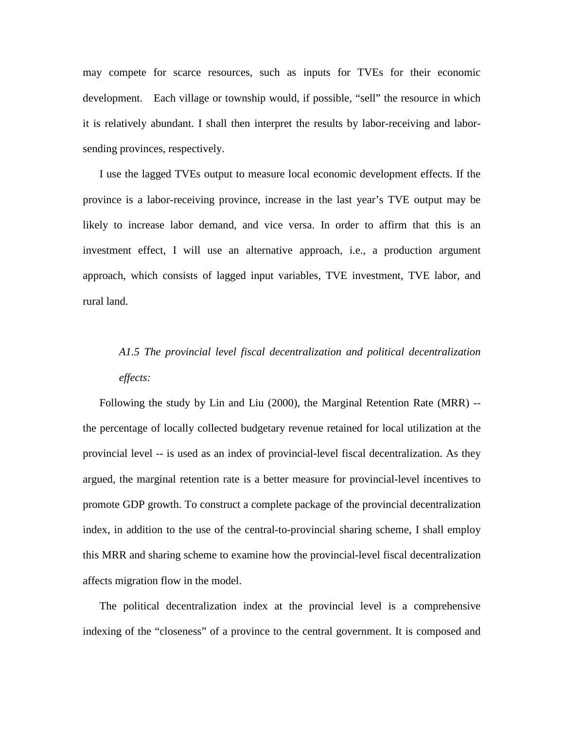may compete for scarce resources, such as inputs for TVEs for their economic development. Each village or township would, if possible, "sell" the resource in which it is relatively abundant. I shall then interpret the results by labor-receiving and labor-sending provinces, respectively.

I use the lagged TVEs output to measure local economic development effects. If the province is a labor-receiving province, increase in the last year's TVE output may be likely to increase labor demand, and vice versa. In order to affirm that this is an investment effect, I will use an alternative approach, i.e., a production argument approach, which consists of lagged input variables, TVE investment, TVE labor, and rural land.

### *A1.5 The provincial level fiscal decentralization and political decentralization effects:*

Following the study by Lin and Liu (2000), the Marginal Retention Rate (MRR) -- the percentage of locally collected budgetary revenue retained for local utilization at the provincial level -- is used as an index of provincial-level fiscal decentralization. As they argued, the marginal retention rate is a better measure for provincial-level incentives to promote GDP growth. To construct a complete package of the provincial decentralization index, in addition to the use of the central-to-provincial sharing scheme, I shall employ this MRR and sharing scheme to examine how the provincial-level fiscal decentralization affects migration flow in the model.

The political decentralization index at the provincial level is a comprehensive indexing of the "closeness" of a province to the central government. It is composed and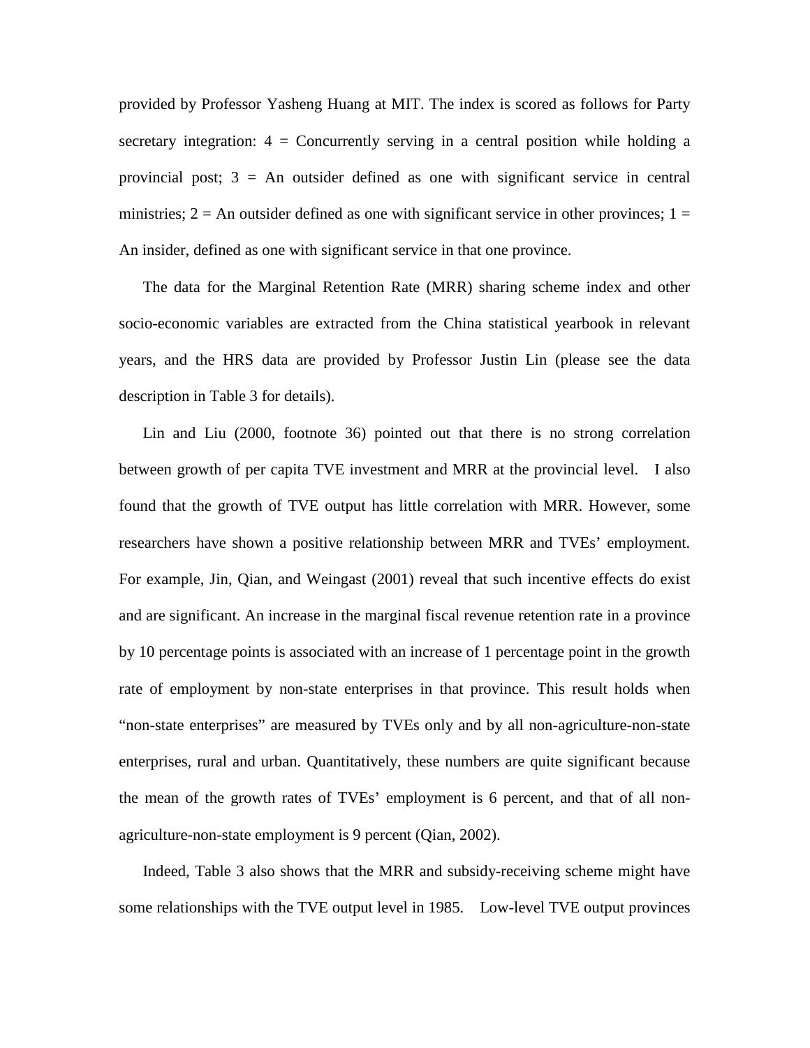provided by Professor Yasheng Huang at MIT. The index is scored as follows for Party secretary integration: 4 = Concurrently serving in a central position while holding a provincial post; 3 = An outsider defined as one with significant service in central ministries; 2 = An outsider defined as one with significant service in other provinces; 1 = An insider, defined as one with significant service in that one province.

The data for the Marginal Retention Rate (MRR) sharing scheme index and other socio-economic variables are extracted from the China statistical yearbook in relevant years, and the HRS data are provided by Professor Justin Lin (please see the data description in Table 3 for details).

Lin and Liu (2000, footnote 36) pointed out that there is no strong correlation between growth of per capita TVE investment and MRR at the provincial level. I also found that the growth of TVE output has little correlation with MRR. However, some researchers have shown a positive relationship between MRR and TVEs' employment. For example, Jin, Qian, and Weingast (2001) reveal that such incentive effects do exist and are significant. An increase in the marginal fiscal revenue retention rate in a province by 10 percentage points is associated with an increase of 1 percentage point in the growth rate of employment by non-state enterprises in that province. This result holds when "non-state enterprises" are measured by TVEs only and by all non-agriculture-non-state enterprises, rural and urban. Quantitatively, these numbers are quite significant because the mean of the growth rates of TVEs' employment is 6 percent, and that of all non-agriculture-non-state employment is 9 percent (Qian, 2002).

Indeed, Table 3 also shows that the MRR and subsidy-receiving scheme might have some relationships with the TVE output level in 1985. Low-level TVE output provinces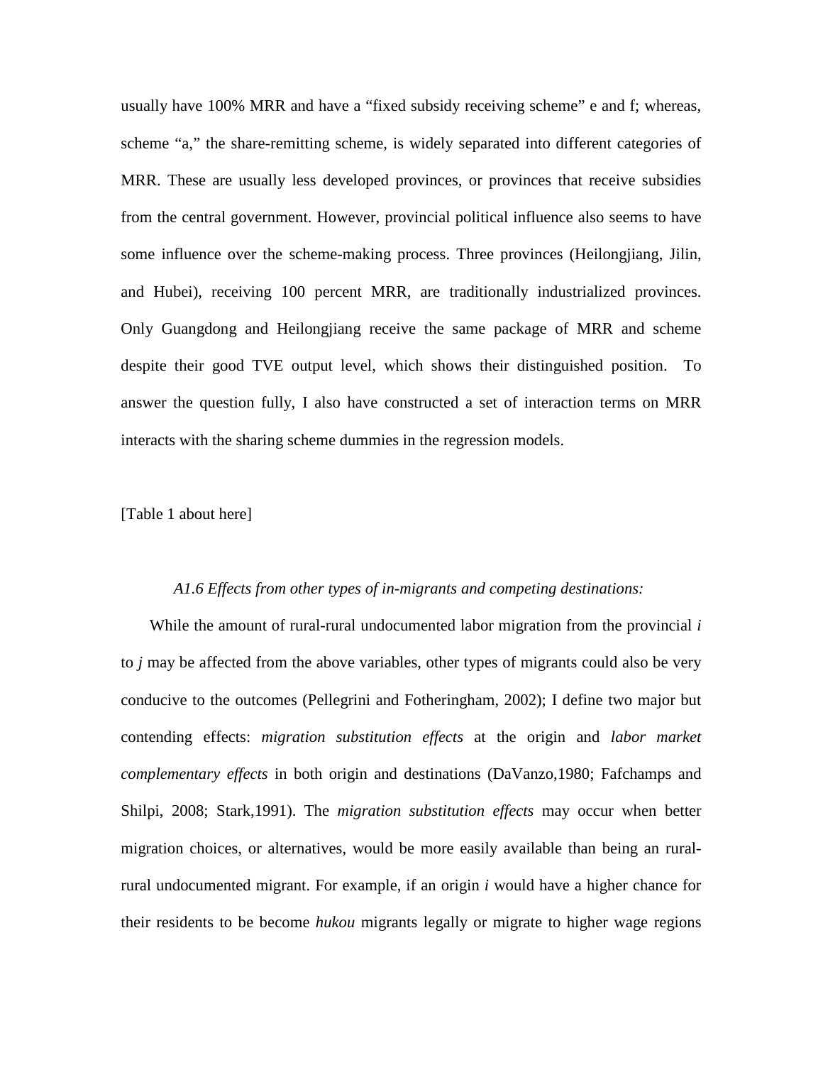usually have 100% MRR and have a “fixed subsidy receiving scheme” e and f; whereas, scheme “a,” the share-remitting scheme, is widely separated into different categories of MRR. These are usually less developed provinces, or provinces that receive subsidies from the central government. However, provincial political influence also seems to have some influence over the scheme-making process. Three provinces (Heilongjiang, Jilin, and Hubei), receiving 100 percent MRR, are traditionally industrialized provinces. Only Guangdong and Heilongjiang receive the same package of MRR and scheme despite their good TVE output level, which shows their distinguished position. To answer the question fully, I also have constructed a set of interaction terms on MRR interacts with the sharing scheme dummies in the regression models.

[Table 1 about here]

*A1.6 Effects from other types of in-migrants and competing destinations:*

While the amount of rural-rural undocumented labor migration from the provincial *i* to *j* may be affected from the above variables, other types of migrants could also be very conducive to the outcomes (Pellegrini and Fotheringham, 2002); I define two major but contending effects: *migration substitution effects* at the origin and *labor market complementary effects* in both origin and destinations (DaVanzo,1980; Fafchamps and Shilpi, 2008; Stark,1991). The *migration substitution effects* may occur when better migration choices, or alternatives, would be more easily available than being an rural-rural undocumented migrant. For example, if an origin *i* would have a higher chance for their residents to be become *hukou* migrants legally or migrate to higher wage regions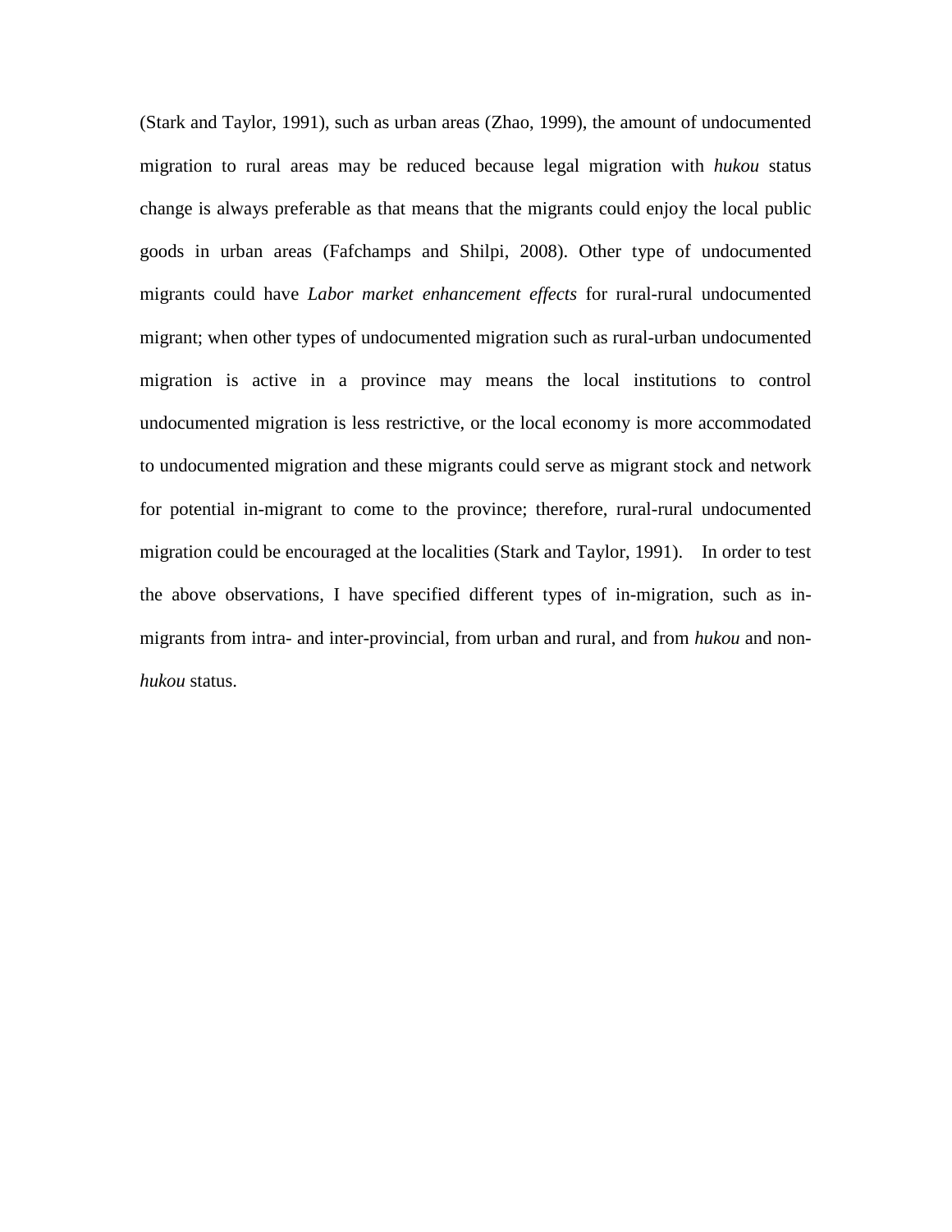(Stark and Taylor, 1991), such as urban areas (Zhao, 1999), the amount of undocumented migration to rural areas may be reduced because legal migration with *hukou* status change is always preferable as that means that the migrants could enjoy the local public goods in urban areas (Fafchamps and Shilpi, 2008). Other type of undocumented migrants could have *Labor market enhancement effects* for rural-rural undocumented migrant; when other types of undocumented migration such as rural-urban undocumented migration is active in a province may means the local institutions to control undocumented migration is less restrictive, or the local economy is more accommodated to undocumented migration and these migrants could serve as migrant stock and network for potential in-migrant to come to the province; therefore, rural-rural undocumented migration could be encouraged at the localities (Stark and Taylor, 1991). In order to test the above observations, I have specified different types of in-migration, such as in-migrants from intra- and inter-provincial, from urban and rural, and from *hukou* and non-*hukou* status.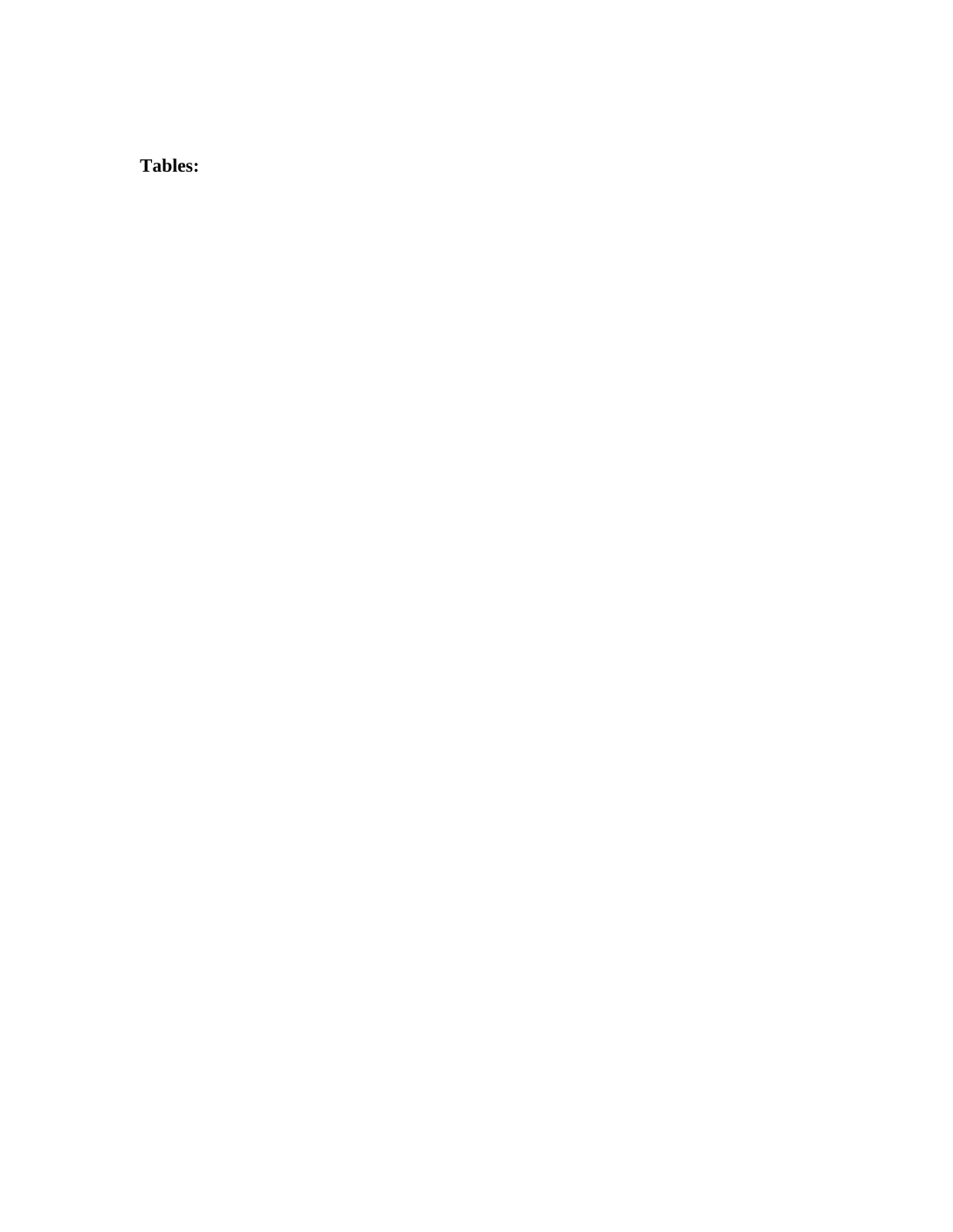**Tables:**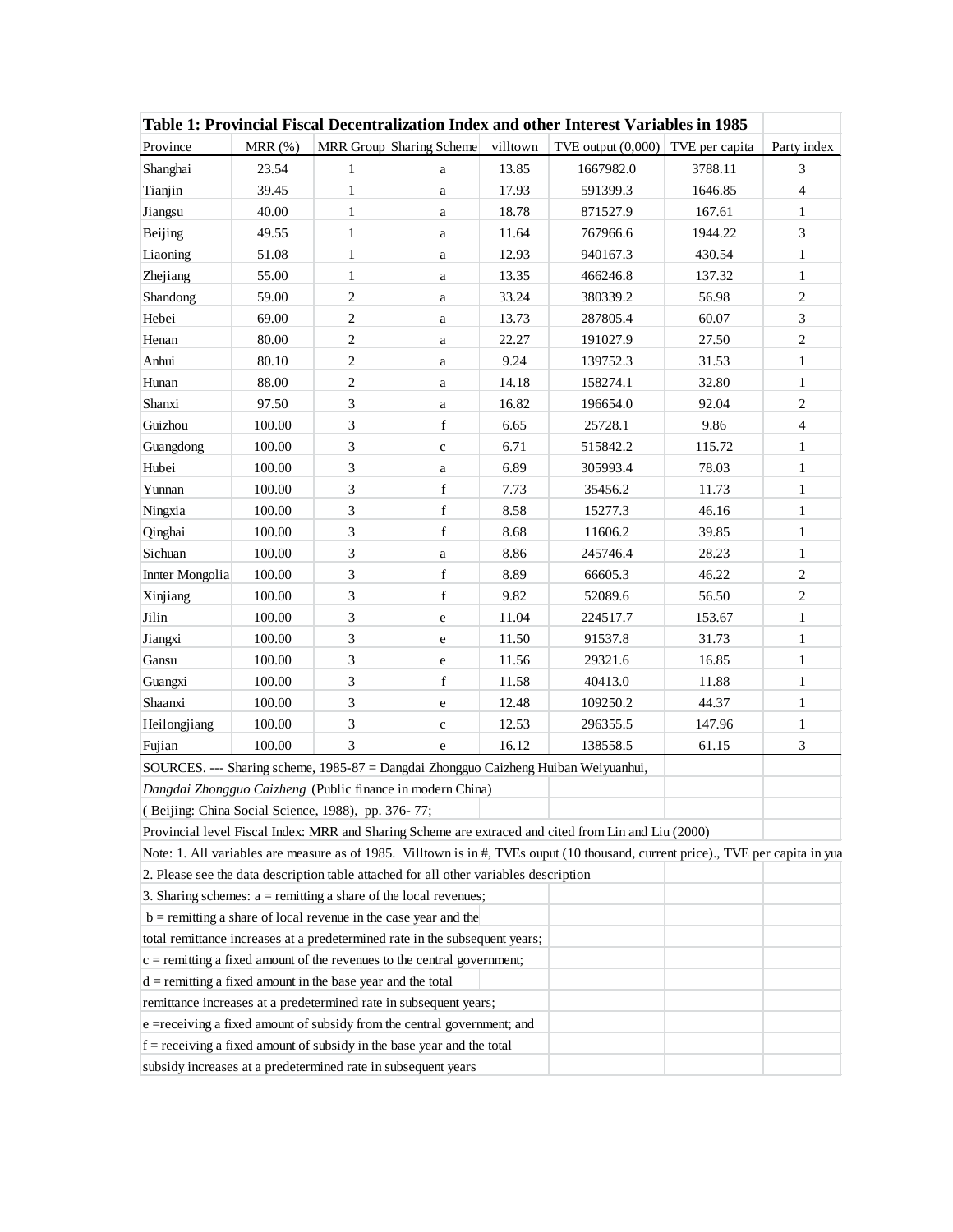**Table 1: Provincial Fiscal Decentralization Index and other Interest Variables in 1985**

| Province | MRR (%) | MRR Group | Sharing Scheme | villtown | TVE output (0,000) | TVE per capita | Party index |
|---|---|---|---|---|---|---|---|
| Shanghai | 23.54 | 1 | a | 13.85 | 1667982.0 | 3788.11 | 3 |
| Tianjin | 39.45 | 1 | a | 17.93 | 591399.3 | 1646.85 | 4 |
| Jiangsu | 40.00 | 1 | a | 18.78 | 871527.9 | 167.61 | 1 |
| Beijing | 49.55 | 1 | a | 11.64 | 767966.6 | 1944.22 | 3 |
| Liaoning | 51.08 | 1 | a | 12.93 | 940167.3 | 430.54 | 1 |
| Zhejiang | 55.00 | 1 | a | 13.35 | 466246.8 | 137.32 | 1 |
| Shandong | 59.00 | 2 | a | 33.24 | 380339.2 | 56.98 | 2 |
| Hebei | 69.00 | 2 | a | 13.73 | 287805.4 | 60.07 | 3 |
| Henan | 80.00 | 2 | a | 22.27 | 191027.9 | 27.50 | 2 |
| Anhui | 80.10 | 2 | a | 9.24 | 139752.3 | 31.53 | 1 |
| Hunan | 88.00 | 2 | a | 14.18 | 158274.1 | 32.80 | 1 |
| Shanxi | 97.50 | 3 | a | 16.82 | 196654.0 | 92.04 | 2 |
| Guizhou | 100.00 | 3 | f | 6.65 | 25728.1 | 9.86 | 4 |
| Guangdong | 100.00 | 3 | c | 6.71 | 515842.2 | 115.72 | 1 |
| Hubei | 100.00 | 3 | a | 6.89 | 305993.4 | 78.03 | 1 |
| Yunnan | 100.00 | 3 | f | 7.73 | 35456.2 | 11.73 | 1 |
| Ningxia | 100.00 | 3 | f | 8.58 | 15277.3 | 46.16 | 1 |
| Qinghai | 100.00 | 3 | f | 8.68 | 11606.2 | 39.85 | 1 |
| Sichuan | 100.00 | 3 | a | 8.86 | 245746.4 | 28.23 | 1 |
| Innter Mongolia | 100.00 | 3 | f | 8.89 | 66605.3 | 46.22 | 2 |
| Xinjiang | 100.00 | 3 | f | 9.82 | 52089.6 | 56.50 | 2 |
| Jilin | 100.00 | 3 | e | 11.04 | 224517.7 | 153.67 | 1 |
| Jiangxi | 100.00 | 3 | e | 11.50 | 91537.8 | 31.73 | 1 |
| Gansu | 100.00 | 3 | e | 11.56 | 29321.6 | 16.85 | 1 |
| Guangxi | 100.00 | 3 | f | 11.58 | 40413.0 | 11.88 | 1 |
| Shaanxi | 100.00 | 3 | e | 12.48 | 109250.2 | 44.37 | 1 |
| Heilongjiang | 100.00 | 3 | c | 12.53 | 296355.5 | 147.96 | 1 |
| Fujian | 100.00 | 3 | e | 16.12 | 138558.5 | 61.15 | 3 |

SOURCES. --- Sharing scheme, 1985-87 = Dangdai Zhongguo Caizheng Huiban Weiyuanhui, *Dangdai Zhongguo Caizheng* (Public finance in modern China) ( Beijing: China Social Science, 1988), pp. 376- 77;

Provincial level Fiscal Index: MRR and Sharing Scheme are extraced and cited from Lin and Liu (2000)

Note: 1. All variables are measure as of 1985. Villtown is in #, TVEs ouput (10 thousand, current price)., TVE per capita in yua

2. Please see the data description table attached for all other variables description

3. Sharing schemes: a = remitting a share of the local revenues;

b = remitting a share of local revenue in the case year and the total remittance increases at a predetermined rate in the subsequent years;

c = remitting a fixed amount of the revenues to the central government;

d = remitting a fixed amount in the base year and the total remittance increases at a predetermined rate in subsequent years;

e =receiving a fixed amount of subsidy from the central government; and

f = receiving a fixed amount of subsidy in the base year and the total subsidy increases at a predetermined rate in subsequent years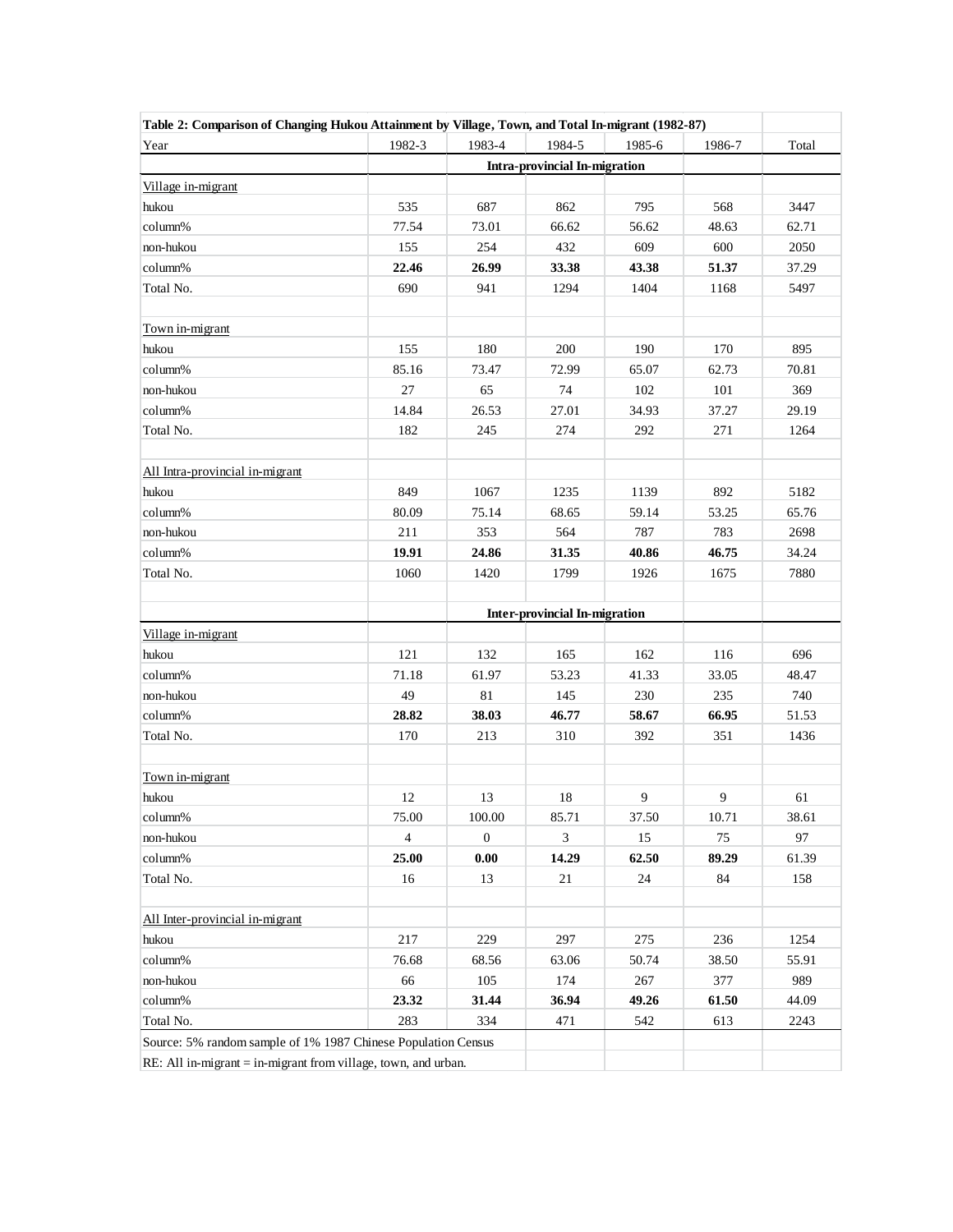**Table 2: Comparison of Changing Hukou Attainment by Village, Town, and Total In-migrant (1982-87)**

| Year | 1982-3 | 1983-4 | 1984-5 | 1985-6 | 1986-7 | Total |
|---|---|---|---|---|---|---|
| | | | **Intra-provincial In-migration** | | | |
| Village in-migrant | | | | | | |
| hukou | 535 | 687 | 862 | 795 | 568 | 3447 |
| column% | 77.54 | 73.01 | 66.62 | 56.62 | 48.63 | 62.71 |
| non-hukou | 155 | 254 | 432 | 609 | 600 | 2050 |
| column% | **22.46** | **26.99** | **33.38** | **43.38** | **51.37** | 37.29 |
| Total No. | 690 | 941 | 1294 | 1404 | 1168 | 5497 |
| | | | | | | |
| Town in-migrant | | | | | | |
| hukou | 155 | 180 | 200 | 190 | 170 | 895 |
| column% | 85.16 | 73.47 | 72.99 | 65.07 | 62.73 | 70.81 |
| non-hukou | 27 | 65 | 74 | 102 | 101 | 369 |
| column% | 14.84 | 26.53 | 27.01 | 34.93 | 37.27 | 29.19 |
| Total No. | 182 | 245 | 274 | 292 | 271 | 1264 |
| | | | | | | |
| All Intra-provincial in-migrant | | | | | | |
| hukou | 849 | 1067 | 1235 | 1139 | 892 | 5182 |
| column% | 80.09 | 75.14 | 68.65 | 59.14 | 53.25 | 65.76 |
| non-hukou | 211 | 353 | 564 | 787 | 783 | 2698 |
| column% | **19.91** | **24.86** | **31.35** | **40.86** | **46.75** | 34.24 |
| Total No. | 1060 | 1420 | 1799 | 1926 | 1675 | 7880 |
| | | | | | | |
| | | | **Inter-provincial In-migration** | | | |
| Village in-migrant | | | | | | |
| hukou | 121 | 132 | 165 | 162 | 116 | 696 |
| column% | 71.18 | 61.97 | 53.23 | 41.33 | 33.05 | 48.47 |
| non-hukou | 49 | 81 | 145 | 230 | 235 | 740 |
| column% | **28.82** | **38.03** | **46.77** | **58.67** | **66.95** | 51.53 |
| Total No. | 170 | 213 | 310 | 392 | 351 | 1436 |
| | | | | | | |
| Town in-migrant | | | | | | |
| hukou | 12 | 13 | 18 | 9 | 9 | 61 |
| column% | 75.00 | 100.00 | 85.71 | 37.50 | 10.71 | 38.61 |
| non-hukou | 4 | 0 | 3 | 15 | 75 | 97 |
| column% | **25.00** | **0.00** | **14.29** | **62.50** | **89.29** | 61.39 |
| Total No. | 16 | 13 | 21 | 24 | 84 | 158 |
| | | | | | | |
| All Inter-provincial in-migrant | | | | | | |
| hukou | 217 | 229 | 297 | 275 | 236 | 1254 |
| column% | 76.68 | 68.56 | 63.06 | 50.74 | 38.50 | 55.91 |
| non-hukou | 66 | 105 | 174 | 267 | 377 | 989 |
| column% | **23.32** | **31.44** | **36.94** | **49.26** | **61.50** | 44.09 |
| Total No. | 283 | 334 | 471 | 542 | 613 | 2243 |

Source: 5% random sample of 1% 1987 Chinese Population Census

RE: All in-migrant = in-migrant from village, town, and urban.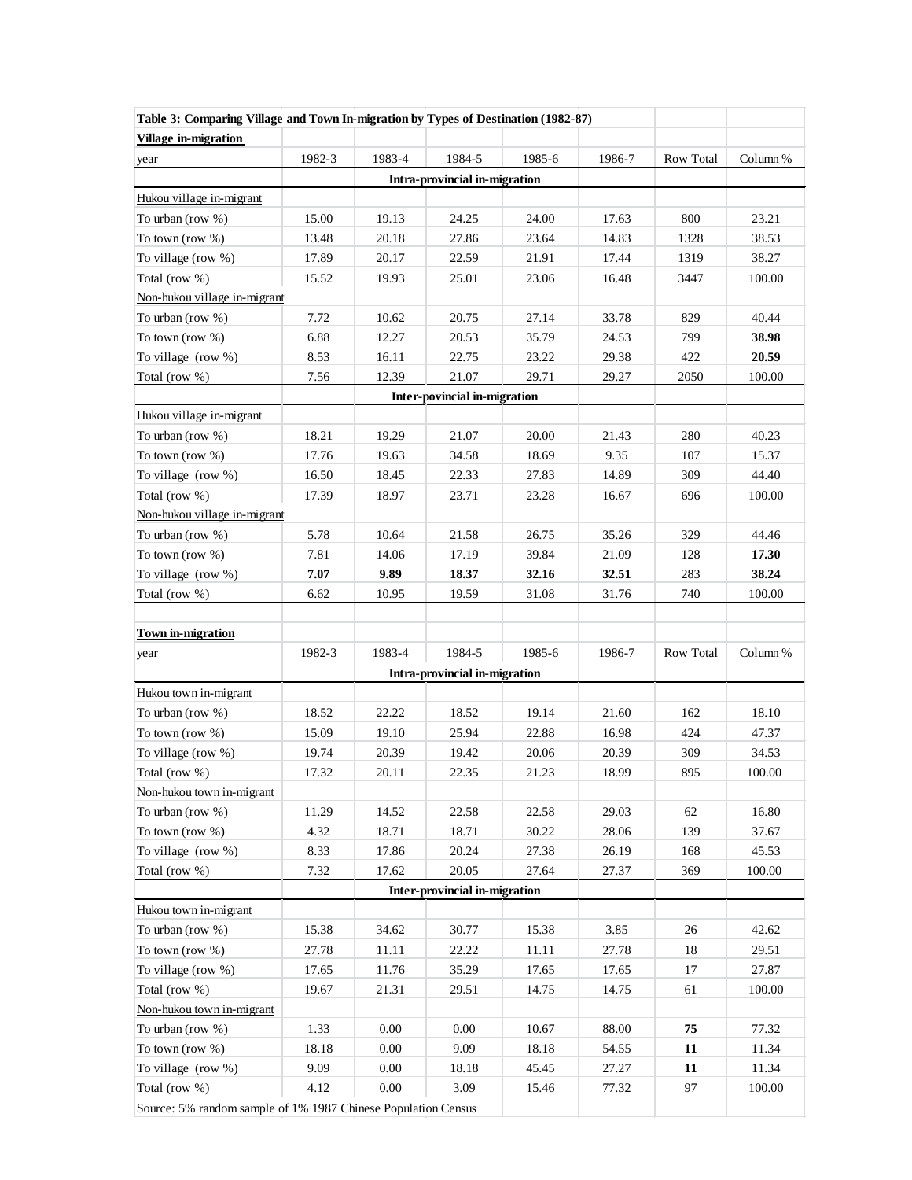| **Table 3: Comparing Village and Town In-migration by Types of Destination (1982-87)** | | | | | | | |
|---|---|---|---|---|---|---|---|
| **Village in-migration** | | | | | | | |
| year | 1982-3 | 1983-4 | 1984-5 | 1985-6 | 1986-7 | Row Total | Column % |
| | | | **Intra-provincial in-migration** | | | | |
| Hukou village in-migrant | | | | | | | |
| To urban (row %) | 15.00 | 19.13 | 24.25 | 24.00 | 17.63 | 800 | 23.21 |
| To town (row %) | 13.48 | 20.18 | 27.86 | 23.64 | 14.83 | 1328 | 38.53 |
| To village (row %) | 17.89 | 20.17 | 22.59 | 21.91 | 17.44 | 1319 | 38.27 |
| Total (row %) | 15.52 | 19.93 | 25.01 | 23.06 | 16.48 | 3447 | 100.00 |
| Non-hukou village in-migrant | | | | | | | |
| To urban (row %) | 7.72 | 10.62 | 20.75 | 27.14 | 33.78 | 829 | 40.44 |
| To town (row %) | 6.88 | 12.27 | 20.53 | 35.79 | 24.53 | 799 | **38.98** |
| To village (row %) | 8.53 | 16.11 | 22.75 | 23.22 | 29.38 | 422 | **20.59** |
| Total (row %) | 7.56 | 12.39 | 21.07 | 29.71 | 29.27 | 2050 | 100.00 |
| | | | **Inter-povincial in-migration** | | | | |
| Hukou village in-migrant | | | | | | | |
| To urban (row %) | 18.21 | 19.29 | 21.07 | 20.00 | 21.43 | 280 | 40.23 |
| To town (row %) | 17.76 | 19.63 | 34.58 | 18.69 | 9.35 | 107 | 15.37 |
| To village (row %) | 16.50 | 18.45 | 22.33 | 27.83 | 14.89 | 309 | 44.40 |
| Total (row %) | 17.39 | 18.97 | 23.71 | 23.28 | 16.67 | 696 | 100.00 |
| Non-hukou village in-migrant | | | | | | | |
| To urban (row %) | 5.78 | 10.64 | 21.58 | 26.75 | 35.26 | 329 | 44.46 |
| To town (row %) | 7.81 | 14.06 | 17.19 | 39.84 | 21.09 | 128 | **17.30** |
| To village (row %) | **7.07** | **9.89** | **18.37** | **32.16** | **32.51** | 283 | **38.24** |
| Total (row %) | 6.62 | 10.95 | 19.59 | 31.08 | 31.76 | 740 | 100.00 |
| | | | | | | | |
| **Town in-migration** | | | | | | | |
| year | 1982-3 | 1983-4 | 1984-5 | 1985-6 | 1986-7 | Row Total | Column % |
| | | | **Intra-provincial in-migration** | | | | |
| Hukou town in-migrant | | | | | | | |
| To urban (row %) | 18.52 | 22.22 | 18.52 | 19.14 | 21.60 | 162 | 18.10 |
| To town (row %) | 15.09 | 19.10 | 25.94 | 22.88 | 16.98 | 424 | 47.37 |
| To village (row %) | 19.74 | 20.39 | 19.42 | 20.06 | 20.39 | 309 | 34.53 |
| Total (row %) | 17.32 | 20.11 | 22.35 | 21.23 | 18.99 | 895 | 100.00 |
| Non-hukou town in-migrant | | | | | | | |
| To urban (row %) | 11.29 | 14.52 | 22.58 | 22.58 | 29.03 | 62 | 16.80 |
| To town (row %) | 4.32 | 18.71 | 18.71 | 30.22 | 28.06 | 139 | 37.67 |
| To village (row %) | 8.33 | 17.86 | 20.24 | 27.38 | 26.19 | 168 | 45.53 |
| Total (row %) | 7.32 | 17.62 | 20.05 | 27.64 | 27.37 | 369 | 100.00 |
| | | | **Inter-provincial in-migration** | | | | |
| Hukou town in-migrant | | | | | | | |
| To urban (row %) | 15.38 | 34.62 | 30.77 | 15.38 | 3.85 | 26 | 42.62 |
| To town (row %) | 27.78 | 11.11 | 22.22 | 11.11 | 27.78 | 18 | 29.51 |
| To village (row %) | 17.65 | 11.76 | 35.29 | 17.65 | 17.65 | 17 | 27.87 |
| Total (row %) | 19.67 | 21.31 | 29.51 | 14.75 | 14.75 | 61 | 100.00 |
| Non-hukou town in-migrant | | | | | | | |
| To urban (row %) | 1.33 | 0.00 | 0.00 | 10.67 | 88.00 | **75** | 77.32 |
| To town (row %) | 18.18 | 0.00 | 9.09 | 18.18 | 54.55 | **11** | 11.34 |
| To village (row %) | 9.09 | 0.00 | 18.18 | 45.45 | 27.27 | **11** | 11.34 |
| Total (row %) | 4.12 | 0.00 | 3.09 | 15.46 | 77.32 | 97 | 100.00 |

Source: 5% random sample of 1% 1987 Chinese Population Census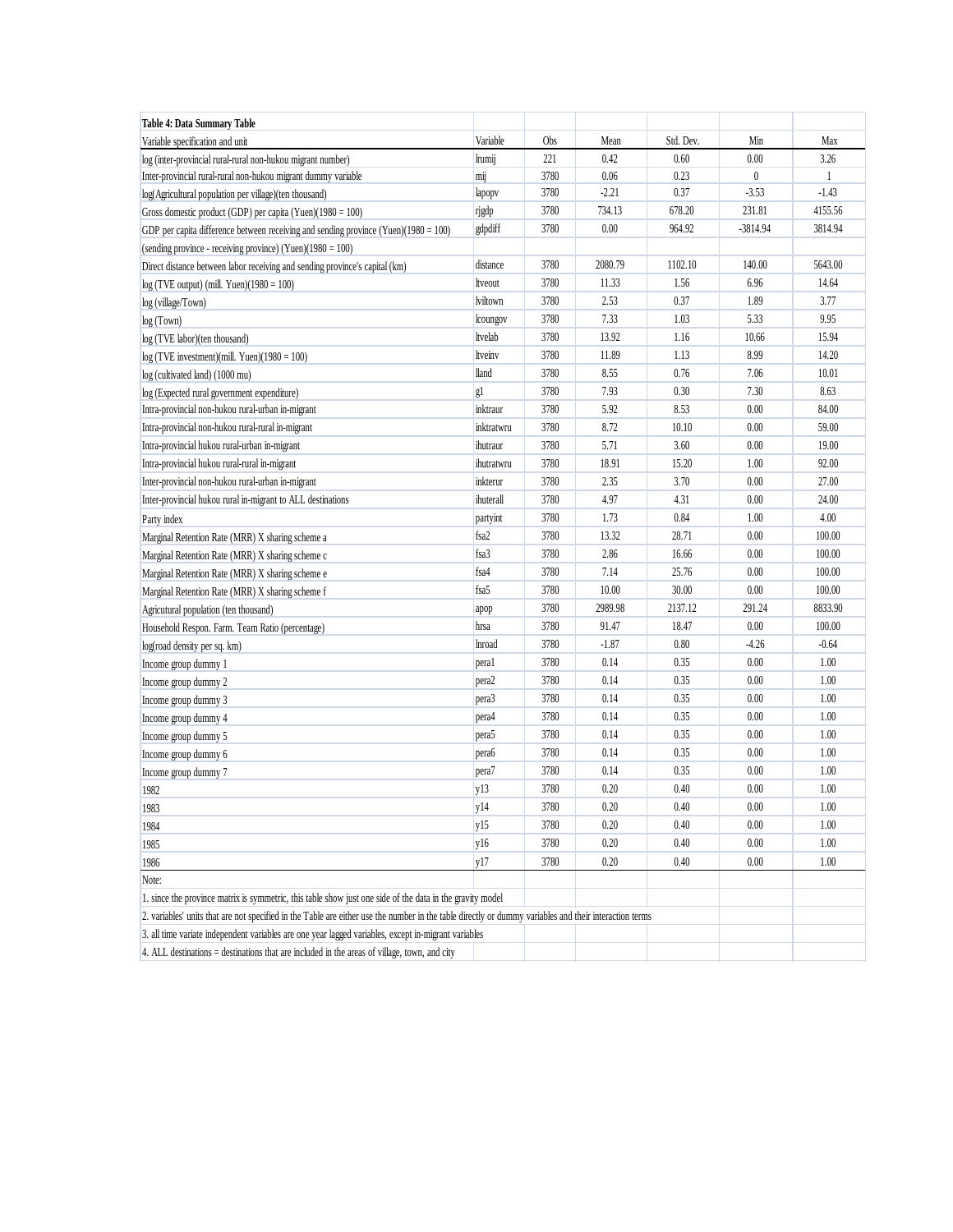**Table 4: Data Summary Table**

| Variable specification and unit | Variable | Obs | Mean | Std. Dev. | Min | Max |
|---|---|---|---|---|---|---|
| log (inter-provincial rural-rural non-hukou migrant number) | lrumij | 221 | 0.42 | 0.60 | 0.00 | 3.26 |
| Inter-provincial rural-rural non-hukou migrant dummy variable | mij | 3780 | 0.06 | 0.23 | 0 | 1 |
| log(Agricultural population per village)(ten thousand) | lapopv | 3780 | -2.21 | 0.37 | -3.53 | -1.43 |
| Gross domestic product (GDP) per capita (Yuen)(1980 = 100) | rjgdp | 3780 | 734.13 | 678.20 | 231.81 | 4155.56 |
| GDP per capita difference between receiving and sending province (Yuen)(1980 = 100) | gdpdiff | 3780 | 0.00 | 964.92 | -3814.94 | 3814.94 |
| (sending province - receiving province) (Yuen)(1980 = 100) | | | | | | |
| Direct distance between labor receiving and sending province's capital (km) | distance | 3780 | 2080.79 | 1102.10 | 140.00 | 5643.00 |
| log (TVE output) (mill. Yuen)(1980 = 100) | ltveout | 3780 | 11.33 | 1.56 | 6.96 | 14.64 |
| log (village/Town) | lviltown | 3780 | 2.53 | 0.37 | 1.89 | 3.77 |
| log (Town) | lcoungov | 3780 | 7.33 | 1.03 | 5.33 | 9.95 |
| log (TVE labor)(ten thousand) | ltvelab | 3780 | 13.92 | 1.16 | 10.66 | 15.94 |
| log (TVE investment)(mill. Yuen)(1980 = 100) | ltveinv | 3780 | 11.89 | 1.13 | 8.99 | 14.20 |
| log (cultivated land) (1000 mu) | lland | 3780 | 8.55 | 0.76 | 7.06 | 10.01 |
| log (Expected rural government expenditure) | g1 | 3780 | 7.93 | 0.30 | 7.30 | 8.63 |
| Intra-provincial non-hukou rural-urban in-migrant | inktraur | 3780 | 5.92 | 8.53 | 0.00 | 84.00 |
| Intra-provincial non-hukou rural-rural in-migrant | inktratwru | 3780 | 8.72 | 10.10 | 0.00 | 59.00 |
| Intra-provincial hukou rural-urban in-migrant | ihutraur | 3780 | 5.71 | 3.60 | 0.00 | 19.00 |
| Intra-provincial hukou rural-rural in-migrant | ihutratwru | 3780 | 18.91 | 15.20 | 1.00 | 92.00 |
| Inter-provincial non-hukou rural-urban in-migrant | inkterur | 3780 | 2.35 | 3.70 | 0.00 | 27.00 |
| Inter-provincial hukou rural in-migrant to ALL destinations | ihuterall | 3780 | 4.97 | 4.31 | 0.00 | 24.00 |
| Party index | partyint | 3780 | 1.73 | 0.84 | 1.00 | 4.00 |
| Marginal Retention Rate (MRR) X sharing scheme a | fsa2 | 3780 | 13.32 | 28.71 | 0.00 | 100.00 |
| Marginal Retention Rate (MRR) X sharing scheme c | fsa3 | 3780 | 2.86 | 16.66 | 0.00 | 100.00 |
| Marginal Retention Rate (MRR) X sharing scheme e | fsa4 | 3780 | 7.14 | 25.76 | 0.00 | 100.00 |
| Marginal Retention Rate (MRR) X sharing scheme f | fsa5 | 3780 | 10.00 | 30.00 | 0.00 | 100.00 |
| Agricutural population (ten thousand) | apop | 3780 | 2989.98 | 2137.12 | 291.24 | 8833.90 |
| Household Respon. Farm. Team Ratio (percentage) | hrsa | 3780 | 91.47 | 18.47 | 0.00 | 100.00 |
| log(road density per sq. km) | lnroad | 3780 | -1.87 | 0.80 | -4.26 | -0.64 |
| Income group dummy 1 | pera1 | 3780 | 0.14 | 0.35 | 0.00 | 1.00 |
| Income group dummy 2 | pera2 | 3780 | 0.14 | 0.35 | 0.00 | 1.00 |
| Income group dummy 3 | pera3 | 3780 | 0.14 | 0.35 | 0.00 | 1.00 |
| Income group dummy 4 | pera4 | 3780 | 0.14 | 0.35 | 0.00 | 1.00 |
| Income group dummy 5 | pera5 | 3780 | 0.14 | 0.35 | 0.00 | 1.00 |
| Income group dummy 6 | pera6 | 3780 | 0.14 | 0.35 | 0.00 | 1.00 |
| Income group dummy 7 | pera7 | 3780 | 0.14 | 0.35 | 0.00 | 1.00 |
| 1982 | y13 | 3780 | 0.20 | 0.40 | 0.00 | 1.00 |
| 1983 | y14 | 3780 | 0.20 | 0.40 | 0.00 | 1.00 |
| 1984 | y15 | 3780 | 0.20 | 0.40 | 0.00 | 1.00 |
| 1985 | y16 | 3780 | 0.20 | 0.40 | 0.00 | 1.00 |
| 1986 | y17 | 3780 | 0.20 | 0.40 | 0.00 | 1.00 |

Note:

1. since the province matrix is symmetric, this table show just one side of the data in the gravity model
2. variables' units that are not specified in the Table are either use the number in the table directly or dummy variables and their interaction terms
3. all time variate independent variables are one year lagged variables, except in-migrant variables
4. ALL destinations = destinations that are included in the areas of village, town, and city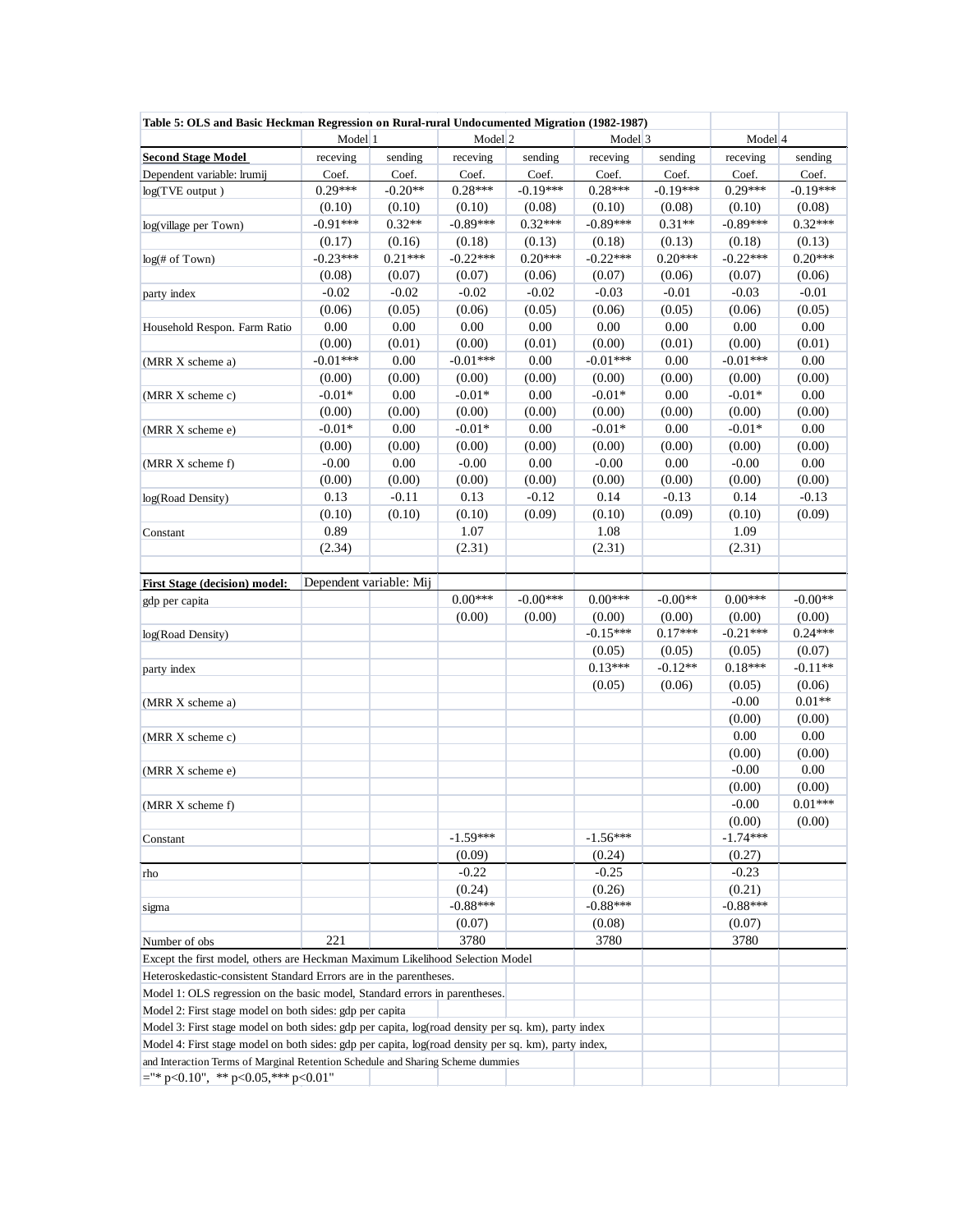| Table 5: OLS and Basic Heckman Regression on Rural-rural Undocumented Migration (1982-1987) | | | | | | | | |
|---|---|---|---|---|---|---|---|---|
| | Model 1 | | Model 2 | | Model 3 | | Model 4 | |
| **Second Stage Model** | receving | sending | receving | sending | receving | sending | receving | sending |
| Dependent variable: lrumij | Coef. | Coef. | Coef. | Coef. | Coef. | Coef. | Coef. | Coef. |
| log(TVE output ) | 0.29*** | -0.20** | 0.28*** | -0.19*** | 0.28*** | -0.19*** | 0.29*** | -0.19*** |
| | (0.10) | (0.10) | (0.10) | (0.08) | (0.10) | (0.08) | (0.10) | (0.08) |
| log(village per Town) | -0.91*** | 0.32** | -0.89*** | 0.32*** | -0.89*** | 0.31** | -0.89*** | 0.32*** |
| | (0.17) | (0.16) | (0.18) | (0.13) | (0.18) | (0.13) | (0.18) | (0.13) |
| log(# of Town) | -0.23*** | 0.21*** | -0.22*** | 0.20*** | -0.22*** | 0.20*** | -0.22*** | 0.20*** |
| | (0.08) | (0.07) | (0.07) | (0.06) | (0.07) | (0.06) | (0.07) | (0.06) |
| party index | -0.02 | -0.02 | -0.02 | -0.02 | -0.03 | -0.01 | -0.03 | -0.01 |
| | (0.06) | (0.05) | (0.06) | (0.05) | (0.06) | (0.05) | (0.06) | (0.05) |
| Household Respon. Farm Ratio | 0.00 | 0.00 | 0.00 | 0.00 | 0.00 | 0.00 | 0.00 | 0.00 |
| | (0.00) | (0.01) | (0.00) | (0.01) | (0.00) | (0.01) | (0.00) | (0.01) |
| (MRR X scheme a) | -0.01*** | 0.00 | -0.01*** | 0.00 | -0.01*** | 0.00 | -0.01*** | 0.00 |
| | (0.00) | (0.00) | (0.00) | (0.00) | (0.00) | (0.00) | (0.00) | (0.00) |
| (MRR X scheme c) | -0.01* | 0.00 | -0.01* | 0.00 | -0.01* | 0.00 | -0.01* | 0.00 |
| | (0.00) | (0.00) | (0.00) | (0.00) | (0.00) | (0.00) | (0.00) | (0.00) |
| (MRR X scheme e) | -0.01* | 0.00 | -0.01* | 0.00 | -0.01* | 0.00 | -0.01* | 0.00 |
| | (0.00) | (0.00) | (0.00) | (0.00) | (0.00) | (0.00) | (0.00) | (0.00) |
| (MRR X scheme f) | -0.00 | 0.00 | -0.00 | 0.00 | -0.00 | 0.00 | -0.00 | 0.00 |
| | (0.00) | (0.00) | (0.00) | (0.00) | (0.00) | (0.00) | (0.00) | (0.00) |
| log(Road Density) | 0.13 | -0.11 | 0.13 | -0.12 | 0.14 | -0.13 | 0.14 | -0.13 |
| | (0.10) | (0.10) | (0.10) | (0.09) | (0.10) | (0.09) | (0.10) | (0.09) |
| Constant | 0.89 | | 1.07 | | 1.08 | | 1.09 | |
| | (2.34) | | (2.31) | | (2.31) | | (2.31) | |
| | | | | | | | | |
| **First Stage (decision) model:** | Dependent variable: Mij | | | | | | | |
| gdp per capita | | | 0.00*** | -0.00*** | 0.00*** | -0.00** | 0.00*** | -0.00** |
| | | | (0.00) | (0.00) | (0.00) | (0.00) | (0.00) | (0.00) |
| log(Road Density) | | | | | -0.15*** | 0.17*** | -0.21*** | 0.24*** |
| | | | | | (0.05) | (0.05) | (0.05) | (0.07) |
| party index | | | | | 0.13*** | -0.12** | 0.18*** | -0.11** |
| | | | | | (0.05) | (0.06) | (0.05) | (0.06) |
| (MRR X scheme a) | | | | | | | -0.00 | 0.01** |
| | | | | | | | (0.00) | (0.00) |
| (MRR X scheme c) | | | | | | | 0.00 | 0.00 |
| | | | | | | | (0.00) | (0.00) |
| (MRR X scheme e) | | | | | | | -0.00 | 0.00 |
| | | | | | | | (0.00) | (0.00) |
| (MRR X scheme f) | | | | | | | -0.00 | 0.01*** |
| | | | | | | | (0.00) | (0.00) |
| Constant | | | -1.59*** | | -1.56*** | | -1.74*** | |
| | | | (0.09) | | (0.24) | | (0.27) | |
| rho | | | -0.22 | | -0.25 | | -0.23 | |
| | | | (0.24) | | (0.26) | | (0.21) | |
| sigma | | | -0.88*** | | -0.88*** | | -0.88*** | |
| | | | (0.07) | | (0.08) | | (0.07) | |
| Number of obs | 221 | | 3780 | | 3780 | | 3780 | |

Except the first model, others are Heckman Maximum Likelihood Selection Model

Heteroskedastic-consistent Standard Errors are in the parentheses.

Model 1: OLS regression on the basic model, Standard errors in parentheses.

Model 2: First stage model on both sides: gdp per capita

Model 3: First stage model on both sides: gdp per capita, log(road density per sq. km), party index

Model 4: First stage model on both sides: gdp per capita, log(road density per sq. km), party index, and Interaction Terms of Marginal Retention Schedule and Sharing Scheme dummies

="* p<0.10", ** p<0.05,*** p<0.01"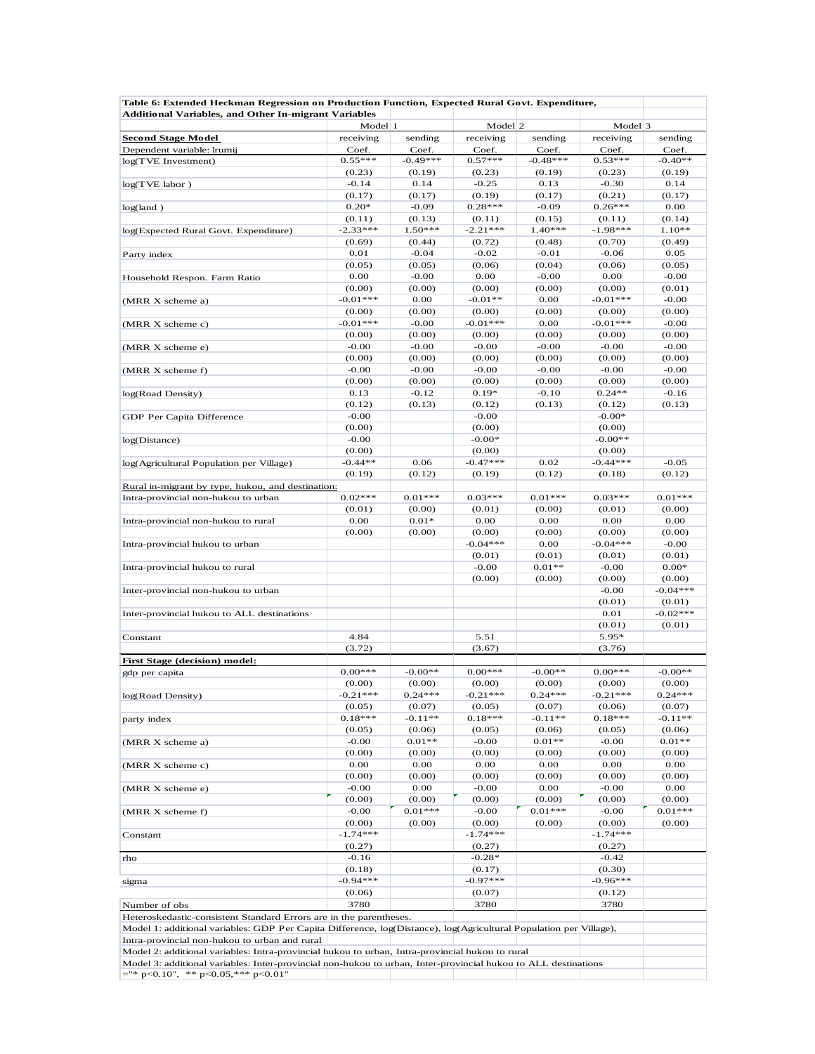**Table 6: Extended Heckman Regression on Production Function, Expected Rural Govt. Expenditure, Additional Variables, and Other In-migrant Variables**

| | Model 1 | | Model 2 | | Model 3 | |
|---|---|---|---|---|---|---|
| **Second Stage Model** | receiving | sending | receiving | sending | receiving | sending |
| Dependent variable: lrumij | Coef. | Coef. | Coef. | Coef. | Coef. | Coef. |
| log(TVE Investment) | 0.55*** | -0.49*** | 0.57*** | -0.48*** | 0.53*** | -0.40** |
| | (0.23) | (0.19) | (0.23) | (0.19) | (0.23) | (0.19) |
| log(TVE labor ) | -0.14 | 0.14 | -0.25 | 0.13 | -0.30 | 0.14 |
| | (0.17) | (0.17) | (0.19) | (0.17) | (0.21) | (0.17) |
| log(land ) | 0.20* | -0.09 | 0.28*** | -0.09 | 0.26*** | 0.00 |
| | (0.11) | (0.13) | (0.11) | (0.15) | (0.11) | (0.14) |
| log(Expected Rural Govt. Expenditure) | -2.33*** | 1.50*** | -2.21*** | 1.40*** | -1.98*** | 1.10** |
| | (0.69) | (0.44) | (0.72) | (0.48) | (0.70) | (0.49) |
| Party index | 0.01 | -0.04 | -0.02 | -0.01 | -0.06 | 0.05 |
| | (0.05) | (0.05) | (0.06) | (0.04) | (0.06) | (0.05) |
| Household Respon. Farm Ratio | 0.00 | -0.00 | 0.00 | -0.00 | 0.00 | -0.00 |
| | (0.00) | (0.00) | (0.00) | (0.00) | (0.00) | (0.01) |
| (MRR X scheme a) | -0.01*** | 0.00 | -0.01** | 0.00 | -0.01*** | -0.00 |
| | (0.00) | (0.00) | (0.00) | (0.00) | (0.00) | (0.00) |
| (MRR X scheme c) | -0.01*** | -0.00 | -0.01*** | 0.00 | -0.01*** | -0.00 |
| | (0.00) | (0.00) | (0.00) | (0.00) | (0.00) | (0.00) |
| (MRR X scheme e) | -0.00 | -0.00 | -0.00 | -0.00 | -0.00 | -0.00 |
| | (0.00) | (0.00) | (0.00) | (0.00) | (0.00) | (0.00) |
| (MRR X scheme f) | -0.00 | -0.00 | -0.00 | -0.00 | -0.00 | -0.00 |
| | (0.00) | (0.00) | (0.00) | (0.00) | (0.00) | (0.00) |
| log(Road Density) | 0.13 | -0.12 | 0.19* | -0.10 | 0.24** | -0.16 |
| | (0.12) | (0.13) | (0.12) | (0.13) | (0.12) | (0.13) |
| GDP Per Capita Difference | -0.00 | | -0.00 | | -0.00* | |
| | (0.00) | | (0.00) | | (0.00) | |
| log(Distance) | -0.00 | | -0.00* | | -0.00** | |
| | (0.00) | | (0.00) | | (0.00) | |
| log(Agricultural Population per Village) | -0.44** | 0.06 | -0.47*** | 0.02 | -0.44*** | -0.05 |
| | (0.19) | (0.12) | (0.19) | (0.12) | (0.18) | (0.12) |
| Rural in-migrant by type, hukou, and destination: | | | | | | |
| Intra-provincial non-hukou to urban | 0.02*** | 0.01*** | 0.03*** | 0.01*** | 0.03*** | 0.01*** |
| | (0.01) | (0.00) | (0.01) | (0.00) | (0.01) | (0.00) |
| Intra-provincial non-hukou to rural | 0.00 | 0.01* | 0.00 | 0.00 | 0.00 | 0.00 |
| | (0.00) | (0.00) | (0.00) | (0.00) | (0.00) | (0.00) |
| Intra-provincial hukou to urban | | | -0.04*** | 0.00 | -0.04*** | -0.00 |
| | | | (0.01) | (0.01) | (0.01) | (0.01) |
| Intra-provincial hukou to rural | | | -0.00 | 0.01** | -0.00 | 0.00* |
| | | | (0.00) | (0.00) | (0.00) | (0.00) |
| Inter-provincial non-hukou to urban | | | | | -0.00 | -0.04*** |
| | | | | | (0.01) | (0.01) |
| Inter-provincial hukou to ALL destinations | | | | | 0.01 | -0.02*** |
| | | | | | (0.01) | (0.01) |
| Constant | 4.84 | | 5.51 | | 5.95* | |
| | (3.72) | | (3.67) | | (3.76) | |
| **First Stage (decision) model:** | | | | | | |
| gdp per capita | 0.00*** | -0.00** | 0.00*** | -0.00** | 0.00*** | -0.00** |
| | (0.00) | (0.00) | (0.00) | (0.00) | (0.00) | (0.00) |
| log(Road Density) | -0.21*** | 0.24*** | -0.21*** | 0.24*** | -0.21*** | 0.24*** |
| | (0.05) | (0.07) | (0.05) | (0.07) | (0.06) | (0.07) |
| party index | 0.18*** | -0.11** | 0.18*** | -0.11** | 0.18*** | -0.11** |
| | (0.05) | (0.06) | (0.05) | (0.06) | (0.05) | (0.06) |
| (MRR X scheme a) | -0.00 | 0.01** | -0.00 | 0.01** | -0.00 | 0.01** |
| | (0.00) | (0.00) | (0.00) | (0.00) | (0.00) | (0.00) |
| (MRR X scheme c) | 0.00 | 0.00 | 0.00 | 0.00 | 0.00 | 0.00 |
| | (0.00) | (0.00) | (0.00) | (0.00) | (0.00) | (0.00) |
| (MRR X scheme e) | -0.00 | 0.00 | -0.00 | 0.00 | -0.00 | 0.00 |
| | (0.00) | (0.00) | (0.00) | (0.00) | (0.00) | (0.00) |
| (MRR X scheme f) | -0.00 | 0.01*** | -0.00 | 0.01*** | -0.00 | 0.01*** |
| | (0.00) | (0.00) | (0.00) | (0.00) | (0.00) | (0.00) |
| Constant | -1.74*** | | -1.74*** | | -1.74*** | |
| | (0.27) | | (0.27) | | (0.27) | |
| rho | -0.16 | | -0.28* | | -0.42 | |
| | (0.18) | | (0.17) | | (0.30) | |
| sigma | -0.94*** | | -0.97*** | | -0.96*** | |
| | (0.06) | | (0.07) | | (0.12) | |
| Number of obs | 3780 | | 3780 | | 3780 | |

Heteroskedastic-consistent Standard Errors are in the parentheses.

Model 1: additional variables: GDP Per Capita Difference, log(Distance), log(Agricultural Population per Village), Intra-provincial non-hukou to urban and rural

Model 2: additional variables: Intra-provincial hukou to urban, Intra-provincial hukou to rural

Model 3: additional variables: Inter-provincial non-hukou to urban, Inter-provincial hukou to ALL destinations

="* p<0.10", ** p<0.05,*** p<0.01"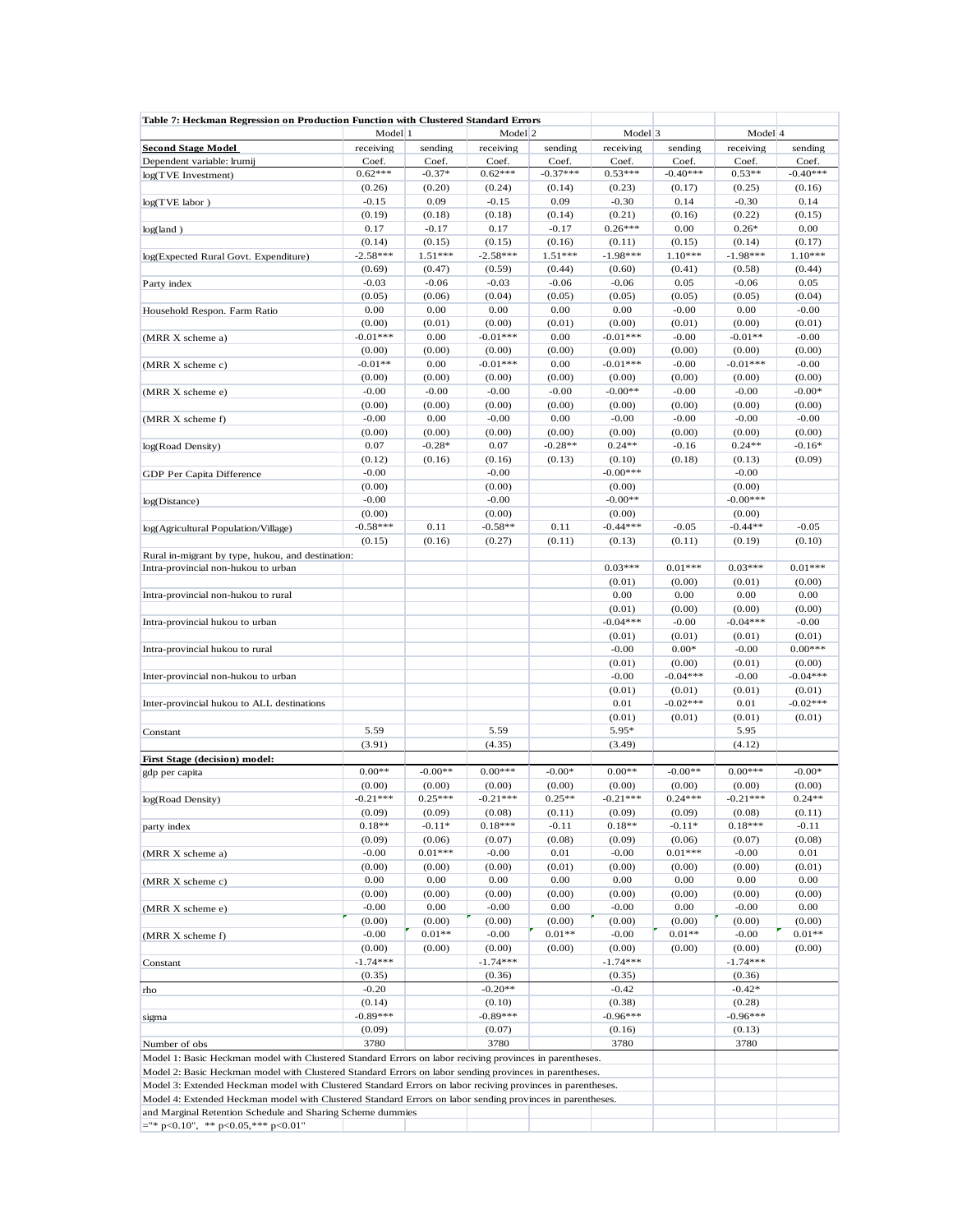**Table 7: Heckman Regression on Production Function with Clustered Standard Errors**

| | Model 1 | | Model 2 | | Model 3 | | Model 4 | |
|---|---|---|---|---|---|---|---|---|
| **Second Stage Model** | receiving | sending | receiving | sending | receiving | sending | receiving | sending |
| Dependent variable: lrumij | Coef. | Coef. | Coef. | Coef. | Coef. | Coef. | Coef. | Coef. |
| log(TVE Investment) | 0.62*** | -0.37* | 0.62*** | -0.37*** | 0.53*** | -0.40*** | 0.53** | -0.40*** |
| | (0.26) | (0.20) | (0.24) | (0.14) | (0.23) | (0.17) | (0.25) | (0.16) |
| log(TVE labor ) | -0.15 | 0.09 | -0.15 | 0.09 | -0.30 | 0.14 | -0.30 | 0.14 |
| | (0.19) | (0.18) | (0.18) | (0.14) | (0.21) | (0.16) | (0.22) | (0.15) |
| log(land ) | 0.17 | -0.17 | 0.17 | -0.17 | 0.26*** | 0.00 | 0.26* | 0.00 |
| | (0.14) | (0.15) | (0.15) | (0.16) | (0.11) | (0.15) | (0.14) | (0.17) |
| log(Expected Rural Govt. Expenditure) | -2.58*** | 1.51*** | -2.58*** | 1.51*** | -1.98*** | 1.10*** | -1.98*** | 1.10*** |
| | (0.69) | (0.47) | (0.59) | (0.44) | (0.60) | (0.41) | (0.58) | (0.44) |
| Party index | -0.03 | -0.06 | -0.03 | -0.06 | -0.06 | 0.05 | -0.06 | 0.05 |
| | (0.05) | (0.06) | (0.04) | (0.05) | (0.05) | (0.05) | (0.05) | (0.04) |
| Household Respon. Farm Ratio | 0.00 | 0.00 | 0.00 | 0.00 | 0.00 | -0.00 | 0.00 | -0.00 |
| | (0.00) | (0.01) | (0.00) | (0.01) | (0.00) | (0.01) | (0.00) | (0.01) |
| (MRR X scheme a) | -0.01*** | 0.00 | -0.01*** | 0.00 | -0.01*** | -0.00 | -0.01** | -0.00 |
| | (0.00) | (0.00) | (0.00) | (0.00) | (0.00) | (0.00) | (0.00) | (0.00) |
| (MRR X scheme c) | -0.01** | 0.00 | -0.01*** | 0.00 | -0.01*** | -0.00 | -0.01*** | -0.00 |
| | (0.00) | (0.00) | (0.00) | (0.00) | (0.00) | (0.00) | (0.00) | (0.00) |
| (MRR X scheme e) | -0.00 | -0.00 | -0.00 | -0.00 | -0.00** | -0.00 | -0.00 | -0.00* |
| | (0.00) | (0.00) | (0.00) | (0.00) | (0.00) | (0.00) | (0.00) | (0.00) |
| (MRR X scheme f) | -0.00 | 0.00 | -0.00 | 0.00 | -0.00 | -0.00 | -0.00 | -0.00 |
| | (0.00) | (0.00) | (0.00) | (0.00) | (0.00) | (0.00) | (0.00) | (0.00) |
| log(Road Density) | 0.07 | -0.28* | 0.07 | -0.28** | 0.24** | -0.16 | 0.24** | -0.16* |
| | (0.12) | (0.16) | (0.16) | (0.13) | (0.10) | (0.18) | (0.13) | (0.09) |
| GDP Per Capita Difference | -0.00 | | -0.00 | | -0.00*** | | -0.00 | |
| | (0.00) | | (0.00) | | (0.00) | | (0.00) | |
| log(Distance) | -0.00 | | -0.00 | | -0.00** | | -0.00*** | |
| | (0.00) | | (0.00) | | (0.00) | | (0.00) | |
| log(Agricultural Population/Village) | -0.58*** | 0.11 | -0.58** | 0.11 | -0.44*** | -0.05 | -0.44** | -0.05 |
| | (0.15) | (0.16) | (0.27) | (0.11) | (0.13) | (0.11) | (0.19) | (0.10) |
| Rural in-migrant by type, hukou, and destination: | | | | | | | | |
| Intra-provincial non-hukou to urban | | | | | 0.03*** | 0.01*** | 0.03*** | 0.01*** |
| | | | | | (0.01) | (0.00) | (0.01) | (0.00) |
| Intra-provincial non-hukou to rural | | | | | 0.00 | 0.00 | 0.00 | 0.00 |
| | | | | | (0.01) | (0.00) | (0.00) | (0.00) |
| Intra-provincial hukou to urban | | | | | -0.04*** | -0.00 | -0.04*** | -0.00 |
| | | | | | (0.01) | (0.01) | (0.01) | (0.01) |
| Intra-provincial hukou to rural | | | | | -0.00 | 0.00* | -0.00 | 0.00*** |
| | | | | | (0.01) | (0.00) | (0.01) | (0.00) |
| Inter-provincial non-hukou to urban | | | | | -0.00 | -0.04*** | -0.00 | -0.04*** |
| | | | | | (0.01) | (0.01) | (0.01) | (0.01) |
| Inter-provincial hukou to ALL destinations | | | | | 0.01 | -0.02*** | 0.01 | -0.02*** |
| | | | | | (0.01) | (0.01) | (0.01) | (0.01) |
| Constant | 5.59 | | 5.59 | | 5.95* | | 5.95 | |
| | (3.91) | | (4.35) | | (3.49) | | (4.12) | |
| **First Stage (decision) model:** | | | | | | | | |
| gdp per capita | 0.00** | -0.00** | 0.00*** | -0.00* | 0.00** | -0.00** | 0.00*** | -0.00* |
| | (0.00) | (0.00) | (0.00) | (0.00) | (0.00) | (0.00) | (0.00) | (0.00) |
| log(Road Density) | -0.21*** | 0.25*** | -0.21*** | 0.25** | -0.21*** | 0.24*** | -0.21*** | 0.24** |
| | (0.09) | (0.09) | (0.08) | (0.11) | (0.09) | (0.09) | (0.08) | (0.11) |
| party index | 0.18** | -0.11* | 0.18*** | -0.11 | 0.18** | -0.11* | 0.18*** | -0.11 |
| | (0.09) | (0.06) | (0.07) | (0.08) | (0.09) | (0.06) | (0.07) | (0.08) |
| (MRR X scheme a) | -0.00 | 0.01*** | -0.00 | 0.01 | -0.00 | 0.01*** | -0.00 | 0.01 |
| | (0.00) | (0.00) | (0.00) | (0.01) | (0.00) | (0.00) | (0.00) | (0.01) |
| (MRR X scheme c) | 0.00 | 0.00 | 0.00 | 0.00 | 0.00 | 0.00 | 0.00 | 0.00 |
| | (0.00) | (0.00) | (0.00) | (0.00) | (0.00) | (0.00) | (0.00) | (0.00) |
| (MRR X scheme e) | -0.00 | 0.00 | -0.00 | 0.00 | -0.00 | 0.00 | -0.00 | 0.00 |
| | (0.00) | (0.00) | (0.00) | (0.00) | (0.00) | (0.00) | (0.00) | (0.00) |
| (MRR X scheme f) | -0.00 | 0.01** | -0.00 | 0.01** | -0.00 | 0.01** | -0.00 | 0.01** |
| | (0.00) | (0.00) | (0.00) | (0.00) | (0.00) | (0.00) | (0.00) | (0.00) |
| Constant | -1.74*** | | -1.74*** | | -1.74*** | | -1.74*** | |
| | (0.35) | | (0.36) | | (0.35) | | (0.36) | |
| rho | -0.20 | | -0.20** | | -0.42 | | -0.42* | |
| | (0.14) | | (0.10) | | (0.38) | | (0.28) | |
| sigma | -0.89*** | | -0.89*** | | -0.96*** | | -0.96*** | |
| | (0.09) | | (0.07) | | (0.16) | | (0.13) | |
| Number of obs | 3780 | | 3780 | | 3780 | | 3780 | |

Model 1: Basic Heckman model with Clustered Standard Errors on labor reciving provinces in parentheses.
Model 2: Basic Heckman model with Clustered Standard Errors on labor sending provinces in parentheses.
Model 3: Extended Heckman model with Clustered Standard Errors on labor receiving provinces in parentheses.
Model 4: Extended Heckman model with Clustered Standard Errors on labor sending provinces in parentheses.
and Marginal Retention Schedule and Sharing Scheme dummies
="* p<0.10", ** p<0.05,*** p<0.01"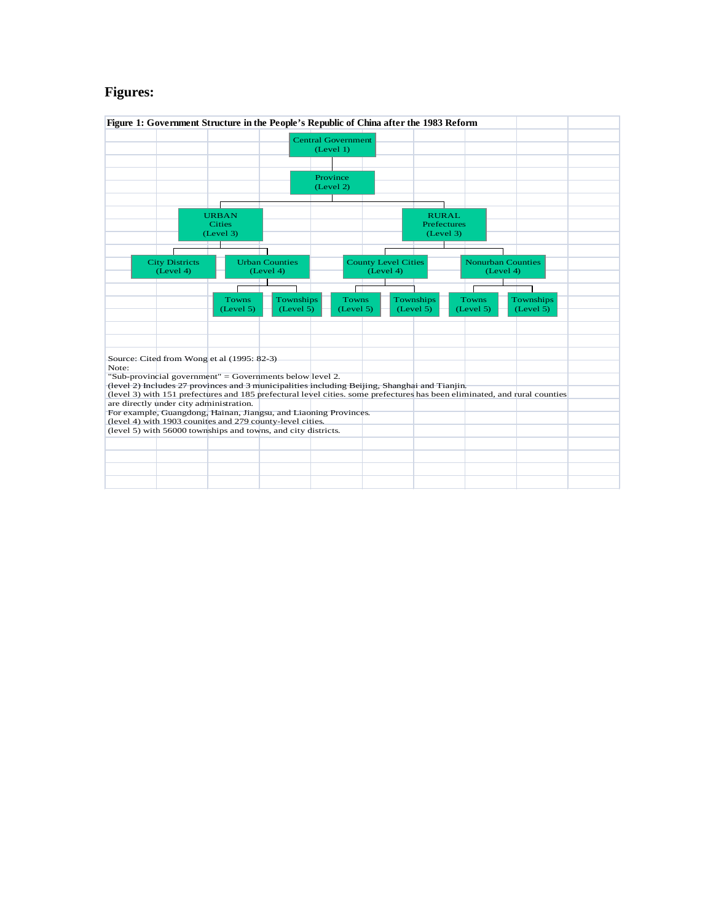## Figures:

**Figure 1: Government Structure in the People's Republic of China after the 1983 Reform**

- Central Government (Level 1)
  - Province (Level 2)
    - URBAN Cities (Level 3)
      - City Districts (Level 4)
      - Urban Counties (Level 4)
        - Towns (Level 5)
        - Townships (Level 5)
    - RURAL Prefectures (Level 3)
      - County Level Cities (Level 4)
        - Towns (Level 5)
        - Townships (Level 5)
      - Nonurban Counties (Level 4)
        - Towns (Level 5)
        - Townships (Level 5)

Source: Cited from Wong et al (1995: 82-3)

Note:

"Sub-provincial government" = Governments below level 2.

(level 2) Includes 27 provinces and 3 municipalities including Beijing, Shanghai and Tianjin.

(level 3) with 151 prefectures and 185 prefectural level cities. some prefectures has been eliminated, and rural counties are directly under city administration.

For example, Guangdong, Hainan, Jiangsu, and Liaoning Provinces.

(level 4) with 1903 counites and 279 county-level cities.

(level 5) with 56000 townships and towns, and city districts.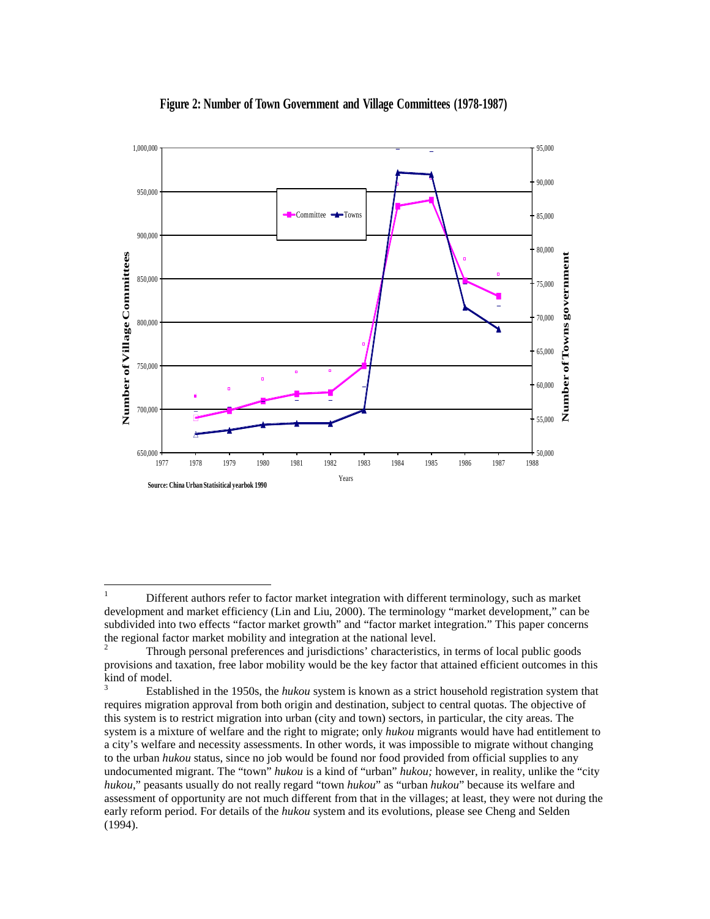**Figure 2: Number of Town Government and Village Committees (1978-1987)**

Source: China Urban Statisitical yearbok 1990

---

1 Different authors refer to factor market integration with different terminology, such as market development and market efficiency (Lin and Liu, 2000). The terminology "market development," can be subdivided into two effects "factor market growth" and "factor market integration." This paper concerns the regional factor market mobility and integration at the national level.

2 Through personal preferences and jurisdictions' characteristics, in terms of local public goods provisions and taxation, free labor mobility would be the key factor that attained efficient outcomes in this kind of model.

3 Established in the 1950s, the *hukou* system is known as a strict household registration system that requires migration approval from both origin and destination, subject to central quotas. The objective of this system is to restrict migration into urban (city and town) sectors, in particular, the city areas. The system is a mixture of welfare and the right to migrate; only *hukou* migrants would have had entitlement to a city's welfare and necessity assessments. In other words, it was impossible to migrate without changing to the urban *hukou* status, since no job would be found nor food provided from official supplies to any undocumented migrant. The "town" *hukou* is a kind of "urban" *hukou;* however, in reality, unlike the "city *hukou*," peasants usually do not really regard "town *hukou*" as "urban *hukou*" because its welfare and assessment of opportunity are not much different from that in the villages; at least, they were not during the early reform period. For details of the *hukou* system and its evolutions, please see Cheng and Selden (1994).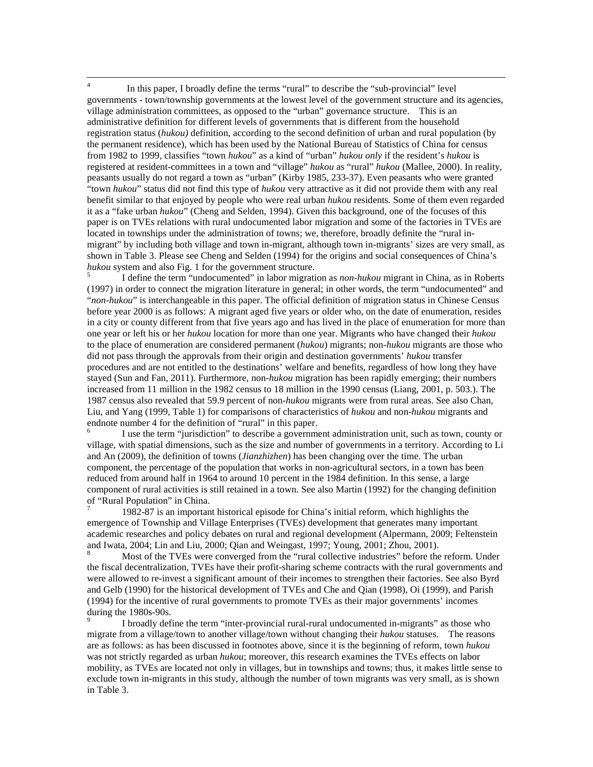[4] In this paper, I broadly define the terms "rural" to describe the "sub-provincial" level governments - town/township governments at the lowest level of the government structure and its agencies, village administration committees, as opposed to the "urban" governance structure. This is an administrative definition for different levels of governments that is different from the household registration status (*hukou)* definition, according to the second definition of urban and rural population (by the permanent residence), which has been used by the National Bureau of Statistics of China for census from 1982 to 1999, classifies "town *hukou*" as a kind of "urban" *hukou only* if the resident's *hukou* is registered at resident-committees in a town and "village" *hukou* as "rural" *hukou* (Mallee, 2000). In reality, peasants usually do not regard a town as "urban" (Kirby 1985, 233-37). Even peasants who were granted "town *hukou*" status did not find this type of *hukou* very attractive as it did not provide them with any real benefit similar to that enjoyed by people who were real urban *hukou* residents. Some of them even regarded it as a "fake urban *hukou*" (Cheng and Selden, 1994). Given this background, one of the focuses of this paper is on TVEs relations with rural undocumented labor migration and some of the factories in TVEs are located in townships under the administration of towns; we, therefore, broadly definite the "rural in-migrant" by including both village and town in-migrant, although town in-migrants' sizes are very small, as shown in Table 3. Please see Cheng and Selden (1994) for the origins and social consequences of China's *hukou* system and also Fig. 1 for the government structure.

[5] I define the term "undocumented" in labor migration as *non-hukou* migrant in China, as in Roberts (1997) in order to connect the migration literature in general; in other words, the term "undocumented" and "*non-hukou*" is interchangeable in this paper. The official definition of migration status in Chinese Census before year 2000 is as follows: A migrant aged five years or older who, on the date of enumeration, resides in a city or county different from that five years ago and has lived in the place of enumeration for more than one year or left his or her *hukou* location for more than one year. Migrants who have changed their *hukou* to the place of enumeration are considered permanent (*hukou*) migrants; non-*hukou* migrants are those who did not pass through the approvals from their origin and destination governments' *hukou* transfer procedures and are not entitled to the destinations' welfare and benefits, regardless of how long they have stayed (Sun and Fan, 2011). Furthermore, non-*hukou* migration has been rapidly emerging; their numbers increased from 11 million in the 1982 census to 18 million in the 1990 census (Liang, 2001, p. 503.). The 1987 census also revealed that 59.9 percent of non-*hukou* migrants were from rural areas. See also Chan, Liu, and Yang (1999, Table 1) for comparisons of characteristics of *hukou* and non-*hukou* migrants and endnote number 4 for the definition of "rural" in this paper.

[6] I use the term "jurisdiction" to describe a government administration unit, such as town, county or village, with spatial dimensions, such as the size and number of governments in a territory. According to Li and An (2009), the definition of towns (*Jianzhizhen*) has been changing over the time. The urban component, the percentage of the population that works in non-agricultural sectors, in a town has been reduced from around half in 1964 to around 10 percent in the 1984 definition. In this sense, a large component of rural activities is still retained in a town. See also Martin (1992) for the changing definition of "Rural Population" in China.

[7] 1982-87 is an important historical episode for China's initial reform, which highlights the emergence of Township and Village Enterprises (TVEs) development that generates many important academic researches and policy debates on rural and regional development (Alpermann, 2009; Feltenstein and Iwata, 2004; Lin and Liu, 2000; Qian and Weingast, 1997; Young, 2001; Zhou, 2001).

[8] Most of the TVEs were converged from the "rural collective industries" before the reform. Under the fiscal decentralization, TVEs have their profit-sharing scheme contracts with the rural governments and were allowed to re-invest a significant amount of their incomes to strengthen their factories. See also Byrd and Gelb (1990) for the historical development of TVEs and Che and Qian (1998), Oi (1999), and Parish (1994) for the incentive of rural governments to promote TVEs as their major governments' incomes during the 1980s-90s.

[9] I broadly define the term "inter-provincial rural-rural undocumented in-migrants" as those who migrate from a village/town to another village/town without changing their *hukou* statuses. The reasons are as follows: as has been discussed in footnotes above, since it is the beginning of reform, town *hukou* was not strictly regarded as urban *hukou*; moreover, this research examines the TVEs effects on labor mobility, as TVEs are located not only in villages, but in townships and towns; thus, it makes little sense to exclude town in-migrants in this study, although the number of town migrants was very small, as is shown in Table 3.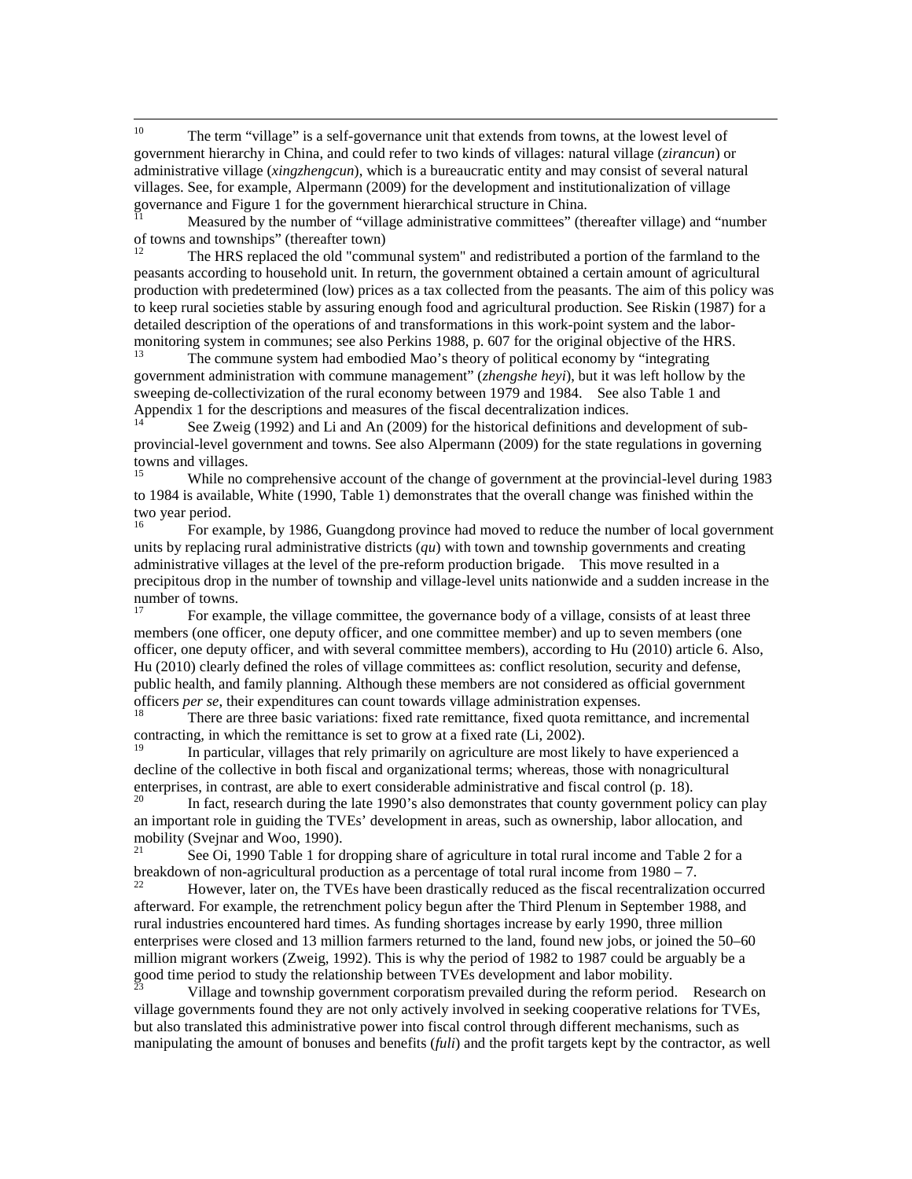[10] The term "village" is a self-governance unit that extends from towns, at the lowest level of government hierarchy in China, and could refer to two kinds of villages: natural village (*zirancun*) or administrative village (*xingzhengcun*), which is a bureaucratic entity and may consist of several natural villages. See, for example, Alpermann (2009) for the development and institutionalization of village governance and Figure 1 for the government hierarchical structure in China.

[11] Measured by the number of "village administrative committees" (thereafter village) and "number of towns and townships" (thereafter town)

[12] The HRS replaced the old "communal system" and redistributed a portion of the farmland to the peasants according to household unit. In return, the government obtained a certain amount of agricultural production with predetermined (low) prices as a tax collected from the peasants. The aim of this policy was to keep rural societies stable by assuring enough food and agricultural production. See Riskin (1987) for a detailed description of the operations of and transformations in this work-point system and the labor-monitoring system in communes; see also Perkins 1988, p. 607 for the original objective of the HRS.

[13] The commune system had embodied Mao's theory of political economy by "integrating government administration with commune management" (*zhengshe heyi*), but it was left hollow by the sweeping de-collectivization of the rural economy between 1979 and 1984. See also Table 1 and Appendix 1 for the descriptions and measures of the fiscal decentralization indices.

[14] See Zweig (1992) and Li and An (2009) for the historical definitions and development of sub-provincial-level government and towns. See also Alpermann (2009) for the state regulations in governing towns and villages.

[15] While no comprehensive account of the change of government at the provincial-level during 1983 to 1984 is available, White (1990, Table 1) demonstrates that the overall change was finished within the two year period.

[16] For example, by 1986, Guangdong province had moved to reduce the number of local government units by replacing rural administrative districts (*qu*) with town and township governments and creating administrative villages at the level of the pre-reform production brigade. This move resulted in a precipitous drop in the number of township and village-level units nationwide and a sudden increase in the number of towns.

[17] For example, the village committee, the governance body of a village, consists of at least three members (one officer, one deputy officer, and one committee member) and up to seven members (one officer, one deputy officer, and with several committee members), according to Hu (2010) article 6. Also, Hu (2010) clearly defined the roles of village committees as: conflict resolution, security and defense, public health, and family planning. Although these members are not considered as official government officers *per se*, their expenditures can count towards village administration expenses.

[18] There are three basic variations: fixed rate remittance, fixed quota remittance, and incremental contracting, in which the remittance is set to grow at a fixed rate (Li, 2002).

[19] In particular, villages that rely primarily on agriculture are most likely to have experienced a decline of the collective in both fiscal and organizational terms; whereas, those with nonagricultural enterprises, in contrast, are able to exert considerable administrative and fiscal control (p. 18).

[20] In fact, research during the late 1990's also demonstrates that county government policy can play an important role in guiding the TVEs' development in areas, such as ownership, labor allocation, and mobility (Svejnar and Woo, 1990).

[21] See Oi, 1990 Table 1 for dropping share of agriculture in total rural income and Table 2 for a breakdown of non-agricultural production as a percentage of total rural income from 1980 – 7.

[22] However, later on, the TVEs have been drastically reduced as the fiscal recentralization occurred afterward. For example, the retrenchment policy begun after the Third Plenum in September 1988, and rural industries encountered hard times. As funding shortages increase by early 1990, three million enterprises were closed and 13 million farmers returned to the land, found new jobs, or joined the 50–60 million migrant workers (Zweig, 1992). This is why the period of 1982 to 1987 could be arguably be a good time period to study the relationship between TVEs development and labor mobility.

[23] Village and township government corporatism prevailed during the reform period. Research on village governments found they are not only actively involved in seeking cooperative relations for TVEs, but also translated this administrative power into fiscal control through different mechanisms, such as manipulating the amount of bonuses and benefits (*fuli*) and the profit targets kept by the contractor, as well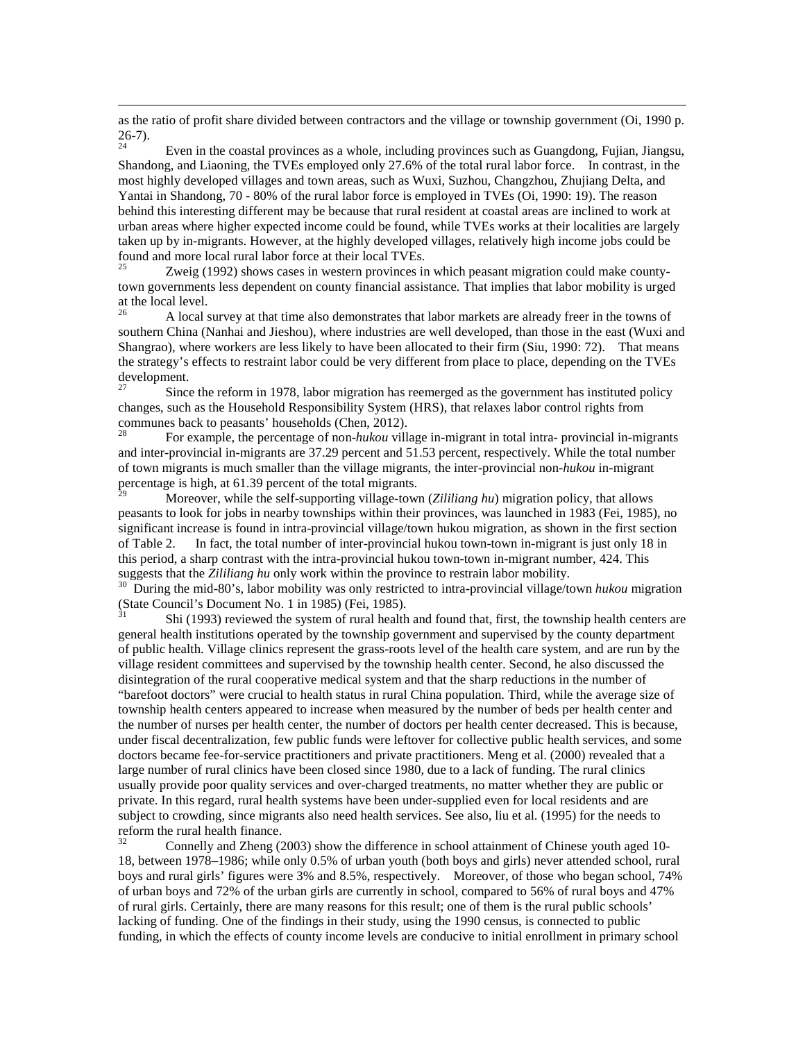as the ratio of profit share divided between contractors and the village or township government (Oi, 1990 p. 26-7).

[24] Even in the coastal provinces as a whole, including provinces such as Guangdong, Fujian, Jiangsu, Shandong, and Liaoning, the TVEs employed only 27.6% of the total rural labor force. In contrast, in the most highly developed villages and town areas, such as Wuxi, Suzhou, Changzhou, Zhujiang Delta, and Yantai in Shandong, 70 - 80% of the rural labor force is employed in TVEs (Oi, 1990: 19). The reason behind this interesting different may be because that rural resident at coastal areas are inclined to work at urban areas where higher expected income could be found, while TVEs works at their localities are largely taken up by in-migrants. However, at the highly developed villages, relatively high income jobs could be found and more local rural labor force at their local TVEs.

[25] Zweig (1992) shows cases in western provinces in which peasant migration could make county-town governments less dependent on county financial assistance. That implies that labor mobility is urged at the local level.

[26] A local survey at that time also demonstrates that labor markets are already freer in the towns of southern China (Nanhai and Jieshou), where industries are well developed, than those in the east (Wuxi and Shangrao), where workers are less likely to have been allocated to their firm (Siu, 1990: 72). That means the strategy's effects to restraint labor could be very different from place to place, depending on the TVEs development.

[27] Since the reform in 1978, labor migration has reemerged as the government has instituted policy changes, such as the Household Responsibility System (HRS), that relaxes labor control rights from communes back to peasants' households (Chen, 2012).

[28] For example, the percentage of non-*hukou* village in-migrant in total intra- provincial in-migrants and inter-provincial in-migrants are 37.29 percent and 51.53 percent, respectively. While the total number of town migrants is much smaller than the village migrants, the inter-provincial non-*hukou* in-migrant percentage is high, at 61.39 percent of the total migrants.

[29] Moreover, while the self-supporting village-town (*Zililiang hu*) migration policy, that allows peasants to look for jobs in nearby townships within their provinces, was launched in 1983 (Fei, 1985), no significant increase is found in intra-provincial village/town hukou migration, as shown in the first section of Table 2. In fact, the total number of inter-provincial hukou town-town in-migrant is just only 18 in this period, a sharp contrast with the intra-provincial hukou town-town in-migrant number, 424. This suggests that the *Zililiang hu* only work within the province to restrain labor mobility.

[30] During the mid-80's, labor mobility was only restricted to intra-provincial village/town *hukou* migration (State Council's Document No. 1 in 1985) (Fei, 1985).

[31] Shi (1993) reviewed the system of rural health and found that, first, the township health centers are general health institutions operated by the township government and supervised by the county department of public health. Village clinics represent the grass-roots level of the health care system, and are run by the village resident committees and supervised by the township health center. Second, he also discussed the disintegration of the rural cooperative medical system and that the sharp reductions in the number of "barefoot doctors" were crucial to health status in rural China population. Third, while the average size of township health centers appeared to increase when measured by the number of beds per health center and the number of nurses per health center, the number of doctors per health center decreased. This is because, under fiscal decentralization, few public funds were leftover for collective public health services, and some doctors became fee-for-service practitioners and private practitioners. Meng et al. (2000) revealed that a large number of rural clinics have been closed since 1980, due to a lack of funding. The rural clinics usually provide poor quality services and over-charged treatments, no matter whether they are public or private. In this regard, rural health systems have been under-supplied even for local residents and are subject to crowding, since migrants also need health services. See also, liu et al. (1995) for the needs to reform the rural health finance.

[32] Connelly and Zheng (2003) show the difference in school attainment of Chinese youth aged 10-18, between 1978–1986; while only 0.5% of urban youth (both boys and girls) never attended school, rural boys and rural girls' figures were 3% and 8.5%, respectively. Moreover, of those who began school, 74% of urban boys and 72% of the urban girls are currently in school, compared to 56% of rural boys and 47% of rural girls. Certainly, there are many reasons for this result; one of them is the rural public schools' lacking of funding. One of the findings in their study, using the 1990 census, is connected to public funding, in which the effects of county income levels are conducive to initial enrollment in primary school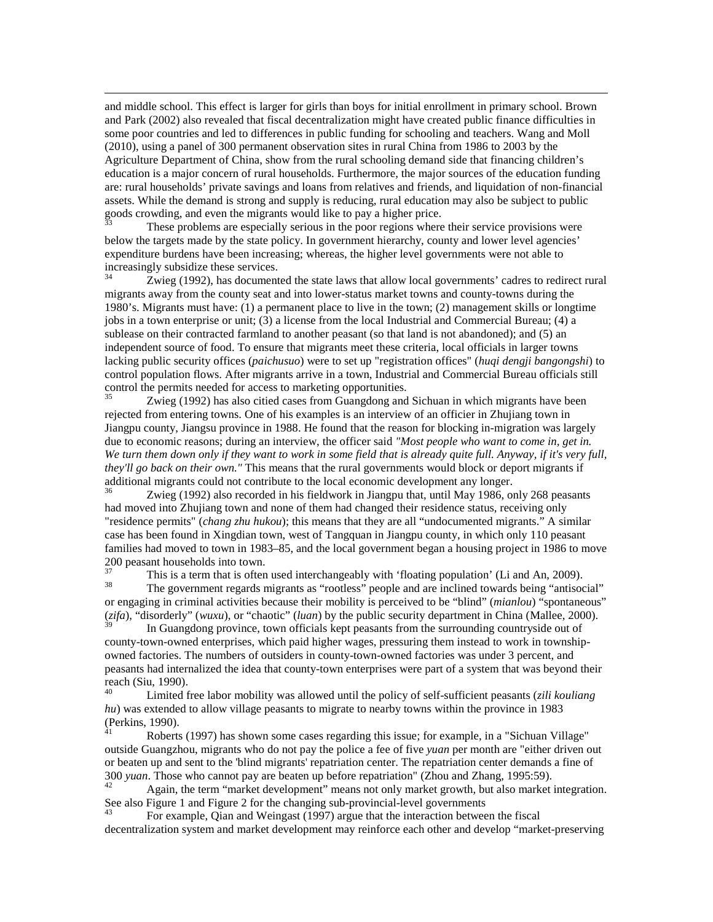and middle school. This effect is larger for girls than boys for initial enrollment in primary school. Brown and Park (2002) also revealed that fiscal decentralization might have created public finance difficulties in some poor countries and led to differences in public funding for schooling and teachers. Wang and Moll (2010), using a panel of 300 permanent observation sites in rural China from 1986 to 2003 by the Agriculture Department of China, show from the rural schooling demand side that financing children's education is a major concern of rural households. Furthermore, the major sources of the education funding are: rural households' private savings and loans from relatives and friends, and liquidation of non-financial assets. While the demand is strong and supply is reducing, rural education may also be subject to public goods crowding, and even the migrants would like to pay a higher price.

[33] These problems are especially serious in the poor regions where their service provisions were below the targets made by the state policy. In government hierarchy, county and lower level agencies' expenditure burdens have been increasing; whereas, the higher level governments were not able to increasingly subsidize these services.

[34] Zwieg (1992), has documented the state laws that allow local governments' cadres to redirect rural migrants away from the county seat and into lower-status market towns and county-towns during the 1980's. Migrants must have: (1) a permanent place to live in the town; (2) management skills or longtime jobs in a town enterprise or unit; (3) a license from the local Industrial and Commercial Bureau; (4) a sublease on their contracted farmland to another peasant (so that land is not abandoned); and (5) an independent source of food. To ensure that migrants meet these criteria, local officials in larger towns lacking public security offices (*paichusuo*) were to set up "registration offices" (*huqi dengji bangongshi*) to control population flows. After migrants arrive in a town, Industrial and Commercial Bureau officials still control the permits needed for access to marketing opportunities.

[35] Zwieg (1992) has also citied cases from Guangdong and Sichuan in which migrants have been rejected from entering towns. One of his examples is an interview of an officier in Zhujiang town in Jiangpu county, Jiangsu province in 1988. He found that the reason for blocking in-migration was largely due to economic reasons; during an interview, the officer said *"Most people who want to come in, get in. We turn them down only if they want to work in some field that is already quite full. Anyway, if it's very full, they'll go back on their own."* This means that the rural governments would block or deport migrants if additional migrants could not contribute to the local economic development any longer.

[36] Zwieg (1992) also recorded in his fieldwork in Jiangpu that, until May 1986, only 268 peasants had moved into Zhujiang town and none of them had changed their residence status, receiving only "residence permits" (*chang zhu hukou*); this means that they are all "undocumented migrants." A similar case has been found in Xingdian town, west of Tangquan in Jiangpu county, in which only 110 peasant families had moved to town in 1983–85, and the local government began a housing project in 1986 to move 200 peasant households into town.

[37] This is a term that is often used interchangeably with 'floating population' (Li and An, 2009).

[38] The government regards migrants as "rootless" people and are inclined towards being "antisocial" or engaging in criminal activities because their mobility is perceived to be "blind" (*mianlou*) "spontaneous" (*zifa*), "disorderly" (*wuxu*), or "chaotic" (*luan*) by the public security department in China (Mallee, 2000).

[39] In Guangdong province, town officials kept peasants from the surrounding countryside out of county-town-owned enterprises, which paid higher wages, pressuring them instead to work in township-owned factories. The numbers of outsiders in county-town-owned factories was under 3 percent, and peasants had internalized the idea that county-town enterprises were part of a system that was beyond their reach (Siu, 1990).

[40] Limited free labor mobility was allowed until the policy of self-sufficient peasants (*zili kouliang hu*) was extended to allow village peasants to migrate to nearby towns within the province in 1983 (Perkins, 1990).

[41] Roberts (1997) has shown some cases regarding this issue; for example, in a "Sichuan Village" outside Guangzhou, migrants who do not pay the police a fee of five *yuan* per month are "either driven out or beaten up and sent to the 'blind migrants' repatriation center. The repatriation center demands a fine of 300 *yuan*. Those who cannot pay are beaten up before repatriation" (Zhou and Zhang, 1995:59).

[42] Again, the term "market development" means not only market growth, but also market integration. See also Figure 1 and Figure 2 for the changing sub-provincial-level governments

[43] For example, Qian and Weingast (1997) argue that the interaction between the fiscal decentralization system and market development may reinforce each other and develop "market-preserving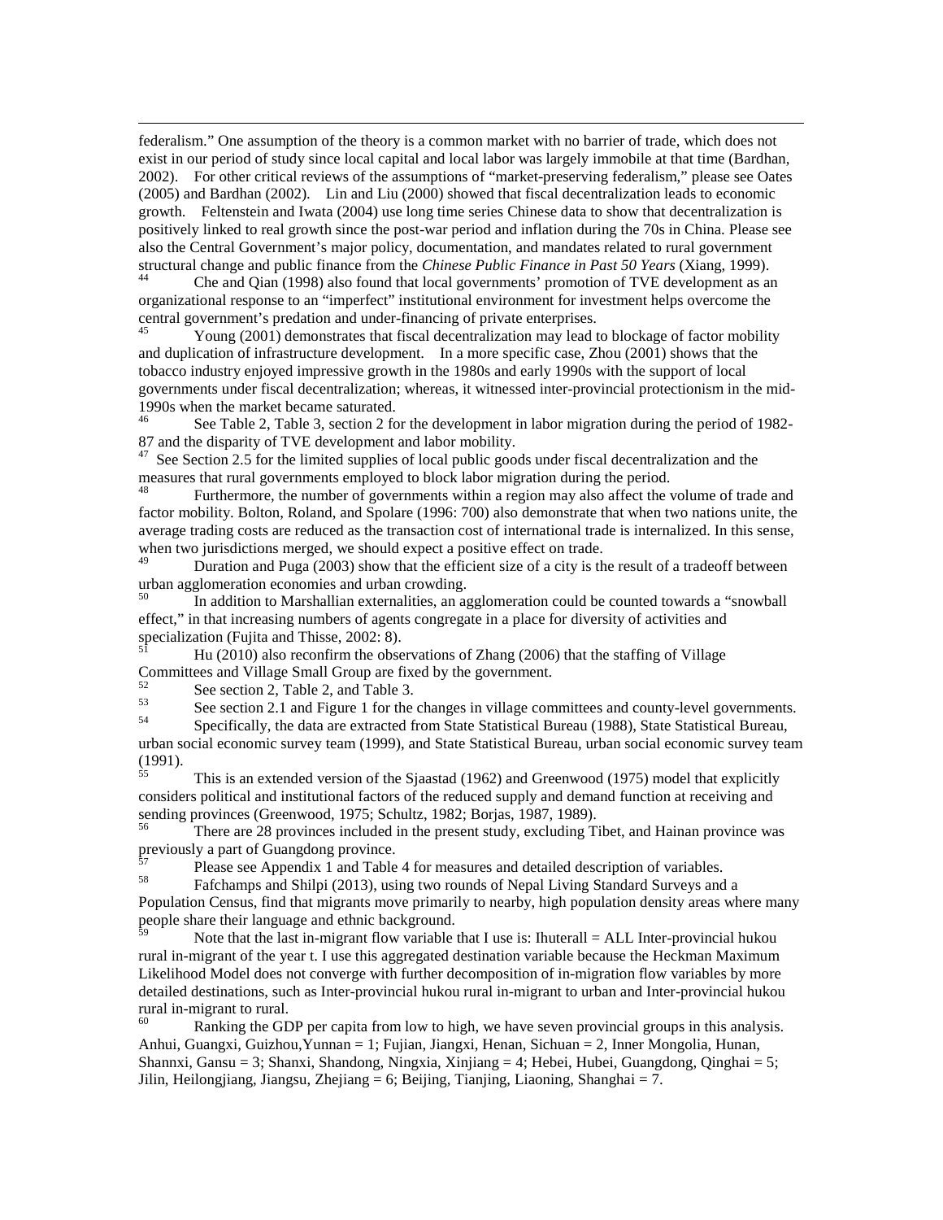federalism." One assumption of the theory is a common market with no barrier of trade, which does not exist in our period of study since local capital and local labor was largely immobile at that time (Bardhan, 2002). For other critical reviews of the assumptions of "market-preserving federalism," please see Oates (2005) and Bardhan (2002). Lin and Liu (2000) showed that fiscal decentralization leads to economic growth. Feltenstein and Iwata (2004) use long time series Chinese data to show that decentralization is positively linked to real growth since the post-war period and inflation during the 70s in China. Please see also the Central Government's major policy, documentation, and mandates related to rural government structural change and public finance from the *Chinese Public Finance in Past 50 Years* (Xiang, 1999).

[44] Che and Qian (1998) also found that local governments' promotion of TVE development as an organizational response to an "imperfect" institutional environment for investment helps overcome the central government's predation and under-financing of private enterprises.

[45] Young (2001) demonstrates that fiscal decentralization may lead to blockage of factor mobility and duplication of infrastructure development. In a more specific case, Zhou (2001) shows that the tobacco industry enjoyed impressive growth in the 1980s and early 1990s with the support of local governments under fiscal decentralization; whereas, it witnessed inter-provincial protectionism in the mid-1990s when the market became saturated.

[46] See Table 2, Table 3, section 2 for the development in labor migration during the period of 1982-87 and the disparity of TVE development and labor mobility.

[47] See Section 2.5 for the limited supplies of local public goods under fiscal decentralization and the measures that rural governments employed to block labor migration during the period.

[48] Furthermore, the number of governments within a region may also affect the volume of trade and factor mobility. Bolton, Roland, and Spolare (1996: 700) also demonstrate that when two nations unite, the average trading costs are reduced as the transaction cost of international trade is internalized. In this sense, when two jurisdictions merged, we should expect a positive effect on trade.

[49] Duration and Puga (2003) show that the efficient size of a city is the result of a tradeoff between urban agglomeration economies and urban crowding.

[50] In addition to Marshallian externalities, an agglomeration could be counted towards a "snowball effect," in that increasing numbers of agents congregate in a place for diversity of activities and specialization (Fujita and Thisse, 2002: 8).

[51] Hu (2010) also reconfirm the observations of Zhang (2006) that the staffing of Village Committees and Village Small Group are fixed by the government.

[52] See section 2, Table 2, and Table 3.

[53] See section 2.1 and Figure 1 for the changes in village committees and county-level governments.

[54] Specifically, the data are extracted from State Statistical Bureau (1988), State Statistical Bureau, urban social economic survey team (1999), and State Statistical Bureau, urban social economic survey team (1991).

[55] This is an extended version of the Sjaastad (1962) and Greenwood (1975) model that explicitly considers political and institutional factors of the reduced supply and demand function at receiving and sending provinces (Greenwood, 1975; Schultz, 1982; Borjas, 1987, 1989).

[56] There are 28 provinces included in the present study, excluding Tibet, and Hainan province was previously a part of Guangdong province.

[57] Please see Appendix 1 and Table 4 for measures and detailed description of variables.

[58] Fafchamps and Shilpi (2013), using two rounds of Nepal Living Standard Surveys and a Population Census, find that migrants move primarily to nearby, high population density areas where many people share their language and ethnic background.

[59] Note that the last in-migrant flow variable that I use is: Ihuterall = ALL Inter-provincial hukou rural in-migrant of the year t. I use this aggregated destination variable because the Heckman Maximum Likelihood Model does not converge with further decomposition of in-migration flow variables by more detailed destinations, such as Inter-provincial hukou rural in-migrant to urban and Inter-provincial hukou rural in-migrant to rural.

[60] Ranking the GDP per capita from low to high, we have seven provincial groups in this analysis. Anhui, Guangxi, Guizhou,Yunnan = 1; Fujian, Jiangxi, Henan, Sichuan = 2, Inner Mongolia, Hunan, Shannxi, Gansu = 3; Shanxi, Shandong, Ningxia, Xinjiang = 4; Hebei, Hubei, Guangdong, Qinghai = 5; Jilin, Heilongjiang, Jiangsu, Zhejiang = 6; Beijing, Tianjing, Liaoning, Shanghai = 7.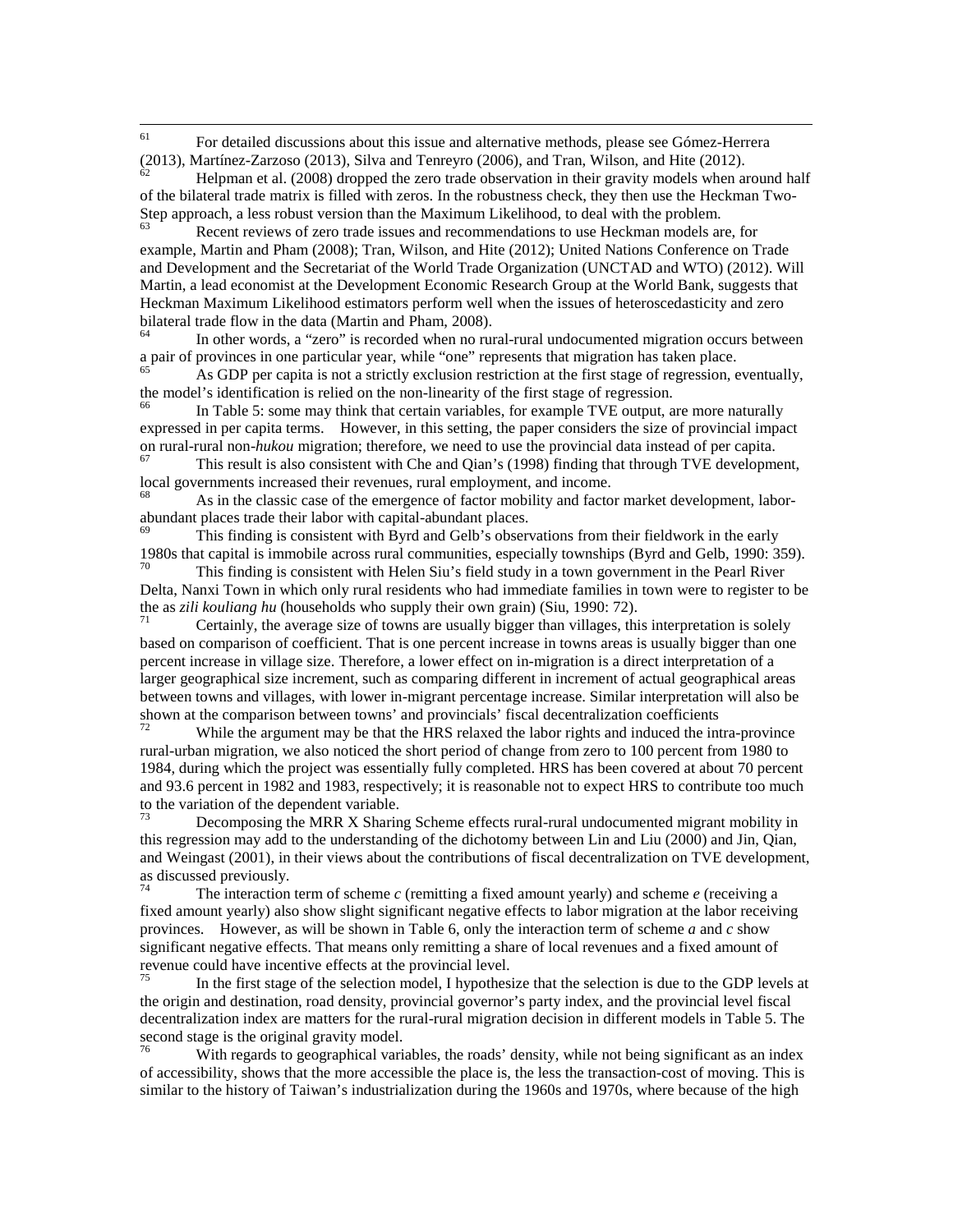[61] For detailed discussions about this issue and alternative methods, please see Gómez-Herrera (2013), Martínez-Zarzoso (2013), Silva and Tenreyro (2006), and Tran, Wilson, and Hite (2012).

[62] Helpman et al. (2008) dropped the zero trade observation in their gravity models when around half of the bilateral trade matrix is filled with zeros. In the robustness check, they then use the Heckman Two-Step approach, a less robust version than the Maximum Likelihood, to deal with the problem.

[63] Recent reviews of zero trade issues and recommendations to use Heckman models are, for example, Martin and Pham (2008); Tran, Wilson, and Hite (2012); United Nations Conference on Trade and Development and the Secretariat of the World Trade Organization (UNCTAD and WTO) (2012). Will Martin, a lead economist at the Development Economic Research Group at the World Bank, suggests that Heckman Maximum Likelihood estimators perform well when the issues of heteroscedasticity and zero bilateral trade flow in the data (Martin and Pham, 2008).

[64] In other words, a "zero" is recorded when no rural-rural undocumented migration occurs between a pair of provinces in one particular year, while "one" represents that migration has taken place.

[65] As GDP per capita is not a strictly exclusion restriction at the first stage of regression, eventually, the model's identification is relied on the non-linearity of the first stage of regression.

[66] In Table 5: some may think that certain variables, for example TVE output, are more naturally expressed in per capita terms. However, in this setting, the paper considers the size of provincial impact on rural-rural non-*hukou* migration; therefore, we need to use the provincial data instead of per capita.

[67] This result is also consistent with Che and Qian's (1998) finding that through TVE development, local governments increased their revenues, rural employment, and income.

[68] As in the classic case of the emergence of factor mobility and factor market development, labor-abundant places trade their labor with capital-abundant places.

[69] This finding is consistent with Byrd and Gelb's observations from their fieldwork in the early 1980s that capital is immobile across rural communities, especially townships (Byrd and Gelb, 1990: 359).

[70] This finding is consistent with Helen Siu's field study in a town government in the Pearl River Delta, Nanxi Town in which only rural residents who had immediate families in town were to register to be the as *zili kouliang hu* (households who supply their own grain) (Siu, 1990: 72).

[71] Certainly, the average size of towns are usually bigger than villages, this interpretation is solely based on comparison of coefficient. That is one percent increase in towns areas is usually bigger than one percent increase in village size. Therefore, a lower effect on in-migration is a direct interpretation of a larger geographical size increment, such as comparing different in increment of actual geographical areas between towns and villages, with lower in-migrant percentage increase. Similar interpretation will also be shown at the comparison between towns' and provincials' fiscal decentralization coefficients

[72] While the argument may be that the HRS relaxed the labor rights and induced the intra-province rural-urban migration, we also noticed the short period of change from zero to 100 percent from 1980 to 1984, during which the project was essentially fully completed. HRS has been covered at about 70 percent and 93.6 percent in 1982 and 1983, respectively; it is reasonable not to expect HRS to contribute too much to the variation of the dependent variable.

[73] Decomposing the MRR X Sharing Scheme effects rural-rural undocumented migrant mobility in this regression may add to the understanding of the dichotomy between Lin and Liu (2000) and Jin, Qian, and Weingast (2001), in their views about the contributions of fiscal decentralization on TVE development, as discussed previously.

[74] The interaction term of scheme *c* (remitting a fixed amount yearly) and scheme *e* (receiving a fixed amount yearly) also show slight significant negative effects to labor migration at the labor receiving provinces. However, as will be shown in Table 6, only the interaction term of scheme *a* and *c* show significant negative effects. That means only remitting a share of local revenues and a fixed amount of revenue could have incentive effects at the provincial level.

[75] In the first stage of the selection model, I hypothesize that the selection is due to the GDP levels at the origin and destination, road density, provincial governor's party index, and the provincial level fiscal decentralization index are matters for the rural-rural migration decision in different models in Table 5. The second stage is the original gravity model.

[76] With regards to geographical variables, the roads' density, while not being significant as an index of accessibility, shows that the more accessible the place is, the less the transaction-cost of moving. This is similar to the history of Taiwan's industrialization during the 1960s and 1970s, where because of the high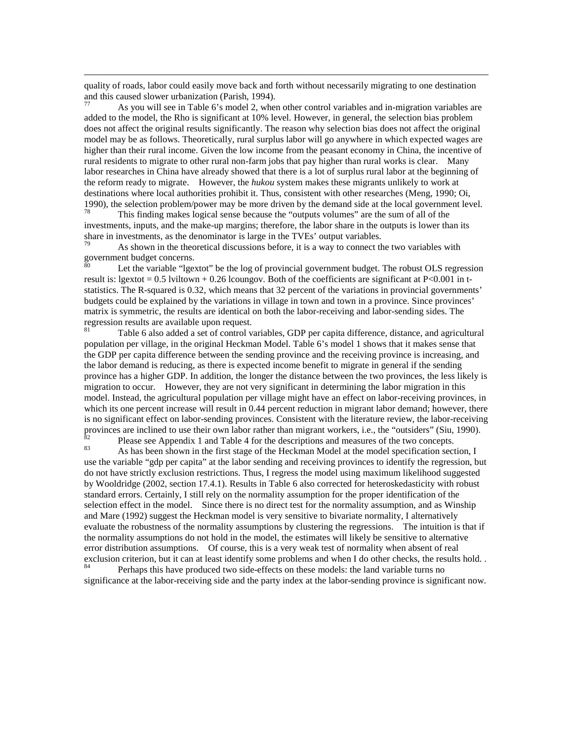quality of roads, labor could easily move back and forth without necessarily migrating to one destination and this caused slower urbanization (Parish, 1994).

[77] As you will see in Table 6's model 2, when other control variables and in-migration variables are added to the model, the Rho is significant at 10% level. However, in general, the selection bias problem does not affect the original results significantly. The reason why selection bias does not affect the original model may be as follows. Theoretically, rural surplus labor will go anywhere in which expected wages are higher than their rural income. Given the low income from the peasant economy in China, the incentive of rural residents to migrate to other rural non-farm jobs that pay higher than rural works is clear. Many labor researches in China have already showed that there is a lot of surplus rural labor at the beginning of the reform ready to migrate. However, the *hukou* system makes these migrants unlikely to work at destinations where local authorities prohibit it. Thus, consistent with other researches (Meng, 1990; Oi, 1990), the selection problem/power may be more driven by the demand side at the local government level.

[78] This finding makes logical sense because the "outputs volumes" are the sum of all of the investments, inputs, and the make-up margins; therefore, the labor share in the outputs is lower than its share in investments, as the denominator is large in the TVEs' output variables.

[79] As shown in the theoretical discussions before, it is a way to connect the two variables with government budget concerns.

[80] Let the variable "lgextot" be the log of provincial government budget. The robust OLS regression result is: lgextot = 0.5 lviltown + 0.26 lcoungov. Both of the coefficients are significant at $P<0.001$ in t-statistics. The R-squared is 0.32, which means that 32 percent of the variations in provincial governments' budgets could be explained by the variations in village in town and town in a province. Since provinces' matrix is symmetric, the results are identical on both the labor-receiving and labor-sending sides. The regression results are available upon request.

[81] Table 6 also added a set of control variables, GDP per capita difference, distance, and agricultural population per village, in the original Heckman Model. Table 6's model 1 shows that it makes sense that the GDP per capita difference between the sending province and the receiving province is increasing, and the labor demand is reducing, as there is expected income benefit to migrate in general if the sending province has a higher GDP. In addition, the longer the distance between the two provinces, the less likely is migration to occur. However, they are not very significant in determining the labor migration in this model. Instead, the agricultural population per village might have an effect on labor-receiving provinces, in which its one percent increase will result in 0.44 percent reduction in migrant labor demand; however, there is no significant effect on labor-sending provinces. Consistent with the literature review, the labor-receiving provinces are inclined to use their own labor rather than migrant workers, i.e., the "outsiders" (Siu, 1990).

[82] Please see Appendix 1 and Table 4 for the descriptions and measures of the two concepts.

[83] As has been shown in the first stage of the Heckman Model at the model specification section, I use the variable "gdp per capita" at the labor sending and receiving provinces to identify the regression, but do not have strictly exclusion restrictions. Thus, I regress the model using maximum likelihood suggested by Wooldridge (2002, section 17.4.1). Results in Table 6 also corrected for heteroskedasticity with robust standard errors. Certainly, I still rely on the normality assumption for the proper identification of the selection effect in the model. Since there is no direct test for the normality assumption, and as Winship and Mare (1992) suggest the Heckman model is very sensitive to bivariate normality, I alternatively evaluate the robustness of the normality assumptions by clustering the regressions. The intuition is that if the normality assumptions do not hold in the model, the estimates will likely be sensitive to alternative error distribution assumptions. Of course, this is a very weak test of normality when absent of real exclusion criterion, but it can at least identify some problems and when I do other checks, the results hold. .

[84] Perhaps this have produced two side-effects on these models: the land variable turns no significance at the labor-receiving side and the party index at the labor-sending province is significant now.